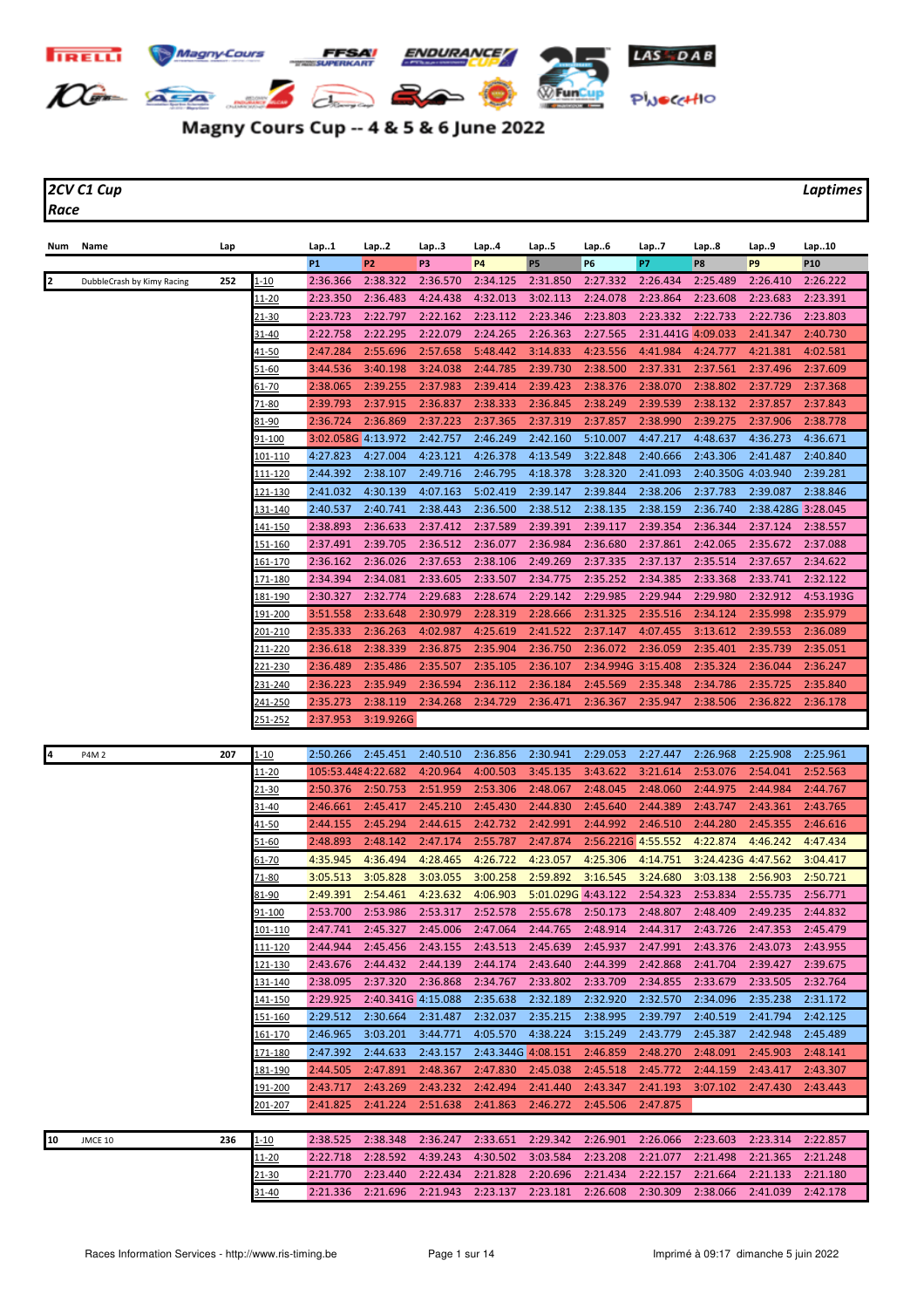# Magny Cours Cup -- 4 & 5 & 6 June 2022

**2CV C1 Cup** — *Laptimes*

**Race**

| Num | Name | Lap | | Lap..1 | Lap..2 | Lap..3 | Lap..4 | Lap..5 | Lap..6 | Lap..7 | Lap..8 | Lap..9 | Lap..10 |
|---|---|---|---|---|---|---|---|---|---|---|---|---|---|
| | | | | P1 | P2 | P3 | P4 | P5 | P6 | P7 | P8 | P9 | P10 |
| 2 | DubbleCrash by Kimy Racing | 252 | 1-10 | 2:36.366 | 2:38.322 | 2:36.570 | 2:34.125 | 2:31.850 | 2:27.332 | 2:26.434 | 2:25.489 | 2:26.410 | 2:26.222 |
| | | | 11-20 | 2:23.350 | 2:36.483 | 4:24.438 | 4:32.013 | 3:02.113 | 2:24.078 | 2:23.864 | 2:23.608 | 2:23.683 | 2:23.391 |
| | | | 21-30 | 2:23.723 | 2:22.797 | 2:22.162 | 2:23.112 | 2:23.346 | 2:23.803 | 2:23.332 | 2:22.733 | 2:22.736 | 2:23.803 |
| | | | 31-40 | 2:22.758 | 2:22.295 | 2:22.079 | 2:24.265 | 2:26.363 | 2:27.565 | 2:31.441G | 4:09.033 | 2:41.347 | 2:40.730 |
| | | | 41-50 | 2:47.284 | 2:55.696 | 2:57.658 | 5:48.442 | 3:14.833 | 4:23.556 | 4:41.984 | 4:24.777 | 4:21.381 | 4:02.581 |
| | | | 51-60 | 3:44.536 | 3:40.198 | 3:24.038 | 2:44.785 | 2:39.730 | 2:38.500 | 2:37.331 | 2:37.561 | 2:37.496 | 2:37.609 |
| | | | 61-70 | 2:38.065 | 2:39.255 | 2:37.983 | 2:39.414 | 2:39.423 | 2:38.376 | 2:38.070 | 2:38.802 | 2:37.729 | 2:37.368 |
| | | | 71-80 | 2:39.793 | 2:37.915 | 2:36.837 | 2:38.333 | 2:36.845 | 2:38.249 | 2:39.539 | 2:38.132 | 2:37.857 | 2:37.843 |
| | | | 81-90 | 2:36.724 | 2:36.869 | 2:37.223 | 2:37.365 | 2:37.319 | 2:37.857 | 2:38.990 | 2:39.275 | 2:37.906 | 2:38.778 |
| | | | 91-100 | 3:02.058G | 4:13.972 | 2:42.757 | 2:46.249 | 2:42.160 | 5:10.007 | 4:47.217 | 4:48.637 | 4:36.273 | 4:36.671 |
| | | | 101-110 | 4:27.823 | 4:27.004 | 4:23.121 | 4:26.378 | 4:13.549 | 3:22.848 | 2:40.666 | 2:43.306 | 2:41.487 | 2:40.840 |
| | | | 111-120 | 2:44.392 | 2:38.107 | 2:49.716 | 2:46.795 | 4:18.378 | 3:28.320 | 2:41.093 | 2:40.350G | 4:03.940 | 2:39.281 |
| | | | 121-130 | 2:41.032 | 4:30.139 | 4:07.163 | 5:02.419 | 2:39.147 | 2:38.206 | 2:37.783 | 2:39.087 | 2:38.846 | |
| | | | 131-140 | 2:40.537 | 2:40.741 | 2:38.443 | 2:36.500 | 2:38.512 | 2:38.135 | 2:38.159 | 2:36.740 | 2:38.428G | 3:28.045 |
| | | | 141-150 | 2:38.893 | 2:36.633 | 2:37.412 | 2:37.589 | 2:39.391 | 2:39.117 | 2:39.354 | 2:36.344 | 2:37.124 | 2:38.557 |
| | | | 151-160 | 2:37.491 | 2:39.705 | 2:36.512 | 2:36.077 | 2:36.984 | 2:36.680 | 2:37.861 | 2:42.065 | 2:35.672 | 2:37.088 |
| | | | 161-170 | 2:36.162 | 2:36.026 | 2:37.653 | 2:38.106 | 2:49.269 | 2:37.335 | 2:37.137 | 2:35.514 | 2:37.657 | 2:34.622 |
| | | | 171-180 | 2:34.394 | 2:34.081 | 2:33.605 | 2:33.507 | 2:34.775 | 2:35.252 | 2:34.385 | 2:33.368 | 2:33.741 | 2:32.122 |
| | | | 181-190 | 2:30.327 | 2:32.774 | 2:29.683 | 2:28.674 | 2:29.142 | 2:29.985 | 2:29.944 | 2:29.980 | 2:32.912 | 4:53.193G |
| | | | 191-200 | 3:51.558 | 2:33.648 | 2:30.979 | 2:28.319 | 2:28.666 | 2:31.325 | 2:35.516 | 2:34.124 | 2:35.998 | 2:35.979 |
| | | | 201-210 | 2:35.333 | 2:36.263 | 4:02.987 | 4:25.619 | 2:41.522 | 2:37.147 | 4:07.455 | 3:13.612 | 2:39.553 | 2:36.089 |
| | | | 211-220 | 2:36.618 | 2:38.339 | 2:36.875 | 2:35.904 | 2:36.750 | 2:36.072 | 2:36.059 | 2:35.401 | 2:35.739 | 2:35.051 |
| | | | 221-230 | 2:36.489 | 2:35.486 | 2:35.507 | 2:35.105 | 2:36.107 | 2:34.994G | 3:15.408 | 2:35.324 | 2:36.044 | 2:36.247 |
| | | | 231-240 | 2:36.223 | 2:35.949 | 2:36.594 | 2:36.112 | 2:36.184 | 2:45.569 | 2:35.348 | 2:34.786 | 2:35.725 | 2:35.840 |
| | | | 241-250 | 2:35.273 | 2:38.119 | 2:34.268 | 2:34.729 | 2:36.471 | 2:36.367 | 2:35.947 | 2:38.506 | 2:36.822 | 2:36.178 |
| | | | 251-252 | 2:37.953 | 3:19.926G | | | | | | | | |
| 4 | P4M 2 | 207 | 1-10 | 2:50.266 | 2:45.451 | 2:40.510 | 2:36.856 | 2:30.941 | 2:29.053 | 2:27.447 | 2:26.968 | 2:25.908 | 2:25.961 |
| | | | 11-20 | 105:53.448 | 4:22.682 | 4:20.964 | 4:00.503 | 3:45.135 | 3:43.622 | 3:21.614 | 2:53.076 | 2:54.041 | 2:52.563 |
| | | | 21-30 | 2:50.376 | 2:50.753 | 2:51.959 | 2:53.306 | 2:48.067 | 2:48.045 | 2:48.060 | 2:44.975 | 2:44.984 | 2:44.767 |
| | | | 31-40 | 2:46.661 | 2:45.417 | 2:45.210 | 2:45.430 | 2:44.830 | 2:45.640 | 2:44.389 | 2:43.747 | 2:43.361 | 2:43.765 |
| | | | 41-50 | 2:44.155 | 2:45.294 | 2:44.615 | 2:42.732 | 2:42.991 | 2:44.992 | 2:46.510 | 2:44.280 | 2:45.355 | 2:46.616 |
| | | | 51-60 | 2:48.893 | 2:48.142 | 2:47.174 | 2:55.787 | 2:47.874 | 2:56.221G | 4:55.552 | 4:22.874 | 4:46.242 | 4:47.434 |
| | | | 61-70 | 4:35.945 | 4:36.494 | 4:28.465 | 4:26.722 | 4:23.057 | 4:25.306 | 4:14.751 | 3:24.423G | 4:47.562 | 3:04.417 |
| | | | 71-80 | 3:05.513 | 3:05.828 | 3:03.055 | 3:00.258 | 2:59.892 | 3:16.545 | 3:24.680 | 3:03.138 | 2:56.903 | 2:50.721 |
| | | | 81-90 | 2:49.391 | 2:54.461 | 4:23.632 | 4:06.903 | 5:01.029G | 4:43.122 | 2:54.323 | 2:53.834 | 2:55.735 | 2:56.771 |
| | | | 91-100 | 2:53.700 | 2:53.986 | 2:53.317 | 2:52.578 | 2:55.678 | 2:50.173 | 2:48.807 | 2:48.409 | 2:49.235 | 2:44.832 |
| | | | 101-110 | 2:47.741 | 2:45.327 | 2:45.006 | 2:47.064 | 2:44.765 | 2:48.914 | 2:44.317 | 2:43.726 | 2:47.353 | 2:45.479 |
| | | | 111-120 | 2:44.944 | 2:45.456 | 2:43.155 | 2:43.513 | 2:45.639 | 2:45.937 | 2:47.991 | 2:43.376 | 2:43.073 | 2:43.955 |
| | | | 121-130 | 2:43.676 | 2:44.432 | 2:44.139 | 2:44.174 | 2:43.640 | 2:44.399 | 2:42.868 | 2:41.704 | 2:39.427 | 2:39.675 |
| | | | 131-140 | 2:38.095 | 2:37.320 | 2:36.868 | 2:34.767 | 2:33.802 | 2:33.709 | 2:34.855 | 2:33.679 | 2:33.505 | 2:32.764 |
| | | | 141-150 | 2:29.925 | 2:40.341G | 4:15.088 | 2:35.638 | 2:32.189 | 2:32.920 | 2:32.570 | 2:34.096 | 2:35.238 | 2:31.172 |
| | | | 151-160 | 2:29.512 | 2:30.664 | 2:31.487 | 2:32.037 | 2:35.215 | 2:38.995 | 2:39.797 | 2:40.519 | 2:41.794 | 2:42.125 |
| | | | 161-170 | 2:46.965 | 3:03.201 | 3:44.771 | 4:05.570 | 4:38.224 | 3:15.249 | 2:43.779 | 2:45.387 | 2:42.948 | 2:45.489 |
| | | | 171-180 | 2:47.392 | 2:44.633 | 2:43.157 | 2:43.344G | 4:08.151 | 2:46.859 | 2:48.270 | 2:48.091 | 2:45.903 | 2:48.141 |
| | | | 181-190 | 2:44.505 | 2:47.891 | 2:48.367 | 2:47.830 | 2:45.038 | 2:45.518 | 2:45.772 | 2:44.159 | 2:43.417 | 2:43.307 |
| | | | 191-200 | 2:43.717 | 2:43.269 | 2:43.232 | 2:42.494 | 2:41.440 | 2:43.347 | 2:41.193 | 3:07.102 | 2:47.430 | 2:43.443 |
| | | | 201-207 | 2:41.825 | 2:41.224 | 2:51.638 | 2:41.863 | 2:46.272 | 2:45.506 | 2:47.875 | | | |
| 10 | JMCE 10 | 236 | 1-10 | 2:38.525 | 2:38.348 | 2:36.247 | 2:33.651 | 2:29.342 | 2:26.901 | 2:26.066 | 2:23.603 | 2:23.314 | 2:22.857 |
| | | | 11-20 | 2:22.718 | 2:28.592 | 4:39.243 | 4:30.502 | 3:03.584 | 2:23.208 | 2:21.077 | 2:21.498 | 2:21.365 | 2:21.248 |
| | | | 21-30 | 2:21.770 | 2:23.440 | 2:22.434 | 2:21.828 | 2:20.696 | 2:21.434 | 2:22.157 | 2:21.664 | 2:21.133 | 2:21.180 |
| | | | 31-40 | 2:21.336 | 2:21.696 | 2:21.943 | 2:23.137 | 2:23.181 | 2:26.608 | 2:30.309 | 2:38.066 | 2:41.039 | 2:42.178 |

Races Information Services - http://www.ris-timing.be

Imprimé à 09:17 dimanche 5 juin 2022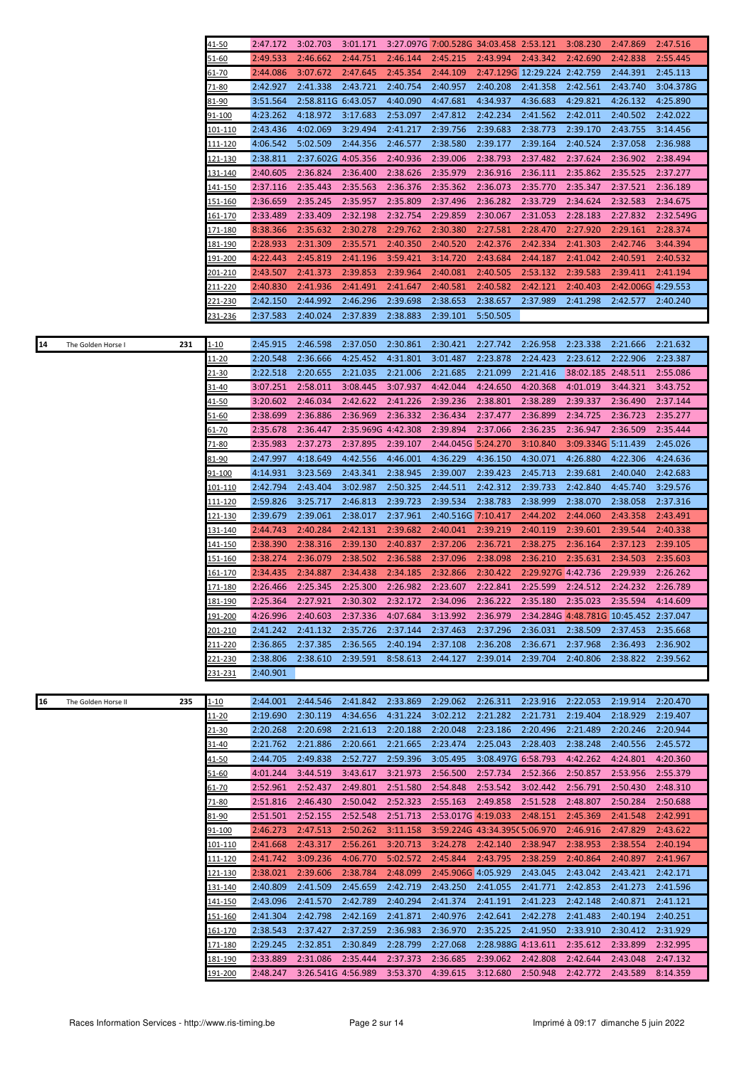| | | | | | | | | | | | | |
|---|---|---|---|---|---|---|---|---|---|---|---|---|
| | | | 41-50 | 2:47.172 | 3:02.703 | 3:01.171 | 3:27.097G | 7:00.528G | 34:03.458 | 2:53.121 | 3:08.230 | 2:47.869 | 2:47.516 |
| | | | 51-60 | 2:49.533 | 2:46.662 | 2:44.751 | 2:46.144 | 2:45.215 | 2:43.994 | 2:43.342 | 2:42.690 | 2:42.838 | 2:55.445 |
| | | | 61-70 | 2:44.086 | 3:07.672 | 2:47.645 | 2:45.354 | 2:44.109 | 2:47.129G | 12:29.224 | 2:42.759 | 2:44.391 | 2:45.113 |
| | | | 71-80 | 2:42.927 | 2:41.338 | 2:43.721 | 2:40.754 | 2:40.957 | 2:40.208 | 2:41.358 | 2:42.561 | 2:43.740 | 3:04.378G |
| | | | 81-90 | 3:51.564 | 2:58.811G | 6:43.057 | 4:40.090 | 4:47.681 | 4:34.937 | 4:36.683 | 4:29.821 | 4:26.132 | 4:25.890 |
| | | | 91-100 | 4:23.262 | 4:18.972 | 3:17.683 | 2:53.097 | 2:47.812 | 2:42.234 | 2:41.562 | 2:42.011 | 2:40.502 | 2:42.022 |
| | | | 101-110 | 2:43.436 | 4:02.069 | 3:29.494 | 2:41.217 | 2:39.756 | 2:39.683 | 2:38.773 | 2:39.170 | 2:43.755 | 3:14.456 |
| | | | 111-120 | 4:06.542 | 5:02.509 | 2:44.356 | 2:46.577 | 2:38.580 | 2:39.177 | 2:39.164 | 2:40.524 | 2:37.058 | 2:36.988 |
| | | | 121-130 | 2:38.811 | 2:37.602G | 4:05.356 | 2:40.936 | 2:39.006 | 2:38.793 | 2:37.482 | 2:37.624 | 2:36.902 | 2:38.494 |
| | | | 131-140 | 2:40.605 | 2:36.824 | 2:36.400 | 2:38.626 | 2:35.979 | 2:36.916 | 2:36.111 | 2:35.862 | 2:35.525 | 2:37.277 |
| | | | 141-150 | 2:37.116 | 2:35.443 | 2:35.563 | 2:36.376 | 2:35.362 | 2:36.073 | 2:35.770 | 2:35.347 | 2:37.521 | 2:36.189 |
| | | | 151-160 | 2:36.659 | 2:35.245 | 2:35.957 | 2:35.809 | 2:37.496 | 2:36.282 | 2:33.729 | 2:34.624 | 2:32.583 | 2:34.675 |
| | | | 161-170 | 2:33.489 | 2:33.409 | 2:32.198 | 2:32.754 | 2:29.859 | 2:30.067 | 2:31.053 | 2:28.183 | 2:27.832 | 2:32.549G |
| | | | 171-180 | 8:38.366 | 2:35.632 | 2:30.278 | 2:29.762 | 2:30.380 | 2:27.581 | 2:28.470 | 2:27.920 | 2:29.161 | 2:28.374 |
| | | | 181-190 | 2:28.933 | 2:31.309 | 2:35.571 | 2:40.350 | 2:40.520 | 2:42.376 | 2:42.334 | 2:41.303 | 2:42.746 | 3:44.394 |
| | | | 191-200 | 4:22.443 | 2:45.819 | 2:41.196 | 3:59.421 | 3:14.720 | 2:43.684 | 2:44.187 | 2:41.042 | 2:40.591 | 2:40.532 |
| | | | 201-210 | 2:43.507 | 2:41.373 | 2:39.853 | 2:39.964 | 2:40.081 | 2:40.505 | 2:53.132 | 2:39.583 | 2:39.411 | 2:41.194 |
| | | | 211-220 | 2:40.830 | 2:41.936 | 2:41.491 | 2:41.647 | 2:40.581 | 2:40.582 | 2:42.121 | 2:40.403 | 2:42.006G | 4:29.553 |
| | | | 221-230 | 2:42.150 | 2:44.992 | 2:46.296 | 2:39.698 | 2:38.653 | 2:38.657 | 2:37.989 | 2:41.298 | 2:42.577 | 2:40.240 |
| | | | 231-236 | 2:37.583 | 2:40.024 | 2:37.839 | 2:38.883 | 2:39.101 | 5:50.505 | | | | |

| | | | | | | | | | | | | | |
|---|---|---|---|---|---|---|---|---|---|---|---|---|---|
| 14 | The Golden Horse I | 231 | 1-10 | 2:45.915 | 2:46.598 | 2:37.050 | 2:30.861 | 2:30.421 | 2:27.742 | 2:26.958 | 2:23.338 | 2:21.666 | 2:21.632 |
| | | | 11-20 | 2:20.548 | 2:36.666 | 4:25.452 | 4:31.801 | 3:01.487 | 2:23.878 | 2:24.423 | 2:23.612 | 2:22.906 | 2:23.387 |
| | | | 21-30 | 2:22.518 | 2:20.655 | 2:21.035 | 2:21.006 | 2:21.685 | 2:21.099 | 2:21.416 | 38:02.185 | 2:48.511 | 2:55.086 |
| | | | 31-40 | 3:07.251 | 2:58.011 | 3:08.445 | 3:07.937 | 4:42.044 | 4:24.650 | 4:20.368 | 4:01.019 | 3:44.321 | 3:43.752 |
| | | | 41-50 | 3:20.602 | 2:46.034 | 2:42.622 | 2:41.226 | 2:39.236 | 2:38.801 | 2:38.289 | 2:39.337 | 2:36.490 | 2:37.144 |
| | | | 51-60 | 2:38.699 | 2:36.886 | 2:36.969 | 2:36.332 | 2:36.434 | 2:37.477 | 2:36.899 | 2:34.725 | 2:36.723 | 2:35.277 |
| | | | 61-70 | 2:35.678 | 2:36.447 | 2:35.969G | 4:42.308 | 2:39.894 | 2:37.066 | 2:36.235 | 2:36.947 | 2:36.509 | 2:35.444 |
| | | | 71-80 | 2:35.983 | 2:37.273 | 2:37.895 | 2:39.107 | 2:44.045G | 5:24.270 | 3:10.840 | 3:09.334G | 5:11.439 | 2:45.026 |
| | | | 81-90 | 2:47.997 | 4:18.649 | 4:42.556 | 4:46.001 | 4:36.229 | 4:36.150 | 4:30.071 | 4:26.880 | 4:22.306 | 4:24.636 |
| | | | 91-100 | 4:14.931 | 3:23.569 | 2:43.341 | 2:38.945 | 2:39.007 | 2:39.423 | 2:45.713 | 2:39.681 | 2:40.040 | 2:42.683 |
| | | | 101-110 | 2:42.794 | 2:43.404 | 3:02.987 | 2:50.325 | 2:44.511 | 2:42.312 | 2:39.733 | 2:42.840 | 4:45.740 | 3:29.576 |
| | | | 111-120 | 2:59.826 | 3:25.717 | 2:46.813 | 2:39.723 | 2:39.534 | 2:38.783 | 2:38.999 | 2:38.070 | 2:38.058 | 2:37.316 |
| | | | 121-130 | 2:39.679 | 2:39.061 | 2:38.017 | 2:37.961 | 2:40.516G | 7:10.417 | 2:44.202 | 2:44.060 | 2:43.358 | 2:43.491 |
| | | | 131-140 | 2:44.743 | 2:40.284 | 2:42.131 | 2:39.682 | 2:40.041 | 2:39.219 | 2:40.119 | 2:39.601 | 2:39.544 | 2:40.338 |
| | | | 141-150 | 2:38.390 | 2:38.316 | 2:39.130 | 2:40.837 | 2:37.206 | 2:36.721 | 2:38.275 | 2:36.164 | 2:37.123 | 2:39.105 |
| | | | 151-160 | 2:38.274 | 2:36.079 | 2:38.502 | 2:36.588 | 2:37.096 | 2:38.098 | 2:36.210 | 2:35.631 | 2:34.503 | 2:35.603 |
| | | | 161-170 | 2:34.435 | 2:34.887 | 2:34.438 | 2:34.185 | 2:32.866 | 2:30.422 | 2:29.927G | 4:42.736 | 2:29.939 | 2:26.262 |
| | | | 171-180 | 2:26.466 | 2:25.345 | 2:25.300 | 2:26.982 | 2:23.607 | 2:22.841 | 2:25.599 | 2:24.512 | 2:24.232 | 2:26.789 |
| | | | 181-190 | 2:25.364 | 2:27.921 | 2:30.302 | 2:32.172 | 2:34.096 | 2:36.222 | 2:35.180 | 2:35.023 | 2:35.594 | 4:14.609 |
| | | | 191-200 | 4:26.996 | 2:40.603 | 2:37.336 | 4:07.684 | 3:13.992 | 2:36.979 | 2:34.284G | 4:48.781G | 10:45.452 | 2:37.047 |
| | | | 201-210 | 2:41.242 | 2:41.132 | 2:35.726 | 2:37.144 | 2:37.463 | 2:37.296 | 2:36.031 | 2:38.509 | 2:37.453 | 2:35.668 |
| | | | 211-220 | 2:36.865 | 2:37.385 | 2:36.565 | 2:40.194 | 2:37.108 | 2:36.208 | 2:36.671 | 2:37.968 | 2:36.493 | 2:36.902 |
| | | | 221-230 | 2:38.806 | 2:38.610 | 2:39.591 | 8:58.613 | 2:44.127 | 2:39.014 | 2:39.704 | 2:40.806 | 2:38.822 | 2:39.562 |
| | | | 231-231 | 2:40.901 | | | | | | | | | |

| | | | | | | | | | | | | | |
|---|---|---|---|---|---|---|---|---|---|---|---|---|---|
| 16 | The Golden Horse II | 235 | 1-10 | 2:44.001 | 2:44.546 | 2:41.842 | 2:33.869 | 2:29.062 | 2:26.311 | 2:23.916 | 2:22.053 | 2:19.914 | 2:20.470 |
| | | | 11-20 | 2:19.690 | 2:30.119 | 4:34.656 | 4:31.224 | 3:02.212 | 2:21.282 | 2:21.731 | 2:19.404 | 2:18.929 | 2:19.407 |
| | | | 21-30 | 2:20.268 | 2:20.698 | 2:21.613 | 2:20.188 | 2:20.048 | 2:23.186 | 2:20.496 | 2:21.489 | 2:20.246 | 2:20.944 |
| | | | 31-40 | 2:21.762 | 2:21.886 | 2:20.661 | 2:21.665 | 2:23.474 | 2:25.043 | 2:28.403 | 2:38.248 | 2:40.556 | 2:45.572 |
| | | | 41-50 | 2:44.705 | 2:49.838 | 2:52.727 | 2:59.396 | 3:05.495 | 3:08.497G | 6:58.793 | 4:42.262 | 4:24.801 | 4:20.360 |
| | | | 51-60 | 4:01.244 | 3:44.519 | 3:43.617 | 3:21.973 | 2:56.500 | 2:57.734 | 2:52.366 | 2:50.857 | 2:53.956 | 2:55.379 |
| | | | 61-70 | 2:52.961 | 2:52.437 | 2:49.801 | 2:51.580 | 2:54.848 | 2:53.542 | 3:02.442 | 2:56.791 | 2:50.430 | 2:48.310 |
| | | | 71-80 | 2:51.816 | 2:46.430 | 2:50.042 | 2:52.323 | 2:55.163 | 2:49.858 | 2:51.528 | 2:48.807 | 2:50.284 | 2:50.688 |
| | | | 81-90 | 2:51.501 | 2:52.155 | 2:52.548 | 2:51.713 | 2:53.017G | 4:19.033 | 2:48.151 | 2:45.369 | 2:41.548 | 2:42.991 |
| | | | 91-100 | 2:46.273 | 2:47.513 | 2:50.262 | 3:11.158 | 3:59.224G | 43:34.395( | 5:06.970 | 2:46.916 | 2:47.829 | 2:43.622 |
| | | | 101-110 | 2:41.668 | 2:43.317 | 2:56.261 | 3:20.713 | 3:24.278 | 2:42.140 | 2:38.947 | 2:38.953 | 2:38.554 | 2:40.194 |
| | | | 111-120 | 2:41.742 | 3:09.236 | 4:06.770 | 5:02.572 | 2:45.844 | 2:43.795 | 2:38.259 | 2:40.864 | 2:40.897 | 2:41.967 |
| | | | 121-130 | 2:38.021 | 2:39.606 | 2:38.784 | 2:48.099 | 2:45.906G | 4:05.929 | 2:43.045 | 2:43.042 | 2:43.421 | 2:42.171 |
| | | | 131-140 | 2:40.809 | 2:41.509 | 2:45.659 | 2:42.719 | 2:43.250 | 2:41.055 | 2:41.771 | 2:42.853 | 2:41.273 | 2:41.596 |
| | | | 141-150 | 2:43.096 | 2:41.570 | 2:42.789 | 2:40.294 | 2:41.374 | 2:41.191 | 2:41.223 | 2:42.148 | 2:40.871 | 2:41.121 |
| | | | 151-160 | 2:41.304 | 2:42.798 | 2:42.169 | 2:41.871 | 2:40.976 | 2:42.641 | 2:42.278 | 2:41.483 | 2:40.194 | 2:40.251 |
| | | | 161-170 | 2:38.543 | 2:37.427 | 2:37.259 | 2:36.983 | 2:36.970 | 2:35.225 | 2:41.950 | 2:33.910 | 2:30.412 | 2:31.929 |
| | | | 171-180 | 2:29.245 | 2:32.851 | 2:30.849 | 2:28.799 | 2:27.068 | 2:28.988G | 4:13.611 | 2:35.612 | 2:33.899 | 2:32.995 |
| | | | 181-190 | 2:33.889 | 2:31.086 | 2:35.444 | 2:37.373 | 2:36.685 | 2:39.062 | 2:42.808 | 2:42.644 | 2:43.048 | 2:47.132 |
| | | | 191-200 | 2:48.247 | 3:26.541G | 4:56.989 | 3:53.370 | 4:39.615 | 3:12.680 | 2:50.948 | 2:42.772 | 2:43.589 | 8:14.359 |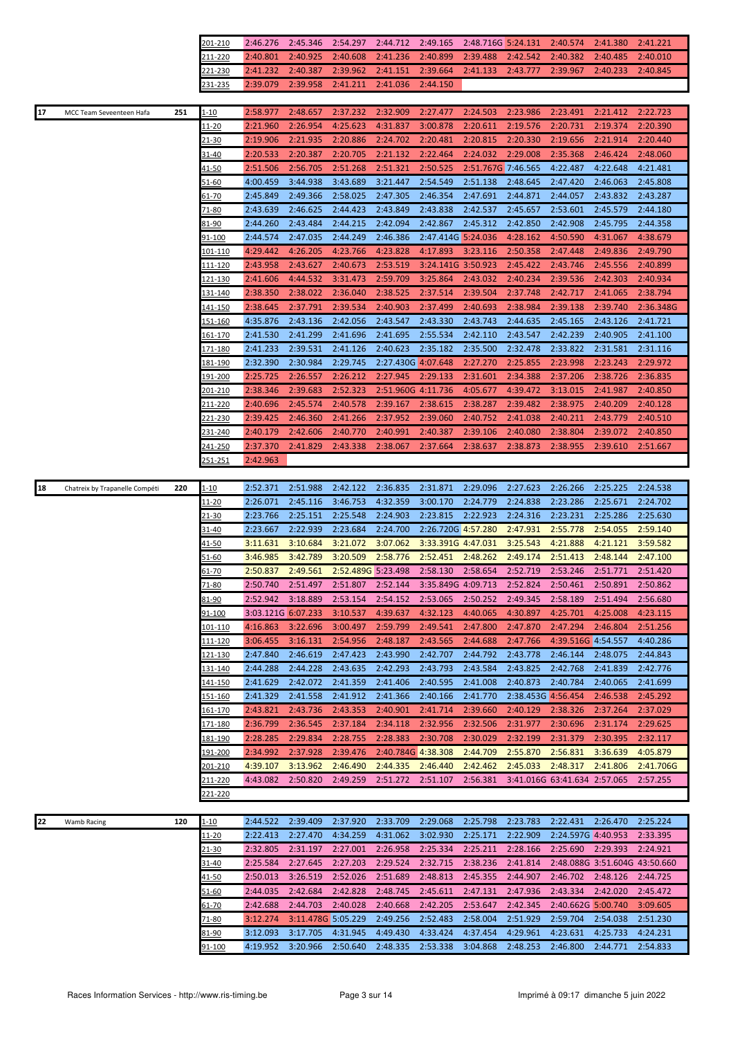| | | | Laps | 1 | 2 | 3 | 4 | 5 | 6 | 7 | 8 | 9 | 10 |
|---|---|---|---|---|---|---|---|---|---|---|---|---|---|
| | | | 201-210 | 2:46.276 | 2:45.346 | 2:54.297 | 2:44.712 | 2:49.165 | 2:48.716G | 5:24.131 | 2:40.574 | 2:41.380 | 2:41.221 |
| | | | 211-220 | 2:40.801 | 2:40.925 | 2:40.608 | 2:41.236 | 2:40.899 | 2:39.488 | 2:42.542 | 2:40.382 | 2:40.485 | 2:40.010 |
| | | | 221-230 | 2:41.232 | 2:40.387 | 2:39.962 | 2:41.151 | 2:39.664 | 2:41.133 | 2:43.777 | 2:39.967 | 2:40.233 | 2:40.845 |
| | | | 231-235 | 2:39.079 | 2:39.958 | 2:41.211 | 2:41.036 | 2:44.150 | | | | | |
| 17 | MCC Team Seveenteen Hafa | 251 | 1-10 | 2:58.977 | 2:48.657 | 2:37.232 | 2:32.909 | 2:27.477 | 2:24.503 | 2:23.986 | 2:23.491 | 2:21.412 | 2:22.723 |
| | | | 11-20 | 2:21.960 | 2:26.954 | 4:25.623 | 4:31.837 | 3:00.878 | 2:20.611 | 2:19.576 | 2:20.731 | 2:19.374 | 2:20.390 |
| | | | 21-30 | 2:19.906 | 2:21.935 | 2:20.886 | 2:24.702 | 2:20.481 | 2:20.815 | 2:20.330 | 2:19.656 | 2:21.914 | 2:20.440 |
| | | | 31-40 | 2:20.533 | 2:20.387 | 2:20.705 | 2:21.132 | 2:22.464 | 2:24.032 | 2:29.008 | 2:35.368 | 2:46.424 | 2:48.060 |
| | | | 41-50 | 2:51.506 | 2:56.705 | 2:51.268 | 2:51.321 | 2:50.525 | 2:51.767G | 7:46.565 | 4:22.487 | 4:22.648 | 4:21.481 |
| | | | 51-60 | 4:00.459 | 3:44.938 | 3:43.689 | 3:21.447 | 2:54.549 | 2:51.138 | 2:48.645 | 2:47.420 | 2:46.063 | 2:45.808 |
| | | | 61-70 | 2:45.849 | 2:49.366 | 2:58.025 | 2:47.305 | 2:46.354 | 2:47.691 | 2:44.871 | 2:44.057 | 2:43.832 | 2:43.287 |
| | | | 71-80 | 2:43.639 | 2:46.625 | 2:44.423 | 2:43.849 | 2:43.838 | 2:42.537 | 2:45.657 | 2:53.601 | 2:45.579 | 2:44.180 |
| | | | 81-90 | 2:44.260 | 2:43.484 | 2:44.215 | 2:42.094 | 2:42.867 | 2:45.312 | 2:42.850 | 2:42.908 | 2:45.795 | 2:44.358 |
| | | | 91-100 | 2:44.574 | 2:47.035 | 2:44.249 | 2:46.386 | 2:47.414G | 5:24.036 | 4:28.162 | 4:50.590 | 4:31.067 | 4:38.679 |
| | | | 101-110 | 4:29.442 | 4:26.205 | 4:23.766 | 4:23.828 | 4:17.893 | 3:23.116 | 2:50.358 | 2:47.448 | 2:49.836 | 2:49.790 |
| | | | 111-120 | 2:43.958 | 2:43.627 | 2:40.673 | 2:53.519 | 3:24.141G | 3:50.923 | 2:45.422 | 2:43.746 | 2:45.556 | 2:40.899 |
| | | | 121-130 | 2:41.606 | 4:44.532 | 3:31.473 | 2:59.709 | 3:25.864 | 2:43.032 | 2:40.234 | 2:39.536 | 2:42.303 | 2:40.934 |
| | | | 131-140 | 2:38.350 | 2:38.022 | 2:36.040 | 2:38.525 | 2:37.514 | 2:39.504 | 2:37.748 | 2:42.717 | 2:41.065 | 2:38.794 |
| | | | 141-150 | 2:38.645 | 2:37.791 | 2:39.534 | 2:40.903 | 2:37.499 | 2:40.693 | 2:38.984 | 2:39.138 | 2:39.740 | 2:36.348G |
| | | | 151-160 | 4:35.876 | 2:43.136 | 2:42.056 | 2:43.547 | 2:43.330 | 2:43.743 | 2:44.635 | 2:45.165 | 2:43.126 | 2:41.721 |
| | | | 161-170 | 2:41.530 | 2:41.299 | 2:41.696 | 2:41.695 | 2:55.534 | 2:42.110 | 2:43.547 | 2:42.239 | 2:40.905 | 2:41.100 |
| | | | 171-180 | 2:41.233 | 2:39.531 | 2:41.126 | 2:40.623 | 2:35.182 | 2:35.500 | 2:32.478 | 2:33.822 | 2:31.581 | 2:31.116 |
| | | | 181-190 | 2:32.390 | 2:30.984 | 2:29.745 | 2:27.430G | 4:07.648 | 2:27.270 | 2:25.855 | 2:23.998 | 2:23.243 | 2:29.972 |
| | | | 191-200 | 2:25.725 | 2:26.557 | 2:26.212 | 2:27.945 | 2:29.133 | 2:31.601 | 2:34.388 | 2:37.206 | 2:38.726 | 2:36.835 |
| | | | 201-210 | 2:38.346 | 2:39.683 | 2:52.323 | 2:51.960G | 4:11.736 | 4:05.677 | 4:39.472 | 3:13.015 | 2:41.987 | 2:40.850 |
| | | | 211-220 | 2:40.696 | 2:45.574 | 2:40.578 | 2:39.167 | 2:38.615 | 2:38.287 | 2:39.482 | 2:38.975 | 2:40.209 | 2:40.128 |
| | | | 221-230 | 2:39.425 | 2:46.360 | 2:41.266 | 2:37.952 | 2:39.060 | 2:40.752 | 2:41.038 | 2:40.211 | 2:43.779 | 2:40.510 |
| | | | 231-240 | 2:40.179 | 2:42.606 | 2:40.770 | 2:40.991 | 2:40.387 | 2:39.106 | 2:40.080 | 2:38.804 | 2:39.072 | 2:40.850 |
| | | | 241-250 | 2:37.370 | 2:41.829 | 2:43.338 | 2:38.067 | 2:37.664 | 2:38.637 | 2:38.873 | 2:38.955 | 2:39.610 | 2:51.667 |
| | | | 251-251 | 2:42.963 | | | | | | | | | |
| 18 | Chatreix by Trapanelle Compéti | 220 | 1-10 | 2:52.371 | 2:51.988 | 2:42.122 | 2:36.835 | 2:31.871 | 2:29.096 | 2:27.623 | 2:26.266 | 2:25.225 | 2:24.538 |
| | | | 11-20 | 2:26.071 | 2:45.116 | 3:46.753 | 4:32.359 | 3:00.170 | 2:24.779 | 2:24.838 | 2:23.286 | 2:25.671 | 2:24.702 |
| | | | 21-30 | 2:23.766 | 2:25.151 | 2:25.548 | 2:24.903 | 2:23.815 | 2:22.923 | 2:24.316 | 2:23.231 | 2:25.286 | 2:25.630 |
| | | | 31-40 | 2:23.667 | 2:22.939 | 2:23.684 | 2:24.700 | 2:26.720G | 4:57.280 | 2:47.931 | 2:55.778 | 2:54.055 | 2:59.140 |
| | | | 41-50 | 3:11.631 | 3:10.684 | 3:21.072 | 3:07.062 | 3:33.391G | 4:47.031 | 3:25.543 | 4:21.888 | 4:21.121 | 3:59.582 |
| | | | 51-60 | 3:46.985 | 3:42.789 | 3:20.509 | 2:58.776 | 2:52.451 | 2:48.262 | 2:49.174 | 2:51.413 | 2:48.144 | 2:47.100 |
| | | | 61-70 | 2:50.837 | 2:49.561 | 2:52.489G | 5:23.498 | 2:58.130 | 2:58.654 | 2:52.719 | 2:53.246 | 2:51.771 | 2:51.420 |
| | | | 71-80 | 2:50.740 | 2:51.497 | 2:51.807 | 2:52.144 | 3:35.849G | 4:09.713 | 2:52.824 | 2:50.461 | 2:50.891 | 2:50.862 |
| | | | 81-90 | 2:52.942 | 3:18.889 | 2:53.154 | 2:54.152 | 2:53.065 | 2:50.252 | 2:49.345 | 2:58.189 | 2:51.494 | 2:56.680 |
| | | | 91-100 | 3:03.121G | 6:07.233 | 3:10.537 | 4:39.637 | 4:32.123 | 4:40.065 | 4:30.897 | 4:25.701 | 4:25.008 | 4:23.115 |
| | | | 101-110 | 4:16.863 | 3:22.696 | 3:00.497 | 2:59.799 | 2:49.541 | 2:47.800 | 2:47.870 | 2:47.294 | 2:46.804 | 2:51.256 |
| | | | 111-120 | 3:06.455 | 3:16.131 | 2:54.956 | 2:48.187 | 2:43.565 | 2:44.688 | 2:47.766 | 4:39.516G | 4:54.557 | 4:40.286 |
| | | | 121-130 | 2:47.840 | 2:46.619 | 2:47.423 | 2:43.990 | 2:42.707 | 2:44.792 | 2:43.778 | 2:46.144 | 2:48.075 | 2:44.843 |
| | | | 131-140 | 2:44.288 | 2:44.228 | 2:43.635 | 2:42.293 | 2:43.793 | 2:43.584 | 2:43.825 | 2:42.768 | 2:41.839 | 2:42.776 |
| | | | 141-150 | 2:41.629 | 2:42.072 | 2:41.359 | 2:41.406 | 2:40.595 | 2:41.008 | 2:40.873 | 2:40.784 | 2:40.065 | 2:41.699 |
| | | | 151-160 | 2:41.329 | 2:41.558 | 2:41.912 | 2:41.366 | 2:40.166 | 2:41.770 | 2:38.453G | 4:56.454 | 2:46.538 | 2:45.292 |
| | | | 161-170 | 2:43.821 | 2:43.736 | 2:43.353 | 2:40.901 | 2:41.714 | 2:39.660 | 2:40.129 | 2:38.326 | 2:37.264 | 2:37.029 |
| | | | 171-180 | 2:36.799 | 2:36.545 | 2:37.184 | 2:34.118 | 2:32.956 | 2:32.506 | 2:31.977 | 2:30.696 | 2:31.174 | 2:29.625 |
| | | | 181-190 | 2:28.285 | 2:29.834 | 2:28.755 | 2:28.383 | 2:30.708 | 2:30.029 | 2:32.199 | 2:31.379 | 2:30.395 | 2:32.117 |
| | | | 191-200 | 2:34.992 | 2:37.928 | 2:39.476 | 2:40.784G | 4:38.308 | 2:44.709 | 2:55.870 | 2:56.831 | 3:36.639 | 4:05.879 |
| | | | 201-210 | 4:39.107 | 3:13.962 | 2:46.490 | 2:44.335 | 2:46.440 | 2:42.462 | 2:45.033 | 2:48.317 | 2:41.806 | 2:41.706G |
| | | | 211-220 | 4:43.082 | 2:50.820 | 2:49.259 | 2:51.272 | 2:51.107 | 2:56.381 | 3:41.016G | 63:41.634 | 2:57.065 | 2:57.255 |
| | | | 221-220 | | | | | | | | | | |
| 22 | Wamb Racing | 120 | 1-10 | 2:44.522 | 2:39.409 | 2:37.920 | 2:33.709 | 2:29.068 | 2:25.798 | 2:23.783 | 2:22.431 | 2:26.470 | 2:25.224 |
| | | | 11-20 | 2:22.413 | 2:27.470 | 4:34.259 | 4:31.062 | 3:02.930 | 2:25.171 | 2:22.909 | 2:24.597G | 4:40.953 | 2:33.395 |
| | | | 21-30 | 2:32.805 | 2:31.197 | 2:27.001 | 2:26.958 | 2:25.334 | 2:25.211 | 2:28.166 | 2:25.690 | 2:29.393 | 2:24.921 |
| | | | 31-40 | 2:25.584 | 2:27.645 | 2:27.203 | 2:29.524 | 2:32.715 | 2:38.236 | 2:41.814 | 2:48.088G | 3:51.604G | 43:50.660 |
| | | | 41-50 | 2:50.013 | 3:26.519 | 2:52.026 | 2:51.689 | 2:48.813 | 2:45.355 | 2:44.907 | 2:46.702 | 2:48.126 | 2:44.725 |
| | | | 51-60 | 2:44.035 | 2:42.684 | 2:42.828 | 2:48.745 | 2:45.611 | 2:47.131 | 2:47.936 | 2:43.334 | 2:42.020 | 2:45.472 |
| | | | 61-70 | 2:42.688 | 2:44.703 | 2:40.028 | 2:40.668 | 2:42.205 | 2:53.647 | 2:42.345 | 2:40.662G | 5:00.740 | 3:09.605 |
| | | | 71-80 | 3:12.274 | 3:11.478G | 5:05.229 | 2:49.256 | 2:52.483 | 2:58.004 | 2:51.929 | 2:59.704 | 2:54.038 | 2:51.230 |
| | | | 81-90 | 3:12.093 | 3:17.705 | 4:31.945 | 4:49.430 | 4:33.424 | 4:37.454 | 4:29.961 | 4:23.631 | 4:25.733 | 4:24.231 |
| | | | 91-100 | 4:19.952 | 3:20.966 | 2:50.640 | 2:48.335 | 2:53.338 | 3:04.868 | 2:48.253 | 2:46.800 | 2:44.771 | 2:54.833 |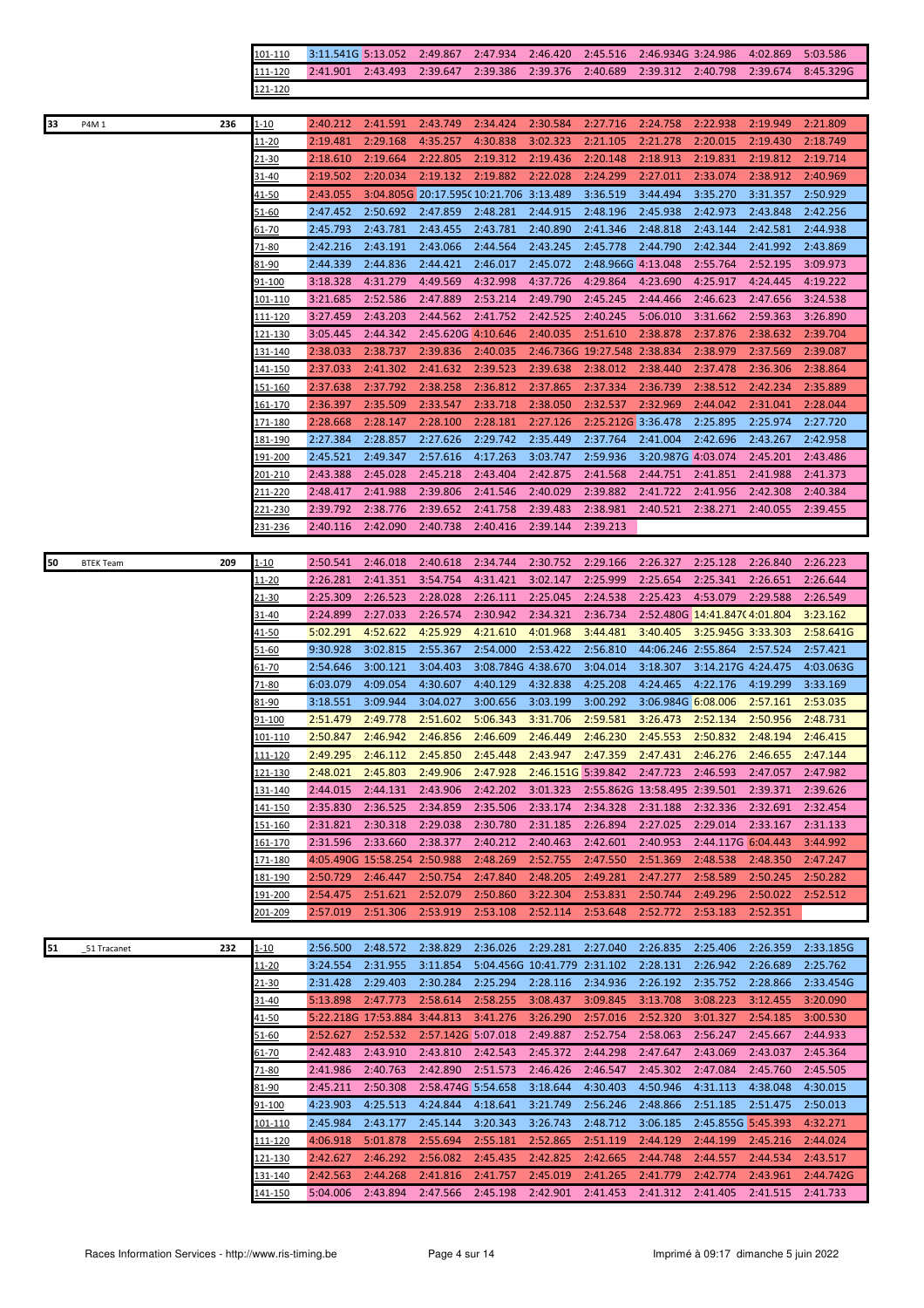| | | | | | | | | | | | | | | |
|---|---|---|---|---|---|---|---|---|---|---|---|---|---|---|
| | | | 101-110 | 3:11.541G | 5:13.052 | 2:49.867 | 2:47.934 | 2:46.420 | 2:45.516 | 2:46.934G | 3:24.986 | 4:02.869 | 5:03.586 |
| | | | 111-120 | 2:41.901 | 2:43.493 | 2:39.647 | 2:39.386 | 2:39.376 | 2:40.689 | 2:39.312 | 2:40.798 | 2:39.674 | 8:45.329G |
| | | | 121-120 | | | | | | | | | | |

| | | | | | | | | | | | | | |
|---|---|---|---|---|---|---|---|---|---|---|---|---|---|
| 33 | P4M 1 | 236 | 1-10 | 2:40.212 | 2:41.591 | 2:43.749 | 2:34.424 | 2:30.584 | 2:27.716 | 2:24.758 | 2:22.938 | 2:19.949 | 2:21.809 |
| | | | 11-20 | 2:19.481 | 2:29.168 | 4:35.257 | 4:30.838 | 3:02.323 | 2:21.105 | 2:21.278 | 2:20.015 | 2:19.430 | 2:18.749 |
| | | | 21-30 | 2:18.610 | 2:19.664 | 2:22.805 | 2:19.312 | 2:19.436 | 2:20.148 | 2:18.913 | 2:19.831 | 2:19.812 | 2:19.714 |
| | | | 31-40 | 2:19.502 | 2:20.034 | 2:19.132 | 2:19.882 | 2:22.028 | 2:24.299 | 2:27.011 | 2:33.074 | 2:38.912 | 2:40.969 |
| | | | 41-50 | 2:43.055 | 3:04.805G | 20:17.595G | 10:21.706 | 3:13.489 | 3:36.519 | 3:44.494 | 3:35.270 | 3:31.357 | 2:50.929 |
| | | | 51-60 | 2:47.452 | 2:50.692 | 2:47.859 | 2:48.281 | 2:44.915 | 2:48.196 | 2:45.938 | 2:42.973 | 2:43.848 | 2:42.256 |
| | | | 61-70 | 2:45.793 | 2:43.781 | 2:43.455 | 2:43.781 | 2:40.890 | 2:41.346 | 2:48.818 | 2:43.144 | 2:42.581 | 2:44.938 |
| | | | 71-80 | 2:42.216 | 2:43.191 | 2:43.066 | 2:44.564 | 2:43.245 | 2:45.778 | 2:44.790 | 2:42.344 | 2:41.992 | 2:43.869 |
| | | | 81-90 | 2:44.339 | 2:44.836 | 2:44.421 | 2:46.017 | 2:45.072 | 2:48.966G | 4:13.048 | 2:55.764 | 2:52.195 | 3:09.973 |
| | | | 91-100 | 3:18.328 | 4:31.279 | 4:49.569 | 4:32.998 | 4:37.726 | 4:29.864 | 4:23.690 | 4:25.917 | 4:24.445 | 4:19.222 |
| | | | 101-110 | 3:21.685 | 2:52.586 | 2:47.889 | 2:53.214 | 2:49.790 | 2:45.245 | 2:44.466 | 2:46.623 | 2:47.656 | 3:24.538 |
| | | | 111-120 | 3:27.459 | 2:43.203 | 2:44.562 | 2:41.752 | 2:42.525 | 2:40.245 | 5:06.010 | 3:31.662 | 2:59.363 | 3:26.890 |
| | | | 121-130 | 3:05.445 | 2:44.342 | 2:45.620G | 4:10.646 | 2:40.035 | 2:51.610 | 2:38.878 | 2:37.876 | 2:38.632 | 2:39.704 |
| | | | 131-140 | 2:38.033 | 2:38.737 | 2:39.836 | 2:40.035 | 2:46.736G | 19:27.548 | 2:38.834 | 2:38.979 | 2:37.569 | 2:39.087 |
| | | | 141-150 | 2:37.033 | 2:41.302 | 2:41.632 | 2:39.523 | 2:39.638 | 2:38.012 | 2:38.440 | 2:37.478 | 2:36.306 | 2:38.864 |
| | | | 151-160 | 2:37.638 | 2:37.792 | 2:38.258 | 2:36.812 | 2:37.865 | 2:37.334 | 2:36.739 | 2:38.512 | 2:42.234 | 2:35.889 |
| | | | 161-170 | 2:36.397 | 2:35.509 | 2:33.547 | 2:33.718 | 2:38.050 | 2:32.537 | 2:32.969 | 2:44.042 | 2:31.041 | 2:28.044 |
| | | | 171-180 | 2:28.668 | 2:28.147 | 2:28.100 | 2:28.181 | 2:27.126 | 2:25.212G | 3:36.478 | 2:25.895 | 2:25.974 | 2:27.720 |
| | | | 181-190 | 2:27.384 | 2:28.857 | 2:27.626 | 2:29.742 | 2:35.449 | 2:37.764 | 2:41.004 | 2:42.696 | 2:43.267 | 2:42.958 |
| | | | 191-200 | 2:45.521 | 2:49.347 | 2:57.616 | 4:17.263 | 3:03.747 | 2:59.936 | 3:20.987G | 4:03.074 | 2:45.201 | 2:43.486 |
| | | | 201-210 | 2:43.388 | 2:45.028 | 2:45.218 | 2:43.404 | 2:42.875 | 2:41.568 | 2:44.751 | 2:41.851 | 2:41.988 | 2:41.373 |
| | | | 211-220 | 2:48.417 | 2:41.988 | 2:39.806 | 2:41.546 | 2:40.029 | 2:39.882 | 2:41.722 | 2:41.956 | 2:42.308 | 2:40.384 |
| | | | 221-230 | 2:39.792 | 2:38.776 | 2:39.652 | 2:41.758 | 2:39.483 | 2:38.981 | 2:40.521 | 2:38.271 | 2:40.055 | 2:39.455 |
| | | | 231-236 | 2:40.116 | 2:42.090 | 2:40.738 | 2:40.416 | 2:39.144 | 2:39.213 | | | | |

| | | | | | | | | | | | | | |
|---|---|---|---|---|---|---|---|---|---|---|---|---|---|
| 50 | BTEK Team | 209 | 1-10 | 2:50.541 | 2:46.018 | 2:40.618 | 2:34.744 | 2:30.752 | 2:29.166 | 2:26.327 | 2:25.128 | 2:26.840 | 2:26.223 |
| | | | 11-20 | 2:26.281 | 2:41.351 | 3:54.754 | 4:31.421 | 3:02.147 | 2:25.999 | 2:25.654 | 2:25.341 | 2:26.651 | 2:26.644 |
| | | | 21-30 | 2:25.309 | 2:26.523 | 2:28.028 | 2:26.111 | 2:25.045 | 2:24.538 | 2:25.423 | 4:53.079 | 2:29.588 | 2:26.549 |
| | | | 31-40 | 2:24.899 | 2:27.033 | 2:26.574 | 2:30.942 | 2:34.321 | 2:36.734 | 2:52.480G | 14:41.847G | 4:01.804 | 3:23.162 |
| | | | 41-50 | 5:02.291 | 4:52.622 | 4:25.929 | 4:21.610 | 4:01.968 | 3:44.481 | 3:40.405 | 3:25.945G | 3:33.303 | 2:58.641G |
| | | | 51-60 | 9:30.928 | 3:02.815 | 2:55.367 | 2:54.000 | 2:53.422 | 2:56.810 | 44:06.246 | 2:55.864 | 2:57.524 | 2:57.421 |
| | | | 61-70 | 2:54.646 | 3:00.121 | 3:04.403 | 3:08.784G | 4:38.670 | 3:04.014 | 3:18.307 | 3:14.217G | 4:24.475 | 4:03.063G |
| | | | 71-80 | 6:03.079 | 4:09.054 | 4:30.607 | 4:40.129 | 4:32.838 | 4:25.208 | 4:24.465 | 4:22.176 | 4:19.299 | 3:33.169 |
| | | | 81-90 | 3:18.551 | 3:09.944 | 3:04.027 | 3:00.656 | 3:03.199 | 3:00.292 | 3:06.984G | 6:08.006 | 2:57.161 | 2:53.035 |
| | | | 91-100 | 2:51.479 | 2:49.778 | 2:51.602 | 5:06.343 | 3:31.706 | 2:59.581 | 3:26.473 | 2:52.134 | 2:50.956 | 2:48.731 |
| | | | 101-110 | 2:50.847 | 2:46.942 | 2:46.856 | 2:46.609 | 2:46.449 | 2:46.230 | 2:45.553 | 2:50.832 | 2:48.194 | 2:46.415 |
| | | | 111-120 | 2:49.295 | 2:46.112 | 2:45.850 | 2:45.448 | 2:43.947 | 2:47.359 | 2:47.431 | 2:46.276 | 2:46.655 | 2:47.144 |
| | | | 121-130 | 2:48.021 | 2:45.803 | 2:49.906 | 2:47.928 | 2:46.151G | 5:39.842 | 2:47.723 | 2:46.593 | 2:47.057 | 2:47.982 |
| | | | 131-140 | 2:44.015 | 2:44.131 | 2:43.906 | 2:42.202 | 3:01.323 | 2:55.862G | 13:58.495 | 2:39.501 | 2:39.371 | 2:39.626 |
| | | | 141-150 | 2:35.830 | 2:36.525 | 2:34.859 | 2:35.506 | 2:33.174 | 2:34.328 | 2:31.188 | 2:32.336 | 2:32.691 | 2:32.454 |
| | | | 151-160 | 2:31.821 | 2:30.318 | 2:29.038 | 2:30.780 | 2:31.185 | 2:26.894 | 2:27.025 | 2:29.014 | 2:33.167 | 2:31.133 |
| | | | 161-170 | 2:31.596 | 2:33.660 | 2:38.377 | 2:40.212 | 2:40.463 | 2:42.601 | 2:40.953 | 2:44.117G | 6:04.443 | 3:44.992 |
| | | | 171-180 | 4:05.490G | 15:58.254 | 2:50.988 | 2:48.269 | 2:52.755 | 2:47.550 | 2:51.369 | 2:48.538 | 2:48.350 | 2:47.247 |
| | | | 181-190 | 2:50.729 | 2:46.447 | 2:50.754 | 2:47.840 | 2:48.205 | 2:49.281 | 2:47.277 | 2:58.589 | 2:50.245 | 2:50.282 |
| | | | 191-200 | 2:54.475 | 2:51.621 | 2:52.079 | 2:50.860 | 3:22.304 | 2:53.831 | 2:50.744 | 2:49.296 | 2:50.022 | 2:52.512 |
| | | | 201-209 | 2:57.019 | 2:51.306 | 2:53.919 | 2:53.108 | 2:52.114 | 2:53.648 | 2:52.772 | 2:53.183 | 2:52.351 | |

| | | | | | | | | | | | | | |
|---|---|---|---|---|---|---|---|---|---|---|---|---|---|
| 51 | _51 Tracanet | 232 | 1-10 | 2:56.500 | 2:48.572 | 2:38.829 | 2:36.026 | 2:29.281 | 2:27.040 | 2:26.835 | 2:25.406 | 2:26.359 | 2:33.185G |
| | | | 11-20 | 3:24.554 | 2:31.955 | 3:11.854 | 5:04.456G | 10:41.779 | 2:31.102 | 2:28.131 | 2:26.942 | 2:26.689 | 2:25.762 |
| | | | 21-30 | 2:31.428 | 2:29.403 | 2:30.284 | 2:25.294 | 2:28.116 | 2:34.936 | 2:26.192 | 2:35.752 | 2:28.866 | 2:33.454G |
| | | | 31-40 | 5:13.898 | 2:47.773 | 2:58.614 | 2:58.255 | 3:08.437 | 3:09.845 | 3:13.708 | 3:08.223 | 3:12.455 | 3:20.090 |
| | | | 41-50 | 5:22.218G | 17:53.884 | 3:44.813 | 3:41.276 | 3:26.290 | 2:57.016 | 2:52.320 | 3:01.327 | 2:54.185 | 3:00.530 |
| | | | 51-60 | 2:52.627 | 2:52.532 | 2:57.142G | 5:07.018 | 2:49.887 | 2:52.754 | 2:58.063 | 2:56.247 | 2:45.667 | 2:44.933 |
| | | | 61-70 | 2:42.483 | 2:43.910 | 2:43.810 | 2:42.543 | 2:45.372 | 2:44.298 | 2:47.647 | 2:43.069 | 2:43.037 | 2:45.364 |
| | | | 71-80 | 2:41.986 | 2:40.763 | 2:42.890 | 2:51.573 | 2:46.426 | 2:46.547 | 2:45.302 | 2:47.084 | 2:45.760 | 2:45.505 |
| | | | 81-90 | 2:45.211 | 2:50.308 | 2:58.474G | 5:54.658 | 3:18.644 | 4:30.403 | 4:50.946 | 4:31.113 | 4:38.048 | 4:30.015 |
| | | | 91-100 | 4:23.903 | 4:25.513 | 4:24.844 | 4:18.641 | 3:21.749 | 2:56.246 | 2:48.866 | 2:51.185 | 2:51.475 | 2:50.013 |
| | | | 101-110 | 2:45.984 | 2:43.177 | 2:45.144 | 3:20.343 | 3:26.743 | 2:48.712 | 3:06.185 | 2:45.855G | 5:45.393 | 4:32.271 |
| | | | 111-120 | 4:06.918 | 5:01.878 | 2:55.694 | 2:55.181 | 2:52.865 | 2:51.119 | 2:44.129 | 2:44.199 | 2:45.216 | 2:44.024 |
| | | | 121-130 | 2:42.627 | 2:46.292 | 2:56.082 | 2:45.435 | 2:42.825 | 2:42.665 | 2:44.748 | 2:44.557 | 2:44.534 | 2:43.517 |
| | | | 131-140 | 2:42.563 | 2:44.268 | 2:41.816 | 2:41.757 | 2:45.019 | 2:41.265 | 2:41.779 | 2:42.774 | 2:43.961 | 2:44.742G |
| | | | 141-150 | 5:04.006 | 2:43.894 | 2:47.566 | 2:45.198 | 2:42.901 | 2:41.453 | 2:41.312 | 2:41.405 | 2:41.515 | 2:41.733 |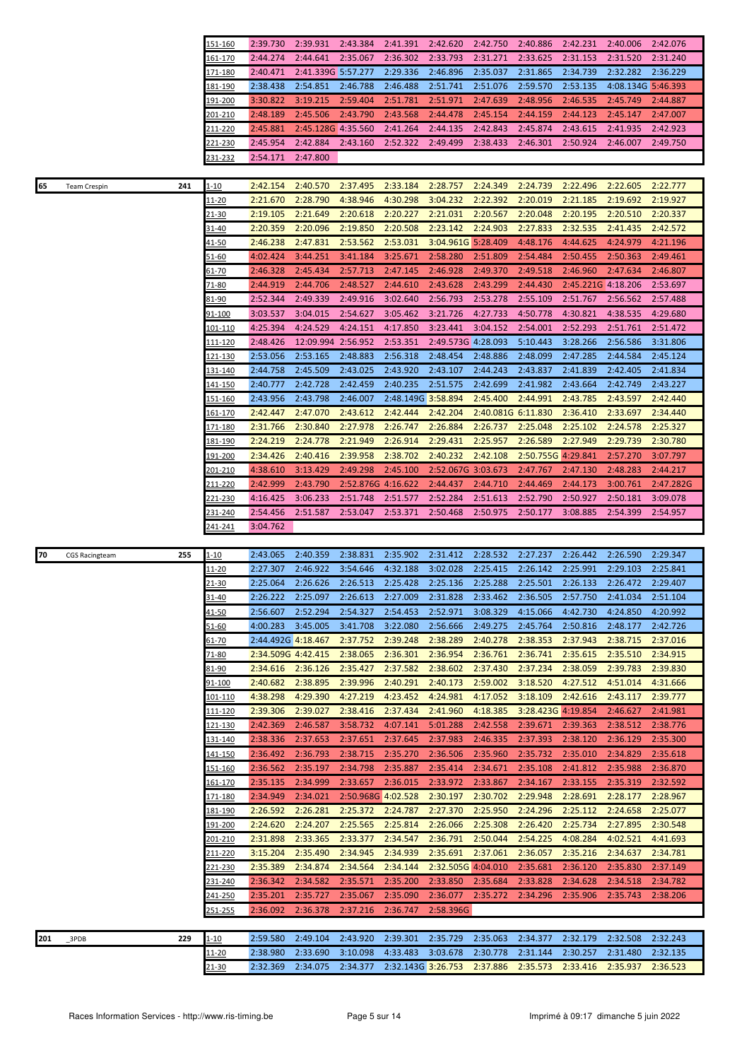| | | | Laps | 1 | 2 | 3 | 4 | 5 | 6 | 7 | 8 | 9 | 10 |
|---|---|---|---|---|---|---|---|---|---|---|---|---|---|
| | | | 151-160 | 2:39.730 | 2:39.931 | 2:43.384 | 2:41.391 | 2:42.620 | 2:42.750 | 2:40.886 | 2:42.231 | 2:40.006 | 2:42.076 |
| | | | 161-170 | 2:44.274 | 2:44.641 | 2:35.067 | 2:36.302 | 2:33.793 | 2:31.271 | 2:33.625 | 2:31.153 | 2:31.520 | 2:31.240 |
| | | | 171-180 | 2:40.471 | 2:41.339G | 5:57.277 | 2:29.336 | 2:46.896 | 2:35.037 | 2:31.865 | 2:34.739 | 2:32.282 | 2:36.229 |
| | | | 181-190 | 2:38.438 | 2:54.851 | 2:46.788 | 2:46.488 | 2:51.741 | 2:51.076 | 2:59.570 | 2:53.135 | 4:08.134G | 5:46.393 |
| | | | 191-200 | 3:30.822 | 3:19.215 | 2:59.404 | 2:51.781 | 2:51.971 | 2:47.639 | 2:48.956 | 2:46.535 | 2:45.749 | 2:44.887 |
| | | | 201-210 | 2:48.189 | 2:45.506 | 2:43.790 | 2:43.568 | 2:44.478 | 2:45.154 | 2:44.159 | 2:44.123 | 2:45.147 | 2:47.007 |
| | | | 211-220 | 2:45.881 | 2:45.128G | 4:35.560 | 2:41.264 | 2:44.135 | 2:42.843 | 2:45.874 | 2:43.615 | 2:41.935 | 2:42.923 |
| | | | 221-230 | 2:45.954 | 2:42.884 | 2:43.160 | 2:52.322 | 2:49.499 | 2:38.433 | 2:46.301 | 2:50.924 | 2:46.007 | 2:49.750 |
| | | | 231-232 | 2:54.171 | 2:47.800 | | | | | | | | |
| 65 | Team Crespin | 241 | 1-10 | 2:42.154 | 2:40.570 | 2:37.495 | 2:33.184 | 2:28.757 | 2:24.349 | 2:24.739 | 2:22.496 | 2:22.605 | 2:22.777 |
| | | | 11-20 | 2:21.670 | 2:28.790 | 4:38.946 | 4:30.298 | 3:04.232 | 2:22.392 | 2:20.019 | 2:21.185 | 2:19.692 | 2:19.927 |
| | | | 21-30 | 2:19.105 | 2:21.649 | 2:20.618 | 2:20.227 | 2:21.031 | 2:20.567 | 2:20.048 | 2:20.195 | 2:20.510 | 2:20.337 |
| | | | 31-40 | 2:20.359 | 2:20.096 | 2:19.850 | 2:20.508 | 2:23.142 | 2:24.903 | 2:27.833 | 2:32.535 | 2:41.435 | 2:42.572 |
| | | | 41-50 | 2:46.238 | 2:47.831 | 2:53.562 | 2:53.031 | 3:04.961G | 5:28.409 | 4:48.176 | 4:44.625 | 4:24.979 | 4:21.196 |
| | | | 51-60 | 4:02.424 | 3:44.251 | 3:41.184 | 3:25.671 | 2:58.280 | 2:51.809 | 2:54.484 | 2:50.455 | 2:50.363 | 2:49.461 |
| | | | 61-70 | 2:46.328 | 2:45.434 | 2:57.713 | 2:47.145 | 2:46.928 | 2:49.370 | 2:49.518 | 2:46.960 | 2:47.634 | 2:46.807 |
| | | | 71-80 | 2:44.919 | 2:44.706 | 2:48.527 | 2:44.610 | 2:43.628 | 2:43.299 | 2:44.430 | 2:45.221G | 4:18.206 | 2:53.697 |
| | | | 81-90 | 2:52.344 | 2:49.339 | 2:49.916 | 3:02.640 | 2:56.793 | 2:53.278 | 2:55.109 | 2:51.767 | 2:56.562 | 2:57.488 |
| | | | 91-100 | 3:03.537 | 3:04.015 | 2:54.627 | 3:05.462 | 3:21.726 | 4:27.733 | 4:50.778 | 4:30.821 | 4:38.535 | 4:29.680 |
| | | | 101-110 | 4:25.394 | 4:24.529 | 4:24.151 | 4:17.850 | 3:23.441 | 3:04.152 | 2:54.001 | 2:52.293 | 2:51.761 | 2:51.472 |
| | | | 111-120 | 2:48.426 | 12:09.994 | 2:56.952 | 2:53.351 | 2:49.573G | 4:28.093 | 5:10.443 | 3:28.266 | 2:56.586 | 3:31.806 |
| | | | 121-130 | 2:53.056 | 2:53.165 | 2:48.883 | 2:56.318 | 2:48.454 | 2:48.886 | 2:48.099 | 2:47.285 | 2:44.584 | 2:45.124 |
| | | | 131-140 | 2:44.758 | 2:45.509 | 2:43.025 | 2:43.920 | 2:43.107 | 2:44.243 | 2:43.837 | 2:41.839 | 2:42.405 | 2:41.834 |
| | | | 141-150 | 2:40.777 | 2:42.728 | 2:42.459 | 2:40.235 | 2:51.575 | 2:42.699 | 2:41.982 | 2:43.664 | 2:42.749 | 2:43.227 |
| | | | 151-160 | 2:43.956 | 2:43.798 | 2:46.007 | 2:48.149G | 3:58.894 | 2:45.400 | 2:44.991 | 2:43.785 | 2:43.597 | 2:42.440 |
| | | | 161-170 | 2:42.447 | 2:47.070 | 2:43.612 | 2:42.444 | 2:42.204 | 2:40.081G | 6:11.830 | 2:36.410 | 2:33.697 | 2:34.440 |
| | | | 171-180 | 2:31.766 | 2:30.840 | 2:27.978 | 2:26.747 | 2:26.884 | 2:26.737 | 2:25.048 | 2:25.102 | 2:24.578 | 2:25.327 |
| | | | 181-190 | 2:24.219 | 2:24.778 | 2:21.949 | 2:26.914 | 2:29.431 | 2:25.957 | 2:26.589 | 2:27.949 | 2:29.739 | 2:30.780 |
| | | | 191-200 | 2:34.426 | 2:40.416 | 2:39.958 | 2:38.702 | 2:40.232 | 2:42.108 | 2:50.755G | 4:29.841 | 2:57.270 | 3:07.797 |
| | | | 201-210 | 4:38.610 | 3:13.429 | 2:49.298 | 2:45.100 | 2:52.067G | 3:03.673 | 2:47.767 | 2:47.130 | 2:48.283 | 2:44.217 |
| | | | 211-220 | 2:42.999 | 2:43.790 | 2:52.876G | 4:16.622 | 2:44.437 | 2:44.710 | 2:44.469 | 2:44.173 | 3:00.761 | 2:47.282G |
| | | | 221-230 | 4:16.425 | 3:06.233 | 2:51.748 | 2:51.577 | 2:52.284 | 2:51.613 | 2:52.790 | 2:50.927 | 2:50.181 | 3:09.078 |
| | | | 231-240 | 2:54.456 | 2:51.587 | 2:53.047 | 2:53.371 | 2:50.468 | 2:50.975 | 2:50.177 | 3:08.885 | 2:54.399 | 2:54.957 |
| | | | 241-241 | 3:04.762 | | | | | | | | | |
| 70 | CGS Racingteam | 255 | 1-10 | 2:43.065 | 2:40.359 | 2:38.831 | 2:35.902 | 2:31.412 | 2:28.532 | 2:27.237 | 2:26.442 | 2:26.590 | 2:29.347 |
| | | | 11-20 | 2:27.307 | 2:46.922 | 3:54.646 | 4:32.188 | 3:02.028 | 2:25.415 | 2:26.142 | 2:25.991 | 2:29.103 | 2:25.841 |
| | | | 21-30 | 2:25.064 | 2:26.626 | 2:26.513 | 2:25.428 | 2:25.136 | 2:25.288 | 2:25.501 | 2:26.133 | 2:26.472 | 2:29.407 |
| | | | 31-40 | 2:26.222 | 2:25.097 | 2:26.613 | 2:27.009 | 2:31.828 | 2:33.462 | 2:36.505 | 2:57.750 | 2:41.034 | 2:51.104 |
| | | | 41-50 | 2:56.607 | 2:52.294 | 2:54.327 | 2:54.453 | 2:52.971 | 3:08.329 | 4:15.066 | 4:42.730 | 4:24.850 | 4:20.992 |
| | | | 51-60 | 4:00.283 | 3:45.005 | 3:41.708 | 3:22.080 | 2:56.666 | 2:49.275 | 2:45.764 | 2:50.816 | 2:48.177 | 2:42.726 |
| | | | 61-70 | 2:44.492G | 4:18.467 | 2:37.752 | 2:39.248 | 2:38.289 | 2:40.278 | 2:38.353 | 2:37.943 | 2:38.715 | 2:37.016 |
| | | | 71-80 | 2:34.509G | 4:42.415 | 2:38.065 | 2:36.301 | 2:36.954 | 2:36.761 | 2:36.741 | 2:35.615 | 2:35.510 | 2:34.915 |
| | | | 81-90 | 2:34.616 | 2:36.126 | 2:35.427 | 2:37.582 | 2:38.602 | 2:37.430 | 2:37.234 | 2:38.059 | 2:39.783 | 2:39.830 |
| | | | 91-100 | 2:40.682 | 2:38.895 | 2:39.996 | 2:40.291 | 2:40.173 | 2:59.002 | 3:18.520 | 4:27.512 | 4:51.014 | 4:31.666 |
| | | | 101-110 | 4:38.298 | 4:29.390 | 4:27.219 | 4:23.452 | 4:24.981 | 4:17.052 | 3:18.109 | 2:42.616 | 2:43.117 | 2:39.777 |
| | | | 111-120 | 2:39.306 | 2:39.027 | 2:38.416 | 2:37.434 | 2:41.960 | 4:18.385 | 3:28.423G | 4:19.854 | 2:46.627 | 2:41.981 |
| | | | 121-130 | 2:42.369 | 2:46.587 | 3:58.732 | 4:07.141 | 5:01.288 | 2:42.558 | 2:39.671 | 2:39.363 | 2:38.512 | 2:38.776 |
| | | | 131-140 | 2:38.336 | 2:37.653 | 2:37.651 | 2:37.645 | 2:37.983 | 2:46.335 | 2:37.393 | 2:38.120 | 2:36.129 | 2:35.300 |
| | | | 141-150 | 2:36.492 | 2:36.793 | 2:38.715 | 2:35.270 | 2:36.506 | 2:35.960 | 2:35.732 | 2:35.010 | 2:34.829 | 2:35.618 |
| | | | 151-160 | 2:36.562 | 2:35.197 | 2:34.798 | 2:35.887 | 2:35.414 | 2:34.671 | 2:35.108 | 2:41.812 | 2:35.988 | 2:36.870 |
| | | | 161-170 | 2:35.135 | 2:34.999 | 2:33.657 | 2:36.015 | 2:33.972 | 2:33.867 | 2:34.167 | 2:33.155 | 2:35.319 | 2:32.592 |
| | | | 171-180 | 2:34.949 | 2:34.021 | 2:50.968G | 4:02.528 | 2:30.197 | 2:30.702 | 2:29.948 | 2:28.691 | 2:28.177 | 2:28.967 |
| | | | 181-190 | 2:26.592 | 2:26.281 | 2:25.372 | 2:24.787 | 2:27.370 | 2:25.950 | 2:24.296 | 2:25.112 | 2:24.658 | 2:25.077 |
| | | | 191-200 | 2:24.620 | 2:24.207 | 2:25.565 | 2:25.814 | 2:26.066 | 2:25.308 | 2:26.420 | 2:25.734 | 2:27.895 | 2:30.548 |
| | | | 201-210 | 2:31.898 | 2:33.365 | 2:33.377 | 2:34.547 | 2:36.791 | 2:50.044 | 2:54.225 | 4:08.284 | 4:02.521 | 4:41.693 |
| | | | 211-220 | 3:15.204 | 2:35.490 | 2:34.945 | 2:34.939 | 2:35.691 | 2:37.061 | 2:36.057 | 2:35.216 | 2:34.637 | 2:34.781 |
| | | | 221-230 | 2:35.389 | 2:34.874 | 2:34.564 | 2:34.144 | 2:32.505G | 4:04.010 | 2:35.681 | 2:36.120 | 2:35.830 | 2:37.149 |
| | | | 231-240 | 2:36.342 | 2:34.582 | 2:35.571 | 2:35.200 | 2:33.850 | 2:35.684 | 2:33.828 | 2:34.628 | 2:34.518 | 2:34.782 |
| | | | 241-250 | 2:35.201 | 2:35.727 | 2:35.067 | 2:35.090 | 2:36.077 | 2:35.272 | 2:34.296 | 2:35.906 | 2:35.743 | 2:38.206 |
| | | | 251-255 | 2:36.092 | 2:36.378 | 2:37.216 | 2:36.747 | 2:58.396G | | | | | |
| 201 | _3PDB | 229 | 1-10 | 2:59.580 | 2:49.104 | 2:43.920 | 2:39.301 | 2:35.729 | 2:35.063 | 2:34.377 | 2:32.179 | 2:32.508 | 2:32.243 |
| | | | 11-20 | 2:38.980 | 2:33.690 | 3:10.098 | 4:33.483 | 3:03.678 | 2:30.778 | 2:31.144 | 2:30.257 | 2:31.480 | 2:32.135 |
| | | | 21-30 | 2:32.369 | 2:34.075 | 2:34.377 | 2:32.143G | 3:26.753 | 2:37.886 | 2:35.573 | 2:33.416 | 2:35.937 | 2:36.523 |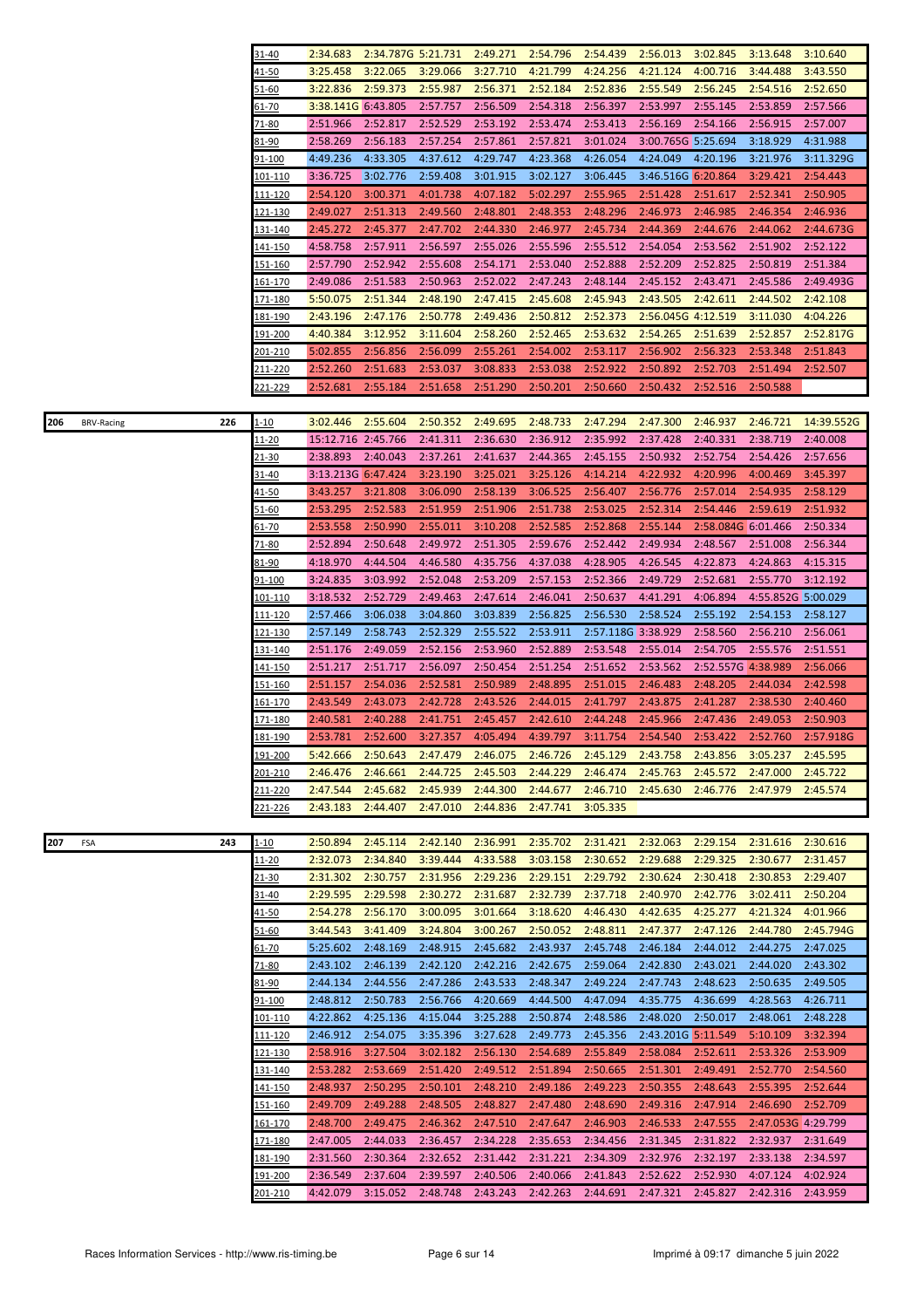| | | | Laps | 1 | 2 | 3 | 4 | 5 | 6 | 7 | 8 | 9 | 10 |
|---|---|---|---|---|---|---|---|---|---|---|---|---|---|
| | | | 31-40 | 2:34.683 | 2:34.787G | 5:21.731 | 2:49.271 | 2:54.796 | 2:54.439 | 2:56.013 | 3:02.845 | 3:13.648 | 3:10.640 |
| | | | 41-50 | 3:25.458 | 3:22.065 | 3:29.066 | 3:27.710 | 4:21.799 | 4:24.256 | 4:21.124 | 4:00.716 | 3:44.488 | 3:43.550 |
| | | | 51-60 | 3:22.836 | 2:59.373 | 2:55.987 | 2:56.371 | 2:52.184 | 2:52.836 | 2:55.549 | 2:56.245 | 2:54.516 | 2:52.650 |
| | | | 61-70 | 3:38.141G | 6:43.805 | 2:57.757 | 2:56.509 | 2:54.318 | 2:56.397 | 2:53.997 | 2:55.145 | 2:53.859 | 2:57.566 |
| | | | 71-80 | 2:51.966 | 2:52.817 | 2:52.529 | 2:53.192 | 2:53.474 | 2:53.413 | 2:56.169 | 2:54.166 | 2:56.915 | 2:57.007 |
| | | | 81-90 | 2:58.269 | 2:56.183 | 2:57.254 | 2:57.861 | 2:57.821 | 3:01.024 | 3:00.765G | 5:25.694 | 3:18.929 | 4:31.988 |
| | | | 91-100 | 4:49.236 | 4:33.305 | 4:37.612 | 4:29.747 | 4:23.368 | 4:26.054 | 4:24.049 | 4:20.196 | 3:21.976 | 3:11.329G |
| | | | 101-110 | 3:36.725 | 3:02.776 | 2:59.408 | 3:01.915 | 3:02.127 | 3:06.445 | 3:46.516G | 6:20.864 | 3:29.421 | 2:54.443 |
| | | | 111-120 | 2:54.120 | 3:00.371 | 4:01.738 | 4:07.182 | 5:02.297 | 2:55.965 | 2:51.428 | 2:51.617 | 2:52.341 | 2:50.905 |
| | | | 121-130 | 2:49.027 | 2:51.313 | 2:49.560 | 2:48.801 | 2:48.353 | 2:48.296 | 2:46.973 | 2:46.985 | 2:46.354 | 2:46.936 |
| | | | 131-140 | 2:45.272 | 2:45.377 | 2:47.702 | 2:44.330 | 2:46.977 | 2:45.734 | 2:44.369 | 2:44.676 | 2:44.062 | 2:44.673G |
| | | | 141-150 | 4:58.758 | 2:57.911 | 2:56.597 | 2:55.026 | 2:55.596 | 2:55.512 | 2:54.054 | 2:53.562 | 2:51.902 | 2:52.122 |
| | | | 151-160 | 2:57.790 | 2:52.942 | 2:55.608 | 2:54.171 | 2:53.040 | 2:52.888 | 2:52.209 | 2:52.825 | 2:50.819 | 2:51.384 |
| | | | 161-170 | 2:49.086 | 2:51.583 | 2:50.963 | 2:52.022 | 2:47.243 | 2:48.144 | 2:45.152 | 2:43.471 | 2:45.586 | 2:49.493G |
| | | | 171-180 | 5:50.075 | 2:51.344 | 2:48.190 | 2:47.415 | 2:45.608 | 2:45.943 | 2:43.505 | 2:42.611 | 2:44.502 | 2:42.108 |
| | | | 181-190 | 2:43.196 | 2:47.176 | 2:50.778 | 2:49.436 | 2:50.812 | 2:52.373 | 2:56.045G | 4:12.519 | 3:11.030 | 4:04.226 |
| | | | 191-200 | 4:40.384 | 3:12.952 | 3:11.604 | 2:58.260 | 2:52.465 | 2:53.632 | 2:54.265 | 2:51.639 | 2:52.857 | 2:52.817G |
| | | | 201-210 | 5:02.855 | 2:56.856 | 2:56.099 | 2:55.261 | 2:54.002 | 2:53.117 | 2:56.902 | 2:56.323 | 2:53.348 | 2:51.843 |
| | | | 211-220 | 2:52.260 | 2:51.683 | 2:53.037 | 3:08.833 | 2:53.038 | 2:52.922 | 2:50.892 | 2:52.703 | 2:51.494 | 2:52.507 |
| | | | 221-229 | 2:52.681 | 2:55.184 | 2:51.658 | 2:51.290 | 2:50.201 | 2:50.660 | 2:50.432 | 2:52.516 | 2:50.588 | |
| 206 | BRV-Racing | 226 | 1-10 | 3:02.446 | 2:55.604 | 2:50.352 | 2:49.695 | 2:48.733 | 2:47.294 | 2:47.300 | 2:46.937 | 2:46.721 | 14:39.552G |
| | | | 11-20 | 15:12.716 | 2:45.766 | 2:41.311 | 2:36.630 | 2:36.912 | 2:35.992 | 2:37.428 | 2:40.331 | 2:38.719 | 2:40.008 |
| | | | 21-30 | 2:38.893 | 2:40.043 | 2:37.261 | 2:41.637 | 2:44.365 | 2:45.155 | 2:50.932 | 2:52.754 | 2:54.426 | 2:57.656 |
| | | | 31-40 | 3:13.213G | 6:47.424 | 3:23.190 | 3:25.021 | 3:25.126 | 4:14.214 | 4:22.932 | 4:20.996 | 4:00.469 | 3:45.397 |
| | | | 41-50 | 3:43.257 | 3:21.808 | 3:06.090 | 2:58.139 | 3:06.525 | 2:56.407 | 2:56.776 | 2:57.014 | 2:54.935 | 2:58.129 |
| | | | 51-60 | 2:53.295 | 2:52.583 | 2:51.959 | 2:51.906 | 2:51.738 | 2:53.025 | 2:52.314 | 2:54.446 | 2:59.619 | 2:51.932 |
| | | | 61-70 | 2:53.558 | 2:50.990 | 2:55.011 | 3:10.208 | 2:52.585 | 2:52.868 | 2:55.144 | 2:58.084G | 6:01.466 | 2:50.334 |
| | | | 71-80 | 2:52.894 | 2:50.648 | 2:49.972 | 2:51.305 | 2:59.676 | 2:52.442 | 2:49.934 | 2:48.567 | 2:51.008 | 2:56.344 |
| | | | 81-90 | 4:18.970 | 4:44.504 | 4:46.580 | 4:35.756 | 4:37.038 | 4:28.905 | 4:26.545 | 4:22.873 | 4:24.863 | 4:15.315 |
| | | | 91-100 | 3:24.835 | 3:03.992 | 2:52.048 | 2:53.209 | 2:57.153 | 2:52.366 | 2:49.729 | 2:52.681 | 2:55.770 | 3:12.192 |
| | | | 101-110 | 3:18.532 | 2:52.729 | 2:49.463 | 2:47.614 | 2:46.041 | 2:50.637 | 4:41.291 | 4:06.894 | 4:55.852G | 5:00.029 |
| | | | 111-120 | 2:57.466 | 3:06.038 | 3:04.860 | 3:03.839 | 2:56.825 | 2:56.530 | 2:58.524 | 2:55.192 | 2:54.153 | 2:58.127 |
| | | | 121-130 | 2:57.149 | 2:58.743 | 2:52.329 | 2:55.522 | 2:53.911 | 2:57.118G | 3:38.929 | 2:58.560 | 2:56.210 | 2:56.061 |
| | | | 131-140 | 2:51.176 | 2:49.059 | 2:52.156 | 2:53.960 | 2:52.889 | 2:53.548 | 2:55.014 | 2:54.705 | 2:55.576 | 2:51.551 |
| | | | 141-150 | 2:51.217 | 2:51.717 | 2:56.097 | 2:50.454 | 2:51.254 | 2:51.652 | 2:53.562 | 2:52.557G | 4:38.989 | 2:56.066 |
| | | | 151-160 | 2:51.157 | 2:54.036 | 2:52.581 | 2:50.989 | 2:48.895 | 2:51.015 | 2:46.483 | 2:48.205 | 2:44.034 | 2:42.598 |
| | | | 161-170 | 2:43.549 | 2:43.073 | 2:42.728 | 2:43.526 | 2:44.015 | 2:41.797 | 2:43.875 | 2:41.287 | 2:38.530 | 2:40.460 |
| | | | 171-180 | 2:40.581 | 2:40.288 | 2:41.751 | 2:45.457 | 2:42.610 | 2:44.248 | 2:45.966 | 2:47.436 | 2:49.053 | 2:50.903 |
| | | | 181-190 | 2:53.781 | 2:52.600 | 3:27.357 | 4:05.494 | 4:39.797 | 3:11.754 | 2:54.540 | 2:53.422 | 2:52.760 | 2:57.918G |
| | | | 191-200 | 5:42.666 | 2:50.643 | 2:47.479 | 2:46.075 | 2:46.726 | 2:45.129 | 2:43.758 | 2:43.856 | 3:05.237 | 2:45.595 |
| | | | 201-210 | 2:46.476 | 2:46.661 | 2:44.725 | 2:45.503 | 2:44.229 | 2:46.474 | 2:45.763 | 2:45.572 | 2:47.000 | 2:45.722 |
| | | | 211-220 | 2:47.544 | 2:45.682 | 2:45.939 | 2:44.300 | 2:44.677 | 2:46.710 | 2:45.630 | 2:46.776 | 2:47.979 | 2:45.574 |
| | | | 221-226 | 2:43.183 | 2:44.407 | 2:47.010 | 2:44.836 | 2:47.741 | 3:05.335 | | | | |
| 207 | FSA | 243 | 1-10 | 2:50.894 | 2:45.114 | 2:42.140 | 2:36.991 | 2:35.702 | 2:31.421 | 2:32.063 | 2:29.154 | 2:31.616 | 2:30.616 |
| | | | 11-20 | 2:32.073 | 2:34.840 | 3:39.444 | 4:33.588 | 3:03.158 | 2:30.652 | 2:29.688 | 2:29.325 | 2:30.677 | 2:31.457 |
| | | | 21-30 | 2:31.302 | 2:30.757 | 2:31.956 | 2:29.236 | 2:29.151 | 2:29.792 | 2:30.624 | 2:30.418 | 2:30.853 | 2:29.407 |
| | | | 31-40 | 2:29.595 | 2:29.598 | 2:30.272 | 2:31.687 | 2:32.739 | 2:37.718 | 2:40.970 | 2:42.776 | 3:02.411 | 2:50.204 |
| | | | 41-50 | 2:54.278 | 2:56.170 | 3:00.095 | 3:01.664 | 3:18.620 | 4:46.430 | 4:42.635 | 4:25.277 | 4:21.324 | 4:01.966 |
| | | | 51-60 | 3:44.543 | 3:41.409 | 3:24.804 | 3:00.267 | 2:50.052 | 2:48.811 | 2:47.377 | 2:47.126 | 2:44.780 | 2:45.794G |
| | | | 61-70 | 5:25.602 | 2:48.169 | 2:48.915 | 2:45.682 | 2:43.937 | 2:45.748 | 2:46.184 | 2:44.012 | 2:44.275 | 2:47.025 |
| | | | 71-80 | 2:43.102 | 2:46.139 | 2:42.120 | 2:42.216 | 2:42.675 | 2:59.064 | 2:42.830 | 2:43.021 | 2:44.020 | 2:43.302 |
| | | | 81-90 | 2:44.134 | 2:44.556 | 2:47.286 | 2:43.533 | 2:48.347 | 2:49.224 | 2:47.743 | 2:48.623 | 2:50.635 | 2:49.505 |
| | | | 91-100 | 2:48.812 | 2:50.783 | 2:56.766 | 4:20.669 | 4:44.500 | 4:47.094 | 4:35.775 | 4:36.699 | 4:28.563 | 4:26.711 |
| | | | 101-110 | 4:22.862 | 4:25.136 | 4:15.044 | 3:25.288 | 2:50.874 | 2:48.586 | 2:48.020 | 2:50.017 | 2:48.061 | 2:48.228 |
| | | | 111-120 | 2:46.912 | 2:54.075 | 3:35.396 | 3:27.628 | 2:49.773 | 2:45.356 | 2:43.201G | 5:11.549 | 5:10.109 | 3:32.394 |
| | | | 121-130 | 2:58.916 | 3:27.504 | 3:02.182 | 2:56.130 | 2:54.689 | 2:55.849 | 2:58.084 | 2:52.611 | 2:53.326 | 2:53.909 |
| | | | 131-140 | 2:53.282 | 2:53.669 | 2:51.420 | 2:49.512 | 2:51.894 | 2:50.665 | 2:51.301 | 2:49.491 | 2:52.770 | 2:54.560 |
| | | | 141-150 | 2:48.937 | 2:50.295 | 2:50.101 | 2:48.210 | 2:49.186 | 2:49.223 | 2:50.355 | 2:48.643 | 2:55.395 | 2:52.644 |
| | | | 151-160 | 2:49.709 | 2:49.288 | 2:48.505 | 2:48.827 | 2:47.480 | 2:48.690 | 2:49.316 | 2:47.914 | 2:46.690 | 2:52.709 |
| | | | 161-170 | 2:48.700 | 2:49.475 | 2:46.362 | 2:47.510 | 2:47.647 | 2:46.903 | 2:46.533 | 2:47.555 | 2:47.053G | 4:29.799 |
| | | | 171-180 | 2:47.005 | 2:44.033 | 2:36.457 | 2:34.228 | 2:35.653 | 2:34.456 | 2:31.345 | 2:31.822 | 2:32.937 | 2:31.649 |
| | | | 181-190 | 2:31.560 | 2:30.364 | 2:32.652 | 2:31.442 | 2:31.221 | 2:34.309 | 2:32.976 | 2:32.197 | 2:33.138 | 2:34.597 |
| | | | 191-200 | 2:36.549 | 2:37.604 | 2:39.597 | 2:40.506 | 2:40.066 | 2:41.843 | 2:52.622 | 2:52.930 | 4:07.124 | 4:02.924 |
| | | | 201-210 | 4:42.079 | 3:15.052 | 2:48.748 | 2:43.243 | 2:42.263 | 2:44.691 | 2:47.321 | 2:45.827 | 2:42.316 | 2:43.959 |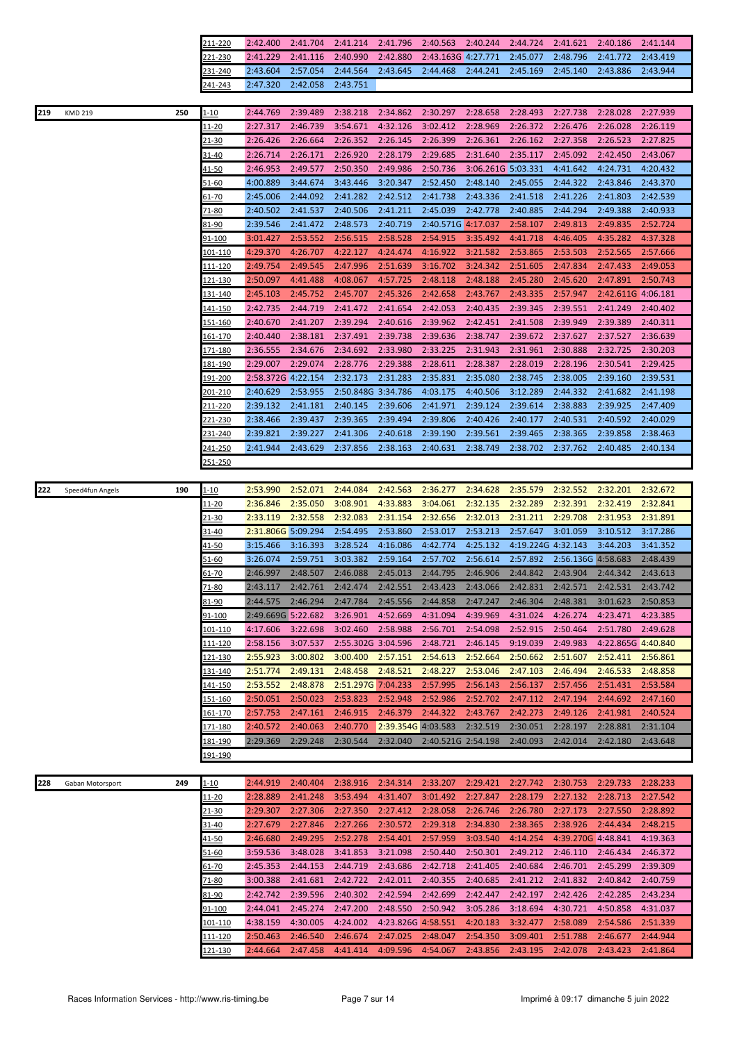| | | | | | | | | | | | | | |
|---|---|---|---|---|---|---|---|---|---|---|---|---|---|
| | | | 211-220 | 2:42.400 | 2:41.704 | 2:41.214 | 2:41.796 | 2:40.563 | 2:40.244 | 2:44.724 | 2:41.621 | 2:40.186 | 2:41.144 |
| | | | 221-230 | 2:41.229 | 2:41.116 | 2:40.990 | 2:42.880 | 2:43.163G | 4:27.771 | 2:45.077 | 2:48.796 | 2:41.772 | 2:43.419 |
| | | | 231-240 | 2:43.604 | 2:57.054 | 2:44.564 | 2:43.645 | 2:44.468 | 2:44.241 | 2:45.169 | 2:45.140 | 2:43.886 | 2:43.944 |
| | | | 241-243 | 2:47.320 | 2:42.058 | 2:43.751 | | | | | | | |

| | | | | | | | | | | | | | |
|---|---|---|---|---|---|---|---|---|---|---|---|---|---|
| 219 | KMD 219 | 250 | 1-10 | 2:44.769 | 2:39.489 | 2:38.218 | 2:34.862 | 2:30.297 | 2:28.658 | 2:28.493 | 2:27.738 | 2:28.028 | 2:27.939 |
| | | | 11-20 | 2:27.317 | 2:46.739 | 3:54.671 | 4:32.126 | 3:02.412 | 2:28.969 | 2:26.372 | 2:26.476 | 2:26.028 | 2:26.119 |
| | | | 21-30 | 2:26.426 | 2:26.664 | 2:26.352 | 2:26.145 | 2:26.399 | 2:26.361 | 2:26.162 | 2:27.358 | 2:26.523 | 2:27.825 |
| | | | 31-40 | 2:26.714 | 2:26.171 | 2:26.920 | 2:28.179 | 2:29.685 | 2:31.640 | 2:35.117 | 2:45.092 | 2:42.450 | 2:43.067 |
| | | | 41-50 | 2:46.953 | 2:49.577 | 2:50.350 | 2:49.986 | 2:50.736 | 3:06.261G | 5:03.331 | 4:41.642 | 4:24.731 | 4:20.432 |
| | | | 51-60 | 4:00.889 | 3:44.674 | 3:43.446 | 3:20.347 | 2:52.450 | 2:48.140 | 2:45.055 | 2:44.322 | 2:43.846 | 2:43.370 |
| | | | 61-70 | 2:45.006 | 2:44.092 | 2:41.282 | 2:42.512 | 2:41.738 | 2:43.336 | 2:41.518 | 2:41.226 | 2:41.803 | 2:42.539 |
| | | | 71-80 | 2:40.502 | 2:41.537 | 2:40.506 | 2:41.211 | 2:45.039 | 2:42.778 | 2:40.885 | 2:44.294 | 2:49.388 | 2:40.933 |
| | | | 81-90 | 2:39.546 | 2:41.472 | 2:48.573 | 2:40.719 | 2:40.571G | 4:17.037 | 2:58.107 | 2:49.813 | 2:49.835 | 2:52.724 |
| | | | 91-100 | 3:01.427 | 2:53.552 | 2:56.515 | 2:58.528 | 2:54.915 | 3:35.492 | 4:41.718 | 4:46.405 | 4:35.282 | 4:37.328 |
| | | | 101-110 | 4:29.370 | 4:26.707 | 4:22.127 | 4:24.474 | 4:16.922 | 3:21.582 | 2:53.865 | 2:53.503 | 2:52.565 | 2:57.666 |
| | | | 111-120 | 2:49.754 | 2:49.545 | 2:47.996 | 2:51.639 | 3:16.702 | 3:24.342 | 2:51.605 | 2:47.834 | 2:47.433 | 2:49.053 |
| | | | 121-130 | 2:50.097 | 4:41.488 | 4:08.067 | 4:57.725 | 2:48.118 | 2:48.188 | 2:45.280 | 2:45.620 | 2:47.891 | 2:50.743 |
| | | | 131-140 | 2:45.103 | 2:45.752 | 2:45.707 | 2:45.326 | 2:42.658 | 2:43.767 | 2:43.335 | 2:57.947 | 2:42.611G | 4:06.181 |
| | | | 141-150 | 2:42.735 | 2:44.719 | 2:41.472 | 2:41.654 | 2:42.053 | 2:40.435 | 2:39.345 | 2:39.551 | 2:41.249 | 2:40.402 |
| | | | 151-160 | 2:40.670 | 2:41.207 | 2:39.294 | 2:40.616 | 2:39.962 | 2:42.451 | 2:41.508 | 2:39.949 | 2:39.389 | 2:40.311 |
| | | | 161-170 | 2:40.440 | 2:38.181 | 2:37.491 | 2:39.738 | 2:39.636 | 2:38.747 | 2:39.672 | 2:37.627 | 2:37.527 | 2:36.639 |
| | | | 171-180 | 2:36.555 | 2:34.676 | 2:34.692 | 2:33.980 | 2:33.225 | 2:31.943 | 2:31.961 | 2:30.888 | 2:32.725 | 2:30.203 |
| | | | 181-190 | 2:29.007 | 2:29.074 | 2:28.776 | 2:29.388 | 2:28.611 | 2:28.387 | 2:28.019 | 2:28.196 | 2:30.541 | 2:29.425 |
| | | | 191-200 | 2:58.372G | 4:22.154 | 2:32.173 | 2:31.283 | 2:35.831 | 2:35.080 | 2:38.745 | 2:38.005 | 2:39.160 | 2:39.531 |
| | | | 201-210 | 2:40.629 | 2:53.955 | 2:50.848G | 3:34.786 | 4:03.175 | 4:40.506 | 3:12.289 | 2:44.332 | 2:41.682 | 2:41.198 |
| | | | 211-220 | 2:39.132 | 2:41.181 | 2:40.145 | 2:39.606 | 2:41.971 | 2:39.124 | 2:39.614 | 2:38.883 | 2:39.925 | 2:47.409 |
| | | | 221-230 | 2:38.466 | 2:39.437 | 2:39.365 | 2:39.494 | 2:39.806 | 2:40.426 | 2:40.177 | 2:40.531 | 2:40.592 | 2:40.029 |
| | | | 231-240 | 2:39.821 | 2:39.227 | 2:41.306 | 2:40.618 | 2:39.190 | 2:39.561 | 2:39.465 | 2:38.365 | 2:39.858 | 2:38.463 |
| | | | 241-250 | 2:41.944 | 2:43.629 | 2:37.856 | 2:38.163 | 2:40.631 | 2:38.749 | 2:38.702 | 2:37.762 | 2:40.485 | 2:40.134 |
| | | | 251-250 | | | | | | | | | | |

| | | | | | | | | | | | | | |
|---|---|---|---|---|---|---|---|---|---|---|---|---|---|
| 222 | Speed4fun Angels | 190 | 1-10 | 2:53.990 | 2:52.071 | 2:44.084 | 2:42.563 | 2:36.277 | 2:34.628 | 2:35.579 | 2:32.552 | 2:32.201 | 2:32.672 |
| | | | 11-20 | 2:36.846 | 2:35.050 | 3:08.901 | 4:33.883 | 3:04.061 | 2:32.135 | 2:32.289 | 2:32.391 | 2:32.419 | 2:32.841 |
| | | | 21-30 | 2:33.119 | 2:32.558 | 2:32.083 | 2:31.154 | 2:32.656 | 2:32.013 | 2:31.211 | 2:29.708 | 2:31.953 | 2:31.891 |
| | | | 31-40 | 2:31.806G | 5:09.294 | 2:54.495 | 2:53.860 | 2:53.017 | 2:53.213 | 2:57.647 | 3:01.059 | 3:10.512 | 3:17.286 |
| | | | 41-50 | 3:15.466 | 3:16.393 | 3:28.524 | 4:16.086 | 4:42.774 | 4:25.132 | 4:19.224G | 4:32.143 | 3:44.203 | 3:41.352 |
| | | | 51-60 | 3:26.074 | 2:59.751 | 3:03.382 | 2:59.164 | 2:57.702 | 2:56.614 | 2:57.892 | 2:56.136G | 4:58.683 | 2:48.439 |
| | | | 61-70 | 2:46.997 | 2:48.507 | 2:46.088 | 2:45.013 | 2:44.795 | 2:46.906 | 2:44.842 | 2:43.904 | 2:44.342 | 2:43.613 |
| | | | 71-80 | 2:43.117 | 2:42.761 | 2:42.474 | 2:42.551 | 2:43.423 | 2:43.066 | 2:42.831 | 2:42.571 | 2:42.531 | 2:43.742 |
| | | | 81-90 | 2:44.575 | 2:46.294 | 2:47.784 | 2:45.556 | 2:44.858 | 2:47.247 | 2:46.304 | 2:48.381 | 3:01.623 | 2:50.853 |
| | | | 91-100 | 2:49.669G | 5:22.682 | 3:26.901 | 4:52.669 | 4:31.094 | 4:39.969 | 4:31.024 | 4:26.274 | 4:23.471 | 4:23.385 |
| | | | 101-110 | 4:17.606 | 3:22.698 | 3:02.460 | 2:58.988 | 2:56.701 | 2:54.098 | 2:52.915 | 2:50.464 | 2:51.780 | 2:49.628 |
| | | | 111-120 | 2:58.156 | 3:07.537 | 2:55.302G | 3:04.596 | 2:48.721 | 2:46.145 | 9:19.039 | 2:49.983 | 4:22.865G | 4:40.840 |
| | | | 121-130 | 2:55.923 | 3:00.802 | 3:00.400 | 2:57.151 | 2:54.613 | 2:52.664 | 2:50.662 | 2:51.607 | 2:52.411 | 2:56.861 |
| | | | 131-140 | 2:51.774 | 2:49.131 | 2:48.458 | 2:48.521 | 2:48.227 | 2:53.046 | 2:47.103 | 2:46.494 | 2:46.533 | 2:48.858 |
| | | | 141-150 | 2:53.552 | 2:48.878 | 2:51.297G | 7:04.233 | 2:57.995 | 2:56.143 | 2:56.137 | 2:57.456 | 2:51.431 | 2:53.584 |
| | | | 151-160 | 2:50.051 | 2:50.023 | 2:53.823 | 2:52.948 | 2:52.986 | 2:52.702 | 2:47.112 | 2:47.194 | 2:44.692 | 2:47.160 |
| | | | 161-170 | 2:57.753 | 2:47.161 | 2:46.915 | 2:46.379 | 2:44.322 | 2:43.767 | 2:42.273 | 2:49.126 | 2:41.981 | 2:40.524 |
| | | | 171-180 | 2:40.572 | 2:40.063 | 2:40.770 | 2:39.354G | 4:03.583 | 2:32.519 | 2:30.051 | 2:28.197 | 2:28.881 | 2:31.104 |
| | | | 181-190 | 2:29.369 | 2:29.248 | 2:30.544 | 2:32.040 | 2:40.521G | 2:54.198 | 2:40.093 | 2:42.014 | 2:42.180 | 2:43.648 |
| | | | 191-190 | | | | | | | | | | |

| | | | | | | | | | | | | | |
|---|---|---|---|---|---|---|---|---|---|---|---|---|---|
| 228 | Gaban Motorsport | 249 | 1-10 | 2:44.919 | 2:40.404 | 2:38.916 | 2:34.314 | 2:33.207 | 2:29.421 | 2:27.742 | 2:30.753 | 2:29.733 | 2:28.233 |
| | | | 11-20 | 2:28.889 | 2:41.248 | 3:53.494 | 4:31.407 | 3:01.492 | 2:27.847 | 2:28.179 | 2:27.132 | 2:28.713 | 2:27.542 |
| | | | 21-30 | 2:29.307 | 2:27.306 | 2:27.350 | 2:27.412 | 2:28.058 | 2:26.746 | 2:26.780 | 2:27.173 | 2:27.550 | 2:28.892 |
| | | | 31-40 | 2:27.679 | 2:27.846 | 2:27.266 | 2:30.572 | 2:29.318 | 2:34.830 | 2:38.365 | 2:38.926 | 2:44.434 | 2:48.215 |
| | | | 41-50 | 2:46.680 | 2:49.295 | 2:52.278 | 2:54.401 | 2:57.959 | 3:03.540 | 4:14.254 | 4:39.270G | 4:48.841 | 4:19.363 |
| | | | 51-60 | 3:59.536 | 3:48.028 | 3:41.853 | 3:21.098 | 2:50.440 | 2:50.301 | 2:49.212 | 2:46.110 | 2:46.434 | 2:46.372 |
| | | | 61-70 | 2:45.353 | 2:44.153 | 2:44.719 | 2:43.686 | 2:42.718 | 2:41.405 | 2:40.684 | 2:46.701 | 2:45.299 | 2:39.309 |
| | | | 71-80 | 3:00.388 | 2:41.681 | 2:42.722 | 2:42.011 | 2:40.355 | 2:40.685 | 2:41.212 | 2:41.832 | 2:40.842 | 2:40.759 |
| | | | 81-90 | 2:42.742 | 2:39.596 | 2:40.302 | 2:42.594 | 2:42.699 | 2:42.447 | 2:42.197 | 2:42.426 | 2:42.285 | 2:43.234 |
| | | | 91-100 | 2:44.041 | 2:45.274 | 2:47.200 | 2:48.550 | 2:50.942 | 3:05.286 | 3:18.694 | 4:30.721 | 4:50.858 | 4:31.037 |
| | | | 101-110 | 4:38.159 | 4:30.005 | 4:24.002 | 4:23.826G | 4:58.551 | 4:20.183 | 3:32.477 | 2:58.089 | 2:54.586 | 2:51.339 |
| | | | 111-120 | 2:50.463 | 2:46.540 | 2:46.674 | 2:47.025 | 2:48.047 | 2:54.350 | 3:09.401 | 2:51.788 | 2:46.677 | 2:44.944 |
| | | | 121-130 | 2:44.664 | 2:47.458 | 4:41.414 | 4:09.596 | 4:54.067 | 2:43.856 | 2:43.195 | 2:42.078 | 2:43.423 | 2:41.864 |

Races Information Services - http://www.ris-timing.be Imprimé à 09:17 dimanche 5 juin 2022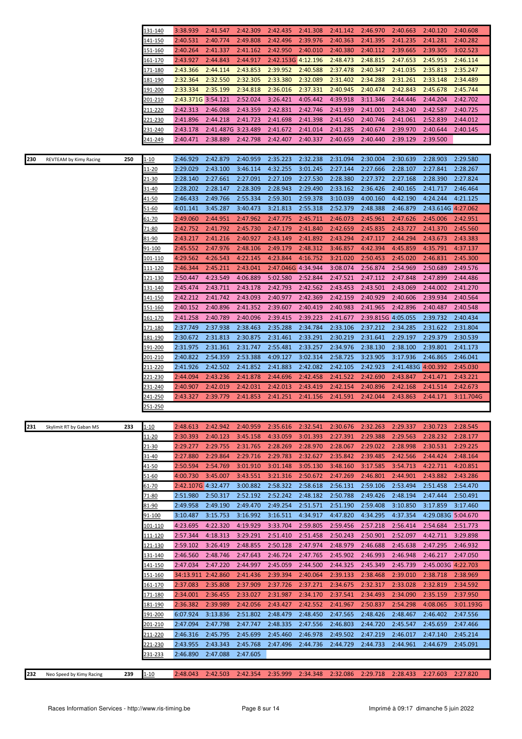| | | | | | | | | | | | |
|---|---|---|---|---|---|---|---|---|---|---|---|
| 131-140 | 3:38.939 | 2:41.547 | 2:42.309 | 2:42.435 | 2:41.308 | 2:41.142 | 2:46.970 | 2:40.663 | 2:40.120 | 2:40.608 |
| 141-150 | 2:40.531 | 2:40.774 | 2:49.808 | 2:42.496 | 2:39.976 | 2:40.363 | 2:41.395 | 2:41.235 | 2:41.281 | 2:40.282 |
| 151-160 | 2:40.264 | 2:41.337 | 2:41.162 | 2:42.950 | 2:40.010 | 2:40.380 | 2:40.112 | 2:39.665 | 2:39.305 | 3:02.523 |
| 161-170 | 2:43.927 | 2:44.843 | 2:44.917 | 2:42.153G | 4:12.196 | 2:48.473 | 2:48.815 | 2:47.653 | 2:45.953 | 2:46.114 |
| 171-180 | 2:43.366 | 2:44.114 | 2:43.853 | 2:39.952 | 2:40.588 | 2:37.478 | 2:40.347 | 2:41.035 | 2:35.813 | 2:35.247 |
| 181-190 | 2:32.364 | 2:32.550 | 2:32.305 | 2:33.380 | 2:32.089 | 2:31.402 | 2:34.288 | 2:31.261 | 2:33.148 | 2:34.489 |
| 191-200 | 2:33.334 | 2:35.199 | 2:34.818 | 2:36.016 | 2:37.331 | 2:40.945 | 2:40.474 | 2:42.843 | 2:45.678 | 2:45.744 |
| 201-210 | 2:43.371G | 3:54.121 | 2:52.024 | 3:26.421 | 4:05.442 | 4:39.918 | 3:11.346 | 2:44.446 | 2:44.204 | 2:42.702 |
| 211-220 | 2:42.313 | 2:46.088 | 2:43.359 | 2:42.831 | 2:42.746 | 2:41.939 | 2:41.001 | 2:43.240 | 2:42.587 | 2:40.725 |
| 221-230 | 2:41.896 | 2:44.218 | 2:41.723 | 2:41.698 | 2:41.398 | 2:41.450 | 2:40.746 | 2:41.061 | 2:52.839 | 2:44.012 |
| 231-240 | 2:43.178 | 2:41.487G | 3:23.489 | 2:41.672 | 2:41.014 | 2:41.285 | 2:40.674 | 2:39.970 | 2:40.644 | 2:40.145 |
| 241-249 | 2:40.471 | 2:38.889 | 2:42.798 | 2:42.407 | 2:40.337 | 2:40.659 | 2:40.440 | 2:39.129 | 2:39.500 | |

**230** REVTEAM by Kimy Racing **250**

| | | | | | | | | | | |
|---|---|---|---|---|---|---|---|---|---|---|
| 1-10 | 2:46.929 | 2:42.879 | 2:40.959 | 2:35.223 | 2:32.238 | 2:31.094 | 2:30.004 | 2:30.639 | 2:28.903 | 2:29.580 |
| 11-20 | 2:29.029 | 2:43.100 | 3:46.114 | 4:32.255 | 3:01.245 | 2:27.144 | 2:27.666 | 2:28.107 | 2:27.841 | 2:28.267 |
| 21-30 | 2:28.140 | 2:27.661 | 2:27.091 | 2:27.109 | 2:27.530 | 2:28.380 | 2:27.372 | 2:27.168 | 2:28.390 | 2:27.824 |
| 31-40 | 2:28.202 | 2:28.147 | 2:28.309 | 2:28.943 | 2:29.490 | 2:33.162 | 2:36.426 | 2:40.165 | 2:41.717 | 2:46.464 |
| 41-50 | 2:46.433 | 2:49.766 | 2:55.334 | 2:59.301 | 2:59.378 | 3:10.039 | 4:00.160 | 4:42.190 | 4:24.244 | 4:21.125 |
| 51-60 | 4:01.141 | 3:45.287 | 3:40.473 | 3:21.813 | 2:55.318 | 2:52.379 | 2:48.388 | 2:46.879 | 2:43.614G | 4:27.062 |
| 61-70 | 2:49.060 | 2:44.951 | 2:47.962 | 2:47.775 | 2:45.711 | 2:46.073 | 2:45.961 | 2:47.626 | 2:45.006 | 2:42.951 |
| 71-80 | 2:42.752 | 2:41.792 | 2:45.730 | 2:47.179 | 2:41.840 | 2:42.659 | 2:45.835 | 2:43.727 | 2:41.370 | 2:45.560 |
| 81-90 | 2:43.217 | 2:41.216 | 2:40.927 | 2:43.149 | 2:41.892 | 2:43.294 | 2:47.117 | 2:44.294 | 2:43.673 | 2:43.383 |
| 91-100 | 2:45.552 | 2:47.976 | 2:48.106 | 2:49.179 | 2:48.312 | 3:46.857 | 4:42.394 | 4:45.859 | 4:35.791 | 4:37.137 |
| 101-110 | 4:29.562 | 4:26.543 | 4:22.145 | 4:23.844 | 4:16.752 | 3:21.020 | 2:50.453 | 2:45.020 | 2:46.831 | 2:45.300 |
| 111-120 | 2:46.344 | 2:45.211 | 2:43.041 | 2:47.046G | 4:34.944 | 3:08.074 | 2:56.874 | 2:54.969 | 2:50.689 | 2:49.576 |
| 121-130 | 2:50.447 | 4:23.549 | 4:06.889 | 5:02.580 | 2:52.844 | 2:47.521 | 2:47.112 | 2:47.848 | 2:47.899 | 2:44.486 |
| 131-140 | 2:45.474 | 2:43.711 | 2:43.178 | 2:42.793 | 2:42.562 | 2:43.453 | 2:43.501 | 2:43.069 | 2:44.002 | 2:41.270 |
| 141-150 | 2:42.212 | 2:41.742 | 2:43.093 | 2:40.977 | 2:42.369 | 2:42.159 | 2:40.929 | 2:40.606 | 2:39.934 | 2:40.564 |
| 151-160 | 2:40.152 | 2:40.896 | 2:41.352 | 2:39.607 | 2:40.419 | 2:40.983 | 2:41.965 | 2:42.896 | 2:40.487 | 2:40.548 |
| 161-170 | 2:41.258 | 2:40.789 | 2:40.096 | 2:39.415 | 2:39.223 | 2:41.677 | 2:39.815G | 4:05.055 | 2:39.732 | 2:40.434 |
| 171-180 | 2:37.749 | 2:37.938 | 2:38.463 | 2:35.288 | 2:34.784 | 2:33.106 | 2:37.212 | 2:34.285 | 2:31.622 | 2:31.804 |
| 181-190 | 2:30.672 | 2:31.813 | 2:30.875 | 2:31.461 | 2:33.291 | 2:30.219 | 2:31.641 | 2:29.197 | 2:29.379 | 2:30.539 |
| 191-200 | 2:31.975 | 2:31.361 | 2:31.747 | 2:55.481 | 2:33.257 | 2:34.976 | 2:38.130 | 2:38.100 | 2:39.801 | 2:41.173 |
| 201-210 | 2:40.822 | 2:54.359 | 2:53.388 | 4:09.127 | 3:02.314 | 2:58.725 | 3:23.905 | 3:17.936 | 2:46.865 | 2:46.041 |
| 211-220 | 2:41.926 | 2:42.502 | 2:41.852 | 2:41.883 | 2:42.082 | 2:42.105 | 2:42.923 | 2:41.483G | 4:00.392 | 2:45.030 |
| 221-230 | 2:44.094 | 2:43.236 | 2:41.878 | 2:44.696 | 2:42.458 | 2:41.522 | 2:42.690 | 2:43.847 | 2:41.471 | 2:43.221 |
| 231-240 | 2:40.907 | 2:42.019 | 2:42.031 | 2:42.013 | 2:43.419 | 2:42.154 | 2:40.896 | 2:42.168 | 2:41.514 | 2:42.673 |
| 241-250 | 2:43.327 | 2:39.779 | 2:41.853 | 2:41.251 | 2:41.156 | 2:41.591 | 2:42.044 | 2:43.863 | 2:44.171 | 3:11.704G |
| 251-250 | | | | | | | | | | |

**231** Skylimit RT by Gaban MS **233**

| | | | | | | | | | | |
|---|---|---|---|---|---|---|---|---|---|---|
| 1-10 | 2:48.613 | 2:42.942 | 2:40.959 | 2:35.616 | 2:32.541 | 2:30.676 | 2:32.263 | 2:29.337 | 2:30.723 | 2:28.545 |
| 11-20 | 2:30.393 | 2:40.123 | 3:45.158 | 4:33.059 | 3:01.393 | 2:27.391 | 2:29.388 | 2:29.563 | 2:28.232 | 2:28.177 |
| 21-30 | 2:29.277 | 2:29.755 | 2:31.765 | 2:28.269 | 2:28.970 | 2:28.067 | 2:29.022 | 2:28.998 | 2:30.531 | 2:29.225 |
| 31-40 | 2:27.880 | 2:29.864 | 2:29.716 | 2:29.783 | 2:32.627 | 2:35.842 | 2:39.485 | 2:42.566 | 2:44.424 | 2:48.164 |
| 41-50 | 2:50.594 | 2:54.769 | 3:01.910 | 3:01.148 | 3:05.130 | 3:48.160 | 3:17.585 | 3:54.713 | 4:22.711 | 4:20.851 |
| 51-60 | 4:00.730 | 3:45.007 | 3:43.551 | 3:21.316 | 2:50.672 | 2:47.269 | 2:46.801 | 2:44.901 | 2:43.882 | 2:43.286 |
| 61-70 | 2:42.107G | 4:32.477 | 3:00.882 | 2:58.322 | 2:58.618 | 2:56.131 | 2:59.106 | 2:53.494 | 2:51.458 | 2:54.470 |
| 71-80 | 2:51.980 | 2:50.317 | 2:52.192 | 2:52.242 | 2:48.182 | 2:50.788 | 2:49.426 | 2:48.194 | 2:47.444 | 2:50.491 |
| 81-90 | 2:49.958 | 2:49.190 | 2:49.470 | 2:49.254 | 2:51.571 | 2:51.190 | 2:59.408 | 3:10.850 | 3:17.859 | 3:17.460 |
| 91-100 | 3:10.487 | 3:15.753 | 3:16.992 | 3:16.511 | 4:34.917 | 4:47.820 | 4:34.295 | 4:37.354 | 4:29.083G | 5:04.670 |
| 101-110 | 4:23.695 | 4:22.320 | 4:19.929 | 3:33.704 | 2:59.805 | 2:59.456 | 2:57.218 | 2:56.414 | 2:54.684 | 2:51.773 |
| 111-120 | 2:57.344 | 4:18.313 | 3:29.291 | 2:51.410 | 2:51.458 | 2:50.243 | 2:50.901 | 2:52.097 | 4:42.711 | 3:29.898 |
| 121-130 | 2:59.102 | 3:26.419 | 2:48.855 | 2:50.128 | 2:47.974 | 2:48.979 | 2:46.688 | 2:45.638 | 2:47.295 | 2:46.932 |
| 131-140 | 2:46.560 | 2:48.746 | 2:47.643 | 2:46.724 | 2:47.765 | 2:45.902 | 2:46.993 | 2:46.948 | 2:46.217 | 2:47.050 |
| 141-150 | 2:47.034 | 2:47.220 | 2:44.997 | 2:45.059 | 2:44.500 | 2:44.325 | 2:45.349 | 2:45.739 | 2:45.003G | 4:22.703 |
| 151-160 | 34:13.911 | 2:42.860 | 2:41.436 | 2:39.394 | 2:40.064 | 2:39.133 | 2:38.468 | 2:39.010 | 2:38.718 | 2:38.969 |
| 161-170 | 2:37.083 | 2:35.808 | 2:37.909 | 2:37.726 | 2:37.271 | 2:34.675 | 2:32.317 | 2:33.028 | 2:32.819 | 2:34.592 |
| 171-180 | 2:34.001 | 2:36.455 | 2:33.027 | 2:31.987 | 2:34.170 | 2:37.541 | 2:34.493 | 2:34.090 | 2:35.159 | 2:37.950 |
| 181-190 | 2:36.382 | 2:39.989 | 2:42.056 | 2:43.427 | 2:42.552 | 2:41.967 | 2:50.837 | 2:54.298 | 4:08.065 | 3:01.193G |
| 191-200 | 6:07.924 | 3:13.836 | 2:51.802 | 2:48.479 | 2:48.450 | 2:47.565 | 2:48.426 | 2:48.467 | 2:46.402 | 2:47.556 |
| 201-210 | 2:47.094 | 2:47.798 | 2:47.747 | 2:48.335 | 2:47.556 | 2:46.803 | 2:44.720 | 2:45.547 | 2:45.659 | 2:47.466 |
| 211-220 | 2:46.316 | 2:45.795 | 2:45.699 | 2:45.460 | 2:46.978 | 2:49.502 | 2:47.219 | 2:46.017 | 2:47.140 | 2:45.214 |
| 221-230 | 2:43.955 | 2:43.343 | 2:45.768 | 2:47.496 | 2:44.736 | 2:44.729 | 2:44.733 | 2:44.961 | 2:44.679 | 2:45.091 |
| 231-233 | 2:46.890 | 2:47.088 | 2:47.605 | | | | | | | |

**232** Neo Speed by Kimy Racing **239**

| | | | | | | | | | | |
|---|---|---|---|---|---|---|---|---|---|---|
| 1-10 | 2:48.043 | 2:42.503 | 2:42.354 | 2:35.999 | 2:34.348 | 2:32.086 | 2:29.718 | 2:28.433 | 2:27.603 | 2:27.820 |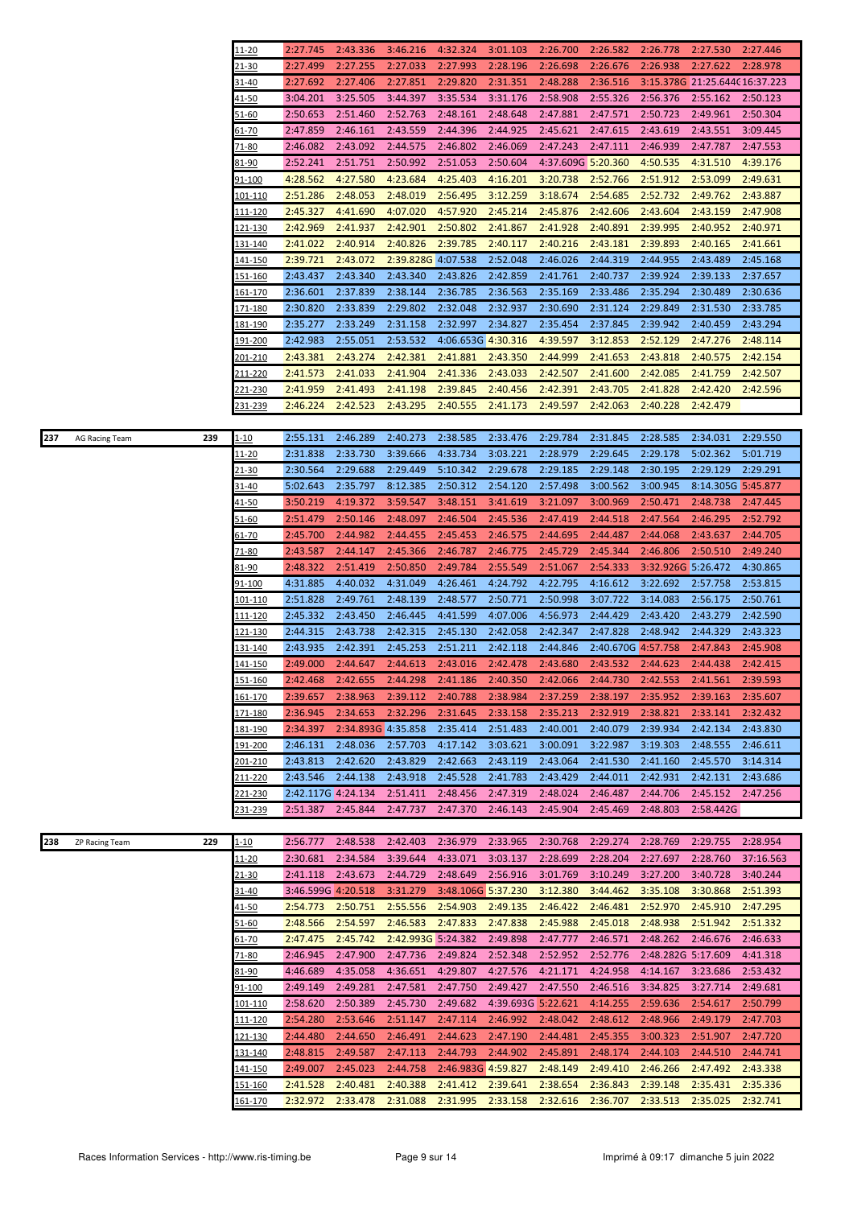| | | | | | | | | | | | | |
|---|---|---|---|---|---|---|---|---|---|---|---|---|
| | | | 11-20 | 2:27.745 | 2:43.336 | 3:46.216 | 4:32.324 | 3:01.103 | 2:26.700 | 2:26.582 | 2:26.778 | 2:27.530 | 2:27.446 |
| | | | 21-30 | 2:27.499 | 2:27.255 | 2:27.033 | 2:27.993 | 2:28.196 | 2:26.698 | 2:26.676 | 2:26.938 | 2:27.622 | 2:28.978 |
| | | | 31-40 | 2:27.692 | 2:27.406 | 2:27.851 | 2:29.820 | 2:31.351 | 2:48.288 | 2:36.516 | 3:15.378G | 21:25.644( | 16:37.223 |
| | | | 41-50 | 3:04.201 | 3:25.505 | 3:44.397 | 3:35.534 | 3:31.176 | 2:58.908 | 2:55.326 | 2:56.376 | 2:55.162 | 2:50.123 |
| | | | 51-60 | 2:50.653 | 2:51.460 | 2:52.763 | 2:48.161 | 2:48.648 | 2:47.881 | 2:47.571 | 2:50.723 | 2:49.961 | 2:50.304 |
| | | | 61-70 | 2:47.859 | 2:46.161 | 2:43.559 | 2:44.396 | 2:44.925 | 2:45.621 | 2:47.615 | 2:43.619 | 2:43.551 | 3:09.445 |
| | | | 71-80 | 2:46.082 | 2:43.092 | 2:44.575 | 2:46.802 | 2:46.069 | 2:47.243 | 2:47.111 | 2:46.939 | 2:47.787 | 2:47.553 |
| | | | 81-90 | 2:52.241 | 2:51.751 | 2:50.992 | 2:51.053 | 2:50.604 | 4:37.609G | 5:20.360 | 4:50.535 | 4:31.510 | 4:39.176 |
| | | | 91-100 | 4:28.562 | 4:27.580 | 4:23.684 | 4:25.403 | 4:16.201 | 3:20.738 | 2:52.766 | 2:51.912 | 2:53.099 | 2:49.631 |
| | | | 101-110 | 2:51.286 | 2:48.053 | 2:48.019 | 2:56.495 | 3:12.259 | 3:18.674 | 2:54.685 | 2:52.732 | 2:49.762 | 2:43.887 |
| | | | 111-120 | 2:45.327 | 4:41.690 | 4:07.020 | 4:57.920 | 2:45.214 | 2:45.876 | 2:42.606 | 2:43.604 | 2:43.159 | 2:47.908 |
| | | | 121-130 | 2:42.969 | 2:41.937 | 2:42.901 | 2:50.802 | 2:41.867 | 2:41.928 | 2:40.891 | 2:39.995 | 2:40.952 | 2:40.971 |
| | | | 131-140 | 2:41.022 | 2:40.914 | 2:40.826 | 2:39.785 | 2:40.117 | 2:40.216 | 2:43.181 | 2:39.893 | 2:40.165 | 2:41.661 |
| | | | 141-150 | 2:39.721 | 2:43.072 | 2:39.828G | 4:07.538 | 2:52.048 | 2:46.026 | 2:44.319 | 2:44.955 | 2:43.489 | 2:45.168 |
| | | | 151-160 | 2:43.437 | 2:43.340 | 2:43.340 | 2:43.826 | 2:42.859 | 2:41.761 | 2:40.737 | 2:39.924 | 2:39.133 | 2:37.657 |
| | | | 161-170 | 2:36.601 | 2:37.839 | 2:38.144 | 2:36.785 | 2:36.563 | 2:35.169 | 2:33.486 | 2:35.294 | 2:30.489 | 2:30.636 |
| | | | 171-180 | 2:30.820 | 2:33.839 | 2:29.802 | 2:32.048 | 2:32.937 | 2:30.690 | 2:31.124 | 2:29.849 | 2:31.530 | 2:33.785 |
| | | | 181-190 | 2:35.277 | 2:33.249 | 2:31.158 | 2:32.997 | 2:34.827 | 2:35.454 | 2:37.845 | 2:39.942 | 2:40.459 | 2:43.294 |
| | | | 191-200 | 2:42.983 | 2:55.051 | 2:53.532 | 4:06.653G | 4:30.316 | 4:39.597 | 3:12.853 | 2:52.129 | 2:47.276 | 2:48.114 |
| | | | 201-210 | 2:43.381 | 2:43.274 | 2:42.381 | 2:41.881 | 2:43.350 | 2:44.999 | 2:41.653 | 2:43.818 | 2:40.575 | 2:42.154 |
| | | | 211-220 | 2:41.573 | 2:41.033 | 2:41.904 | 2:41.336 | 2:43.033 | 2:42.507 | 2:41.600 | 2:42.085 | 2:41.759 | 2:42.507 |
| | | | 221-230 | 2:41.959 | 2:41.493 | 2:41.198 | 2:39.845 | 2:40.456 | 2:42.391 | 2:43.705 | 2:41.828 | 2:42.420 | 2:42.596 |
| | | | 231-239 | 2:46.224 | 2:42.523 | 2:43.295 | 2:40.555 | 2:41.173 | 2:49.597 | 2:42.063 | 2:40.228 | 2:42.479 | |
| 237 | AG Racing Team | 239 | 1-10 | 2:55.131 | 2:46.289 | 2:40.273 | 2:38.585 | 2:33.476 | 2:29.784 | 2:31.845 | 2:28.585 | 2:34.031 | 2:29.550 |
| | | | 11-20 | 2:31.838 | 2:33.730 | 3:39.666 | 4:33.734 | 3:03.221 | 2:28.979 | 2:29.645 | 2:29.178 | 5:02.362 | 5:01.719 |
| | | | 21-30 | 2:30.564 | 2:29.688 | 2:29.449 | 5:10.342 | 2:29.678 | 2:29.185 | 2:29.148 | 2:30.195 | 2:29.129 | 2:29.291 |
| | | | 31-40 | 5:02.643 | 2:35.797 | 8:12.385 | 2:50.312 | 2:54.120 | 2:57.498 | 3:00.562 | 3:00.945 | 8:14.305G | 5:45.877 |
| | | | 41-50 | 3:50.219 | 4:19.372 | 3:59.547 | 3:48.151 | 3:41.619 | 3:21.097 | 3:00.969 | 2:50.471 | 2:48.738 | 2:47.445 |
| | | | 51-60 | 2:51.479 | 2:50.146 | 2:48.097 | 2:46.504 | 2:45.536 | 2:47.419 | 2:44.518 | 2:47.564 | 2:46.295 | 2:52.792 |
| | | | 61-70 | 2:45.700 | 2:44.982 | 2:44.455 | 2:45.453 | 2:46.575 | 2:44.695 | 2:44.487 | 2:44.068 | 2:43.637 | 2:44.705 |
| | | | 71-80 | 2:43.587 | 2:44.147 | 2:45.366 | 2:46.787 | 2:46.775 | 2:45.729 | 2:45.344 | 2:46.806 | 2:50.510 | 2:49.240 |
| | | | 81-90 | 2:48.322 | 2:51.419 | 2:50.850 | 2:49.784 | 2:55.549 | 2:51.067 | 2:54.333 | 3:32.926G | 5:26.472 | 4:30.865 |
| | | | 91-100 | 4:31.885 | 4:40.032 | 4:31.049 | 4:26.461 | 4:24.792 | 4:22.795 | 4:16.612 | 3:22.692 | 2:57.758 | 2:53.815 |
| | | | 101-110 | 2:51.828 | 2:49.761 | 2:48.139 | 2:48.577 | 2:50.771 | 2:50.998 | 3:07.722 | 3:14.083 | 2:56.175 | 2:50.761 |
| | | | 111-120 | 2:45.332 | 2:43.450 | 2:46.445 | 4:41.599 | 4:07.006 | 4:56.973 | 2:44.429 | 2:43.420 | 2:43.279 | 2:42.590 |
| | | | 121-130 | 2:44.315 | 2:43.738 | 2:42.315 | 2:45.130 | 2:42.058 | 2:42.347 | 2:47.828 | 2:48.942 | 2:44.329 | 2:43.323 |
| | | | 131-140 | 2:43.935 | 2:42.391 | 2:45.253 | 2:51.211 | 2:42.118 | 2:44.846 | 2:40.670G | 4:57.758 | 2:47.843 | 2:45.908 |
| | | | 141-150 | 2:49.000 | 2:44.647 | 2:44.613 | 2:43.016 | 2:42.478 | 2:43.680 | 2:43.532 | 2:44.623 | 2:44.438 | 2:42.415 |
| | | | 151-160 | 2:42.468 | 2:42.655 | 2:44.298 | 2:41.186 | 2:40.350 | 2:42.066 | 2:44.730 | 2:42.553 | 2:41.561 | 2:39.593 |
| | | | 161-170 | 2:39.657 | 2:38.963 | 2:39.112 | 2:40.788 | 2:38.984 | 2:37.259 | 2:38.197 | 2:35.952 | 2:39.163 | 2:35.607 |
| | | | 171-180 | 2:36.945 | 2:34.653 | 2:32.296 | 2:31.645 | 2:33.158 | 2:35.213 | 2:32.919 | 2:38.821 | 2:33.141 | 2:32.432 |
| | | | 181-190 | 2:34.397 | 2:34.893G | 4:35.858 | 2:35.414 | 2:51.483 | 2:40.001 | 2:40.079 | 2:39.934 | 2:42.134 | 2:43.830 |
| | | | 191-200 | 2:46.131 | 2:48.036 | 2:57.703 | 4:17.142 | 3:03.621 | 3:00.091 | 3:22.987 | 3:19.303 | 2:48.555 | 2:46.611 |
| | | | 201-210 | 2:43.813 | 2:42.620 | 2:43.829 | 2:42.663 | 2:43.119 | 2:43.064 | 2:41.530 | 2:41.160 | 2:45.570 | 3:14.314 |
| | | | 211-220 | 2:43.546 | 2:44.138 | 2:43.918 | 2:45.528 | 2:41.783 | 2:43.429 | 2:44.011 | 2:42.931 | 2:42.131 | 2:43.686 |
| | | | 221-230 | 2:42.117G | 4:24.134 | 2:51.411 | 2:48.456 | 2:47.319 | 2:48.024 | 2:46.487 | 2:44.706 | 2:45.152 | 2:47.256 |
| | | | 231-239 | 2:51.387 | 2:45.844 | 2:47.737 | 2:47.370 | 2:46.143 | 2:45.904 | 2:45.469 | 2:48.803 | 2:58.442G | |
| 238 | ZP Racing Team | 229 | 1-10 | 2:56.777 | 2:48.538 | 2:42.403 | 2:36.979 | 2:33.965 | 2:30.768 | 2:29.274 | 2:28.769 | 2:29.755 | 2:28.954 |
| | | | 11-20 | 2:30.681 | 2:34.584 | 3:39.644 | 4:33.071 | 3:03.137 | 2:28.699 | 2:28.204 | 2:27.697 | 2:28.760 | 37:16.563 |
| | | | 21-30 | 2:41.118 | 2:43.673 | 2:44.729 | 2:48.649 | 2:56.916 | 3:01.769 | 3:10.249 | 3:27.200 | 3:40.728 | 3:40.244 |
| | | | 31-40 | 3:46.599G | 4:20.518 | 3:31.279 | 3:48.106G | 5:37.230 | 3:12.380 | 3:44.462 | 3:35.108 | 3:30.868 | 2:51.393 |
| | | | 41-50 | 2:54.773 | 2:50.751 | 2:55.556 | 2:54.903 | 2:49.135 | 2:46.422 | 2:46.481 | 2:52.970 | 2:45.910 | 2:47.295 |
| | | | 51-60 | 2:48.566 | 2:54.597 | 2:46.583 | 2:47.833 | 2:47.838 | 2:45.988 | 2:45.018 | 2:48.938 | 2:51.942 | 2:51.332 |
| | | | 61-70 | 2:47.475 | 2:45.742 | 2:42.993G | 5:24.382 | 2:49.898 | 2:47.777 | 2:46.571 | 2:48.262 | 2:46.676 | 2:46.633 |
| | | | 71-80 | 2:46.945 | 2:47.900 | 2:47.736 | 2:49.824 | 2:52.348 | 2:52.952 | 2:52.776 | 2:48.282G | 5:17.609 | 4:41.318 |
| | | | 81-90 | 4:46.689 | 4:35.058 | 4:36.651 | 4:29.807 | 4:27.576 | 4:21.171 | 4:24.958 | 4:14.167 | 3:23.686 | 2:53.432 |
| | | | 91-100 | 2:49.149 | 2:49.281 | 2:47.581 | 2:47.750 | 2:49.427 | 2:47.550 | 2:46.516 | 3:34.825 | 3:27.714 | 2:49.681 |
| | | | 101-110 | 2:58.620 | 2:50.389 | 2:45.730 | 2:49.682 | 4:39.693G | 5:22.621 | 4:14.255 | 2:59.636 | 2:54.617 | 2:50.799 |
| | | | 111-120 | 2:54.280 | 2:53.646 | 2:51.147 | 2:47.114 | 2:46.992 | 2:48.042 | 2:48.612 | 2:48.966 | 2:49.179 | 2:47.703 |
| | | | 121-130 | 2:44.480 | 2:44.650 | 2:46.491 | 2:44.623 | 2:47.190 | 2:44.481 | 2:45.355 | 3:00.323 | 2:51.907 | 2:47.720 |
| | | | 131-140 | 2:48.815 | 2:49.587 | 2:47.113 | 2:44.793 | 2:44.902 | 2:45.891 | 2:48.174 | 2:44.103 | 2:44.510 | 2:44.741 |
| | | | 141-150 | 2:49.007 | 2:45.023 | 2:44.758 | 2:46.983G | 4:59.827 | 2:48.149 | 2:49.410 | 2:46.266 | 2:47.492 | 2:43.338 |
| | | | 151-160 | 2:41.528 | 2:40.481 | 2:40.388 | 2:41.412 | 2:39.641 | 2:38.654 | 2:36.843 | 2:39.148 | 2:35.431 | 2:35.336 |
| | | | 161-170 | 2:32.972 | 2:33.478 | 2:31.088 | 2:31.995 | 2:33.158 | 2:32.616 | 2:36.707 | 2:33.513 | 2:35.025 | 2:32.741 |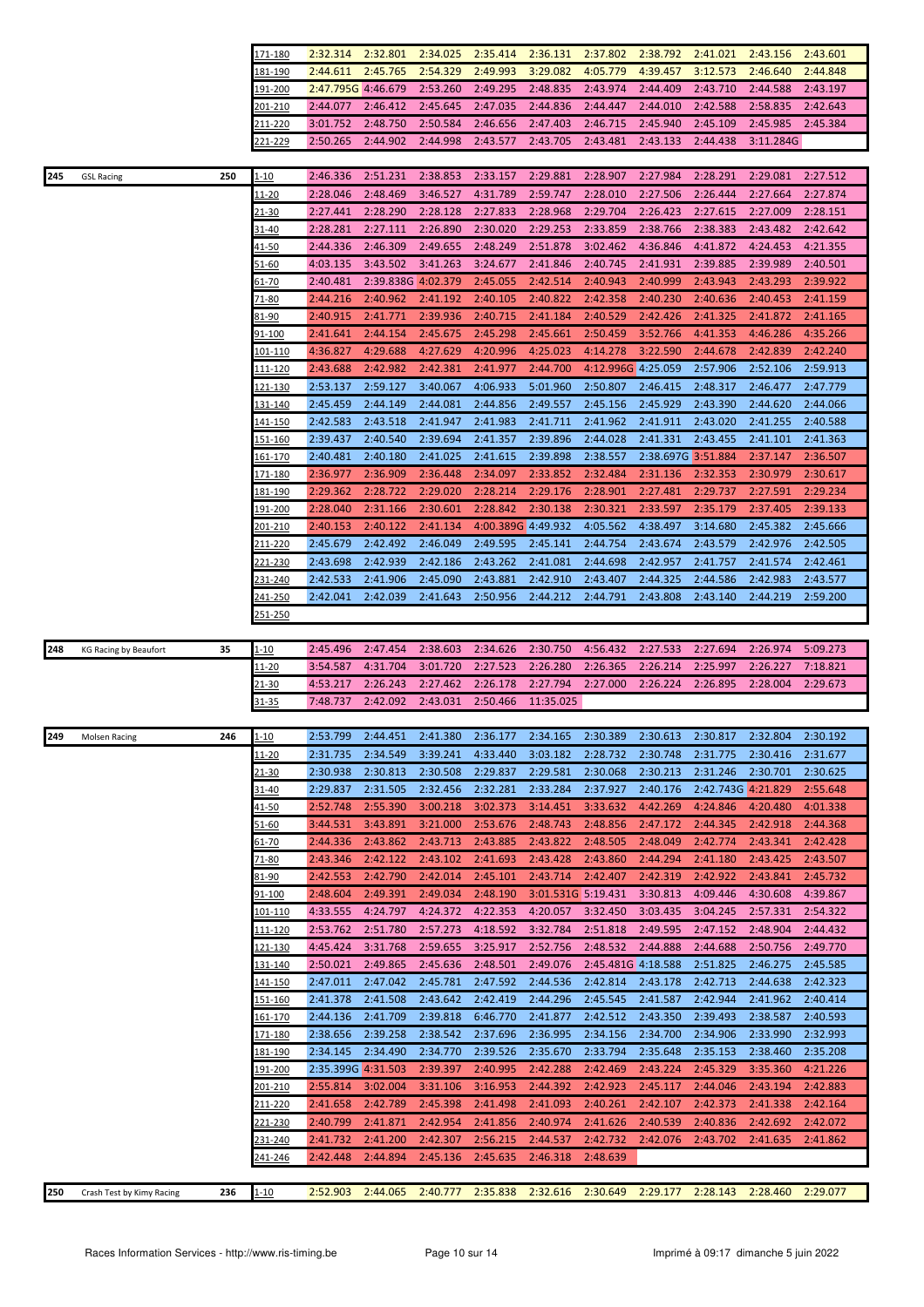| | | | Laps | 1 | 2 | 3 | 4 | 5 | 6 | 7 | 8 | 9 | 10 |
|---|---|---|---|---|---|---|---|---|---|---|---|---|---|
| | | | 171-180 | 2:32.314 | 2:32.801 | 2:34.025 | 2:35.414 | 2:36.131 | 2:37.802 | 2:38.792 | 2:41.021 | 2:43.156 | 2:43.601 |
| | | | 181-190 | 2:44.611 | 2:45.765 | 2:54.329 | 2:49.993 | 3:29.082 | 4:05.779 | 4:39.457 | 3:12.573 | 2:46.640 | 2:44.848 |
| | | | 191-200 | 2:47.795G | 4:46.679 | 2:53.260 | 2:49.295 | 2:48.835 | 2:43.974 | 2:44.409 | 2:43.710 | 2:44.588 | 2:43.197 |
| | | | 201-210 | 2:44.077 | 2:46.412 | 2:45.645 | 2:47.035 | 2:44.836 | 2:44.447 | 2:44.010 | 2:42.588 | 2:58.835 | 2:42.643 |
| | | | 211-220 | 3:01.752 | 2:48.750 | 2:50.584 | 2:46.656 | 2:47.403 | 2:46.715 | 2:45.940 | 2:45.109 | 2:45.985 | 2:45.384 |
| | | | 221-229 | 2:50.265 | 2:44.902 | 2:44.998 | 2:43.577 | 2:43.705 | 2:43.481 | 2:43.133 | 2:44.438 | 3:11.284G | |
| 245 | GSL Racing | 250 | 1-10 | 2:46.336 | 2:51.231 | 2:38.853 | 2:33.157 | 2:29.881 | 2:28.907 | 2:27.984 | 2:28.291 | 2:29.081 | 2:27.512 |
| | | | 11-20 | 2:28.046 | 2:48.469 | 3:46.527 | 4:31.789 | 2:59.747 | 2:28.010 | 2:27.506 | 2:26.444 | 2:27.664 | 2:27.874 |
| | | | 21-30 | 2:27.441 | 2:28.290 | 2:28.128 | 2:27.833 | 2:28.968 | 2:29.704 | 2:26.423 | 2:27.615 | 2:27.009 | 2:28.151 |
| | | | 31-40 | 2:28.281 | 2:27.111 | 2:26.890 | 2:30.020 | 2:29.253 | 2:33.859 | 2:38.766 | 2:38.383 | 2:43.482 | 2:42.642 |
| | | | 41-50 | 2:44.336 | 2:46.309 | 2:49.655 | 2:48.249 | 2:51.878 | 3:02.462 | 4:36.846 | 4:41.872 | 4:24.453 | 4:21.355 |
| | | | 51-60 | 4:03.135 | 3:43.502 | 3:41.263 | 3:24.677 | 2:41.846 | 2:40.745 | 2:41.931 | 2:39.885 | 2:39.989 | 2:40.501 |
| | | | 61-70 | 2:40.481 | 2:39.838G | 4:02.379 | 2:45.055 | 2:42.514 | 2:40.943 | 2:40.999 | 2:43.943 | 2:43.293 | 2:39.922 |
| | | | 71-80 | 2:44.216 | 2:40.962 | 2:41.192 | 2:40.105 | 2:40.822 | 2:42.358 | 2:40.230 | 2:40.636 | 2:40.453 | 2:41.159 |
| | | | 81-90 | 2:40.915 | 2:41.771 | 2:39.936 | 2:40.715 | 2:41.184 | 2:40.529 | 2:42.426 | 2:41.325 | 2:41.872 | 2:41.165 |
| | | | 91-100 | 2:41.641 | 2:44.154 | 2:45.675 | 2:45.298 | 2:45.661 | 2:50.459 | 3:52.766 | 4:41.353 | 4:46.286 | 4:35.266 |
| | | | 101-110 | 4:36.827 | 4:29.688 | 4:27.629 | 4:20.996 | 4:25.023 | 4:14.278 | 3:22.590 | 2:44.678 | 2:42.839 | 2:42.240 |
| | | | 111-120 | 2:43.688 | 2:42.982 | 2:42.381 | 2:41.977 | 2:44.700 | 4:12.996G | 4:25.059 | 2:57.906 | 2:52.106 | 2:59.913 |
| | | | 121-130 | 2:53.137 | 2:59.127 | 3:40.067 | 4:06.933 | 5:01.960 | 2:50.807 | 2:46.415 | 2:48.317 | 2:46.477 | 2:47.779 |
| | | | 131-140 | 2:45.459 | 2:44.149 | 2:44.081 | 2:44.856 | 2:49.557 | 2:45.156 | 2:45.929 | 2:43.390 | 2:44.620 | 2:44.066 |
| | | | 141-150 | 2:42.583 | 2:43.518 | 2:41.947 | 2:41.983 | 2:41.711 | 2:41.962 | 2:41.911 | 2:43.020 | 2:41.255 | 2:40.588 |
| | | | 151-160 | 2:39.437 | 2:40.540 | 2:39.694 | 2:41.357 | 2:39.896 | 2:44.028 | 2:41.331 | 2:43.455 | 2:41.101 | 2:41.363 |
| | | | 161-170 | 2:40.481 | 2:40.180 | 2:41.025 | 2:41.615 | 2:39.898 | 2:38.557 | 2:38.697G | 3:51.884 | 2:37.147 | 2:36.507 |
| | | | 171-180 | 2:36.977 | 2:36.909 | 2:36.448 | 2:34.097 | 2:33.852 | 2:32.484 | 2:31.136 | 2:32.353 | 2:30.979 | 2:30.617 |
| | | | 181-190 | 2:29.362 | 2:28.722 | 2:29.020 | 2:28.214 | 2:29.176 | 2:28.901 | 2:27.481 | 2:29.737 | 2:27.591 | 2:29.234 |
| | | | 191-200 | 2:28.040 | 2:31.166 | 2:30.601 | 2:28.842 | 2:30.138 | 2:30.321 | 2:33.597 | 2:35.179 | 2:37.405 | 2:39.133 |
| | | | 201-210 | 2:40.153 | 2:40.122 | 2:41.134 | 4:00.389G | 4:49.932 | 4:05.562 | 4:38.497 | 3:14.680 | 2:45.382 | 2:45.666 |
| | | | 211-220 | 2:45.679 | 2:42.492 | 2:46.049 | 2:49.595 | 2:45.141 | 2:44.754 | 2:43.674 | 2:43.579 | 2:42.976 | 2:42.505 |
| | | | 221-230 | 2:43.698 | 2:42.939 | 2:42.186 | 2:43.262 | 2:41.081 | 2:44.698 | 2:42.957 | 2:41.757 | 2:41.574 | 2:42.461 |
| | | | 231-240 | 2:42.533 | 2:41.906 | 2:45.090 | 2:43.881 | 2:42.910 | 2:43.407 | 2:44.325 | 2:44.586 | 2:42.983 | 2:43.577 |
| | | | 241-250 | 2:42.041 | 2:42.039 | 2:41.643 | 2:50.956 | 2:44.212 | 2:44.791 | 2:43.808 | 2:43.140 | 2:44.219 | 2:59.200 |
| | | | 251-250 | | | | | | | | | | |
| 248 | KG Racing by Beaufort | 35 | 1-10 | 2:45.496 | 2:47.454 | 2:38.603 | 2:34.626 | 2:30.750 | 4:56.432 | 2:27.533 | 2:27.694 | 2:26.974 | 5:09.273 |
| | | | 11-20 | 3:54.587 | 4:31.704 | 3:01.720 | 2:27.523 | 2:26.280 | 2:26.365 | 2:26.214 | 2:25.997 | 2:26.227 | 7:18.821 |
| | | | 21-30 | 4:53.217 | 2:26.243 | 2:27.462 | 2:26.178 | 2:27.794 | 2:27.000 | 2:26.224 | 2:26.895 | 2:28.004 | 2:29.673 |
| | | | 31-35 | 7:48.737 | 2:42.092 | 2:43.031 | 2:50.466 | 11:35.025 | | | | | |
| 249 | Molsen Racing | 246 | 1-10 | 2:53.799 | 2:44.451 | 2:41.380 | 2:36.177 | 2:34.165 | 2:30.389 | 2:30.613 | 2:30.817 | 2:32.804 | 2:30.192 |
| | | | 11-20 | 2:31.735 | 2:34.549 | 3:39.241 | 4:33.440 | 3:03.182 | 2:28.732 | 2:30.748 | 2:31.775 | 2:30.416 | 2:31.677 |
| | | | 21-30 | 2:30.938 | 2:30.813 | 2:30.508 | 2:29.837 | 2:29.581 | 2:30.068 | 2:30.213 | 2:31.246 | 2:30.701 | 2:30.625 |
| | | | 31-40 | 2:29.837 | 2:31.505 | 2:32.456 | 2:32.281 | 2:33.284 | 2:37.927 | 2:40.176 | 2:42.743G | 4:21.829 | 2:55.648 |
| | | | 41-50 | 2:52.748 | 2:55.390 | 3:00.218 | 3:02.373 | 3:14.451 | 3:33.632 | 4:42.269 | 4:24.846 | 4:20.480 | 4:01.338 |
| | | | 51-60 | 3:44.531 | 3:43.891 | 3:21.000 | 2:53.676 | 2:48.743 | 2:48.856 | 2:47.172 | 2:44.345 | 2:42.918 | 2:44.368 |
| | | | 61-70 | 2:44.336 | 2:43.862 | 2:43.713 | 2:43.885 | 2:43.822 | 2:48.505 | 2:48.049 | 2:42.774 | 2:43.341 | 2:42.428 |
| | | | 71-80 | 2:43.346 | 2:42.122 | 2:43.102 | 2:41.693 | 2:43.428 | 2:43.860 | 2:44.294 | 2:41.180 | 2:43.425 | 2:43.507 |
| | | | 81-90 | 2:42.553 | 2:42.790 | 2:42.014 | 2:45.101 | 2:43.714 | 2:42.407 | 2:42.319 | 2:42.922 | 2:43.841 | 2:45.732 |
| | | | 91-100 | 2:48.604 | 2:49.391 | 2:49.034 | 2:48.190 | 3:01.531G | 5:19.431 | 3:30.813 | 4:09.446 | 4:30.608 | 4:39.867 |
| | | | 101-110 | 4:33.555 | 4:24.797 | 4:24.372 | 4:22.353 | 4:20.057 | 3:32.450 | 3:03.435 | 3:04.245 | 2:57.331 | 2:54.322 |
| | | | 111-120 | 2:53.762 | 2:51.780 | 2:57.273 | 4:18.592 | 3:32.784 | 2:51.818 | 2:49.595 | 2:47.152 | 2:48.904 | 2:44.432 |
| | | | 121-130 | 4:45.424 | 3:31.768 | 2:59.655 | 3:25.917 | 2:52.756 | 2:48.532 | 2:44.888 | 2:44.688 | 2:50.756 | 2:49.770 |
| | | | 131-140 | 2:50.021 | 2:49.865 | 2:45.636 | 2:48.501 | 2:49.076 | 2:45.481G | 4:18.588 | 2:51.825 | 2:46.275 | 2:45.585 |
| | | | 141-150 | 2:47.011 | 2:47.042 | 2:45.781 | 2:47.592 | 2:44.536 | 2:42.814 | 2:43.178 | 2:42.713 | 2:44.638 | 2:42.323 |
| | | | 151-160 | 2:41.378 | 2:41.508 | 2:43.642 | 2:42.419 | 2:44.296 | 2:45.545 | 2:41.587 | 2:42.944 | 2:41.962 | 2:40.414 |
| | | | 161-170 | 2:44.136 | 2:41.709 | 2:39.818 | 6:46.770 | 2:41.877 | 2:42.512 | 2:43.350 | 2:39.493 | 2:38.587 | 2:40.593 |
| | | | 171-180 | 2:38.656 | 2:39.258 | 2:38.542 | 2:37.696 | 2:36.995 | 2:34.156 | 2:34.700 | 2:34.906 | 2:33.990 | 2:32.993 |
| | | | 181-190 | 2:34.145 | 2:34.490 | 2:34.770 | 2:39.526 | 2:35.670 | 2:33.794 | 2:35.648 | 2:35.153 | 2:38.460 | 2:35.208 |
| | | | 191-200 | 2:35.399G | 4:31.503 | 2:39.397 | 2:40.995 | 2:42.288 | 2:42.469 | 2:43.224 | 2:45.329 | 3:35.360 | 4:21.226 |
| | | | 201-210 | 2:55.814 | 3:02.004 | 3:31.106 | 3:16.953 | 2:44.392 | 2:42.923 | 2:45.117 | 2:44.046 | 2:43.194 | 2:42.883 |
| | | | 211-220 | 2:41.658 | 2:42.789 | 2:45.398 | 2:41.498 | 2:41.093 | 2:40.261 | 2:42.107 | 2:42.373 | 2:41.338 | 2:42.164 |
| | | | 221-230 | 2:40.799 | 2:41.871 | 2:42.954 | 2:41.856 | 2:40.974 | 2:41.626 | 2:40.539 | 2:40.836 | 2:42.692 | 2:42.072 |
| | | | 231-240 | 2:41.732 | 2:41.200 | 2:42.307 | 2:56.215 | 2:44.537 | 2:42.732 | 2:42.076 | 2:43.702 | 2:41.635 | 2:41.862 |
| | | | 241-246 | 2:42.448 | 2:44.894 | 2:45.136 | 2:45.635 | 2:46.318 | 2:48.639 | | | | |
| 250 | Crash Test by Kimy Racing | 236 | 1-10 | 2:52.903 | 2:44.065 | 2:40.777 | 2:35.838 | 2:32.616 | 2:30.649 | 2:29.177 | 2:28.143 | 2:28.460 | 2:29.077 |

Races Information Services - http://www.ris-timing.be

Imprimé à 09:17 dimanche 5 juin 2022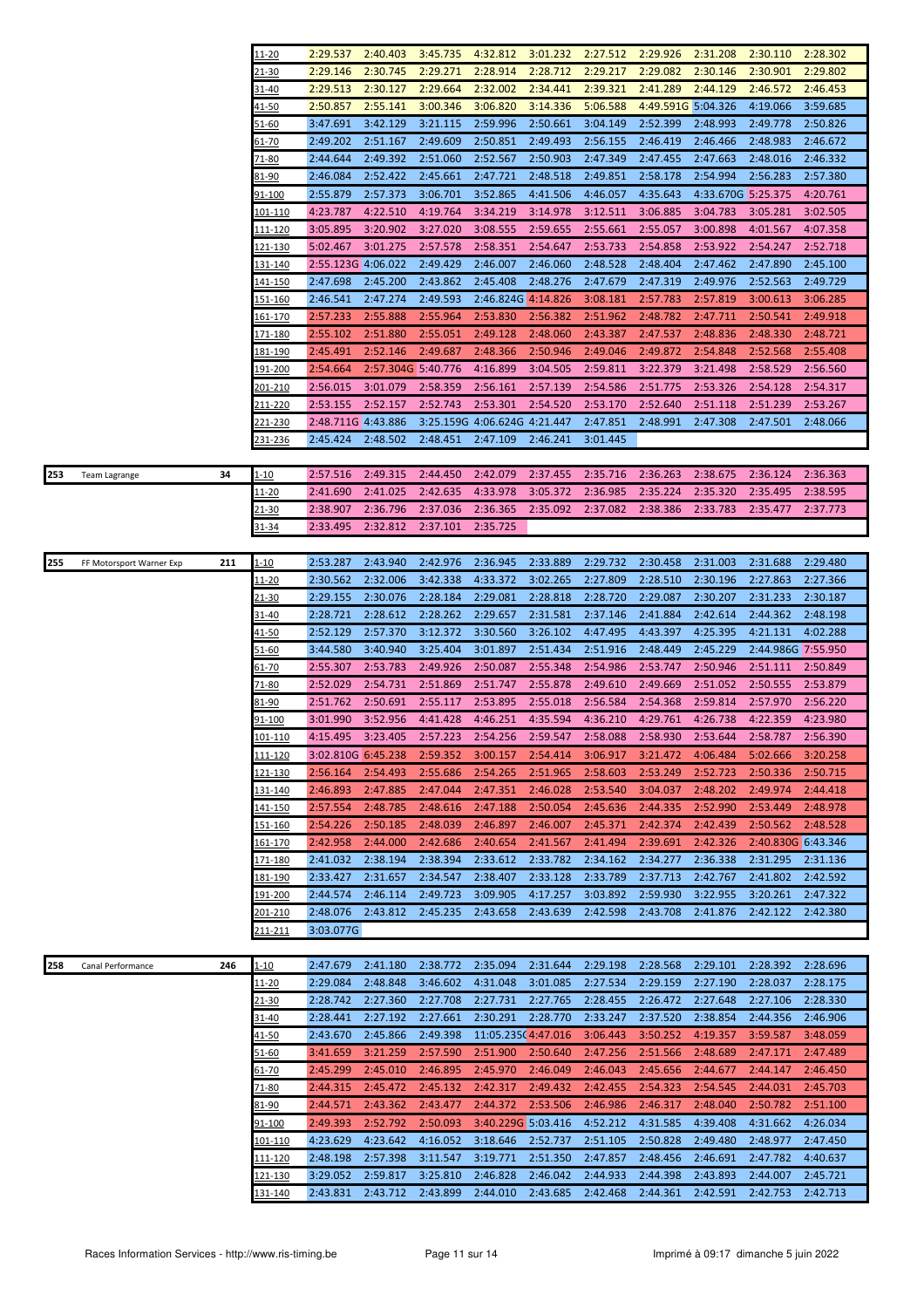| | | | | | | | | | | | | | |
|---|---|---|---|---|---|---|---|---|---|---|---|---|---|
| | | | 11-20 | 2:29.537 | 2:40.403 | 3:45.735 | 4:32.812 | 3:01.232 | 2:27.512 | 2:29.926 | 2:31.208 | 2:30.110 | 2:28.302 |
| | | | 21-30 | 2:29.146 | 2:30.745 | 2:29.271 | 2:28.914 | 2:28.712 | 2:29.217 | 2:29.082 | 2:30.146 | 2:30.901 | 2:29.802 |
| | | | 31-40 | 2:29.513 | 2:30.127 | 2:29.664 | 2:32.002 | 2:34.441 | 2:39.321 | 2:41.289 | 2:44.129 | 2:46.572 | 2:46.453 |
| | | | 41-50 | 2:50.857 | 2:55.141 | 3:00.346 | 3:06.820 | 3:14.336 | 5:06.588 | 4:49.591G | 5:04.326 | 4:19.066 | 3:59.685 |
| | | | 51-60 | 3:47.691 | 3:42.129 | 3:21.115 | 2:59.996 | 2:50.661 | 3:04.149 | 2:52.399 | 2:48.993 | 2:49.778 | 2:50.826 |
| | | | 61-70 | 2:49.202 | 2:51.167 | 2:49.609 | 2:50.851 | 2:49.493 | 2:56.155 | 2:46.419 | 2:46.466 | 2:48.983 | 2:46.672 |
| | | | 71-80 | 2:44.644 | 2:49.392 | 2:51.060 | 2:52.567 | 2:50.903 | 2:47.349 | 2:47.455 | 2:47.663 | 2:48.016 | 2:46.332 |
| | | | 81-90 | 2:46.084 | 2:52.422 | 2:45.661 | 2:47.721 | 2:48.518 | 2:49.851 | 2:58.178 | 2:54.994 | 2:56.283 | 2:57.380 |
| | | | 91-100 | 2:55.879 | 2:57.373 | 3:06.701 | 3:52.865 | 4:41.506 | 4:46.057 | 4:35.643 | 4:33.670G | 5:25.375 | 4:20.761 |
| | | | 101-110 | 4:23.787 | 4:22.510 | 4:19.764 | 3:34.219 | 3:14.978 | 3:12.511 | 3:06.885 | 3:04.783 | 3:05.281 | 3:02.505 |
| | | | 111-120 | 3:05.895 | 3:20.902 | 3:27.020 | 3:08.555 | 2:59.655 | 2:55.661 | 2:55.057 | 3:00.898 | 4:01.567 | 4:07.358 |
| | | | 121-130 | 5:02.467 | 3:01.275 | 2:57.578 | 2:58.351 | 2:54.647 | 2:53.733 | 2:54.858 | 2:53.922 | 2:54.247 | 2:52.718 |
| | | | 131-140 | 2:55.123G | 4:06.022 | 2:49.429 | 2:46.007 | 2:46.060 | 2:48.528 | 2:48.404 | 2:47.462 | 2:47.890 | 2:45.100 |
| | | | 141-150 | 2:47.698 | 2:45.200 | 2:43.862 | 2:45.408 | 2:48.276 | 2:47.679 | 2:47.319 | 2:49.976 | 2:52.563 | 2:49.729 |
| | | | 151-160 | 2:46.541 | 2:47.274 | 2:49.593 | 2:46.824G | 4:14.826 | 3:08.181 | 2:57.783 | 2:57.819 | 3:00.613 | 3:06.285 |
| | | | 161-170 | 2:57.233 | 2:55.888 | 2:55.964 | 2:53.830 | 2:56.382 | 2:51.962 | 2:48.782 | 2:47.711 | 2:50.541 | 2:49.918 |
| | | | 171-180 | 2:55.102 | 2:51.880 | 2:55.051 | 2:49.128 | 2:48.060 | 2:43.387 | 2:47.537 | 2:48.836 | 2:48.330 | 2:48.721 |
| | | | 181-190 | 2:45.491 | 2:52.146 | 2:49.687 | 2:48.366 | 2:50.946 | 2:49.046 | 2:49.872 | 2:54.848 | 2:52.568 | 2:55.408 |
| | | | 191-200 | 2:54.664 | 2:57.304G | 5:40.776 | 4:16.899 | 3:04.505 | 2:59.811 | 3:22.379 | 3:21.498 | 2:58.529 | 2:56.560 |
| | | | 201-210 | 2:56.015 | 3:01.079 | 2:58.359 | 2:56.161 | 2:57.139 | 2:54.586 | 2:51.775 | 2:53.326 | 2:54.128 | 2:54.317 |
| | | | 211-220 | 2:53.155 | 2:52.157 | 2:52.743 | 2:53.301 | 2:54.520 | 2:53.170 | 2:52.640 | 2:51.118 | 2:51.239 | 2:53.267 |
| | | | 221-230 | 2:48.711G | 4:43.886 | 3:25.159G | 4:06.624G | 4:21.447 | 2:47.851 | 2:48.991 | 2:47.308 | 2:47.501 | 2:48.066 |
| | | | 231-236 | 2:45.424 | 2:48.502 | 2:48.451 | 2:47.109 | 2:46.241 | 3:01.445 | | | | |
| 253 | Team Lagrange | 34 | 1-10 | 2:57.516 | 2:49.315 | 2:44.450 | 2:42.079 | 2:37.455 | 2:35.716 | 2:36.263 | 2:38.675 | 2:36.124 | 2:36.363 |
| | | | 11-20 | 2:41.690 | 2:41.025 | 2:42.635 | 4:33.978 | 3:05.372 | 2:36.985 | 2:35.224 | 2:35.320 | 2:35.495 | 2:38.595 |
| | | | 21-30 | 2:38.907 | 2:36.796 | 2:37.036 | 2:36.365 | 2:35.092 | 2:37.082 | 2:38.386 | 2:33.783 | 2:35.477 | 2:37.773 |
| | | | 31-34 | 2:33.495 | 2:32.812 | 2:37.101 | 2:35.725 | | | | | | |
| 255 | FF Motorsport Warner Exp | 211 | 1-10 | 2:53.287 | 2:43.940 | 2:42.976 | 2:36.945 | 2:33.889 | 2:29.732 | 2:30.458 | 2:31.003 | 2:31.688 | 2:29.480 |
| | | | 11-20 | 2:30.562 | 2:32.006 | 3:42.338 | 4:33.372 | 3:02.265 | 2:27.809 | 2:28.510 | 2:30.196 | 2:27.863 | 2:27.366 |
| | | | 21-30 | 2:29.155 | 2:30.076 | 2:28.184 | 2:29.081 | 2:28.818 | 2:28.720 | 2:29.087 | 2:30.207 | 2:31.233 | 2:30.187 |
| | | | 31-40 | 2:28.721 | 2:28.612 | 2:28.262 | 2:29.657 | 2:31.581 | 2:37.146 | 2:41.884 | 2:42.614 | 2:44.362 | 2:48.198 |
| | | | 41-50 | 2:52.129 | 2:57.370 | 3:12.372 | 3:30.560 | 3:26.102 | 4:47.495 | 4:43.397 | 4:25.395 | 4:21.131 | 4:02.288 |
| | | | 51-60 | 3:44.580 | 3:40.940 | 3:25.404 | 3:01.897 | 2:51.434 | 2:51.916 | 2:48.449 | 2:45.229 | 2:44.986G | 7:55.950 |
| | | | 61-70 | 2:55.307 | 2:53.783 | 2:49.926 | 2:50.087 | 2:55.348 | 2:54.986 | 2:53.747 | 2:50.946 | 2:51.111 | 2:50.849 |
| | | | 71-80 | 2:52.029 | 2:54.731 | 2:51.869 | 2:51.747 | 2:55.878 | 2:49.610 | 2:49.669 | 2:51.052 | 2:50.555 | 2:53.879 |
| | | | 81-90 | 2:51.762 | 2:50.691 | 2:55.117 | 2:53.895 | 2:55.018 | 2:56.584 | 2:54.368 | 2:59.814 | 2:57.970 | 2:56.220 |
| | | | 91-100 | 3:01.990 | 3:52.956 | 4:41.428 | 4:46.251 | 4:35.594 | 4:36.210 | 4:29.761 | 4:26.738 | 4:22.359 | 4:23.980 |
| | | | 101-110 | 4:15.495 | 3:23.405 | 2:57.223 | 2:54.256 | 2:59.547 | 2:58.088 | 2:58.930 | 2:53.644 | 2:58.787 | 2:56.390 |
| | | | 111-120 | 3:02.810G | 6:45.238 | 2:59.352 | 3:00.157 | 2:54.414 | 3:06.917 | 3:21.472 | 4:06.484 | 5:02.666 | 3:20.258 |
| | | | 121-130 | 2:56.164 | 2:54.493 | 2:55.686 | 2:54.265 | 2:51.965 | 2:58.603 | 2:53.249 | 2:52.723 | 2:50.336 | 2:50.715 |
| | | | 131-140 | 2:46.893 | 2:47.885 | 2:47.044 | 2:47.351 | 2:46.028 | 2:53.540 | 3:04.037 | 2:48.202 | 2:49.974 | 2:44.418 |
| | | | 141-150 | 2:57.554 | 2:48.785 | 2:48.616 | 2:47.188 | 2:50.054 | 2:45.636 | 2:44.335 | 2:52.990 | 2:53.449 | 2:48.978 |
| | | | 151-160 | 2:54.226 | 2:50.185 | 2:48.039 | 2:46.897 | 2:46.007 | 2:45.371 | 2:42.374 | 2:42.439 | 2:50.562 | 2:48.528 |
| | | | 161-170 | 2:42.958 | 2:44.000 | 2:42.686 | 2:40.654 | 2:41.567 | 2:41.494 | 2:39.691 | 2:42.326 | 2:40.830G | 6:43.346 |
| | | | 171-180 | 2:41.032 | 2:38.194 | 2:38.394 | 2:33.612 | 2:33.782 | 2:34.162 | 2:34.277 | 2:36.338 | 2:31.295 | 2:31.136 |
| | | | 181-190 | 2:33.427 | 2:31.657 | 2:34.547 | 2:38.407 | 2:33.128 | 2:33.789 | 2:37.713 | 2:42.767 | 2:41.802 | 2:42.592 |
| | | | 191-200 | 2:44.574 | 2:46.114 | 2:49.723 | 3:09.905 | 4:17.257 | 3:03.892 | 2:59.930 | 3:22.955 | 3:20.261 | 2:47.322 |
| | | | 201-210 | 2:48.076 | 2:43.812 | 2:45.235 | 2:43.658 | 2:43.639 | 2:42.598 | 2:43.708 | 2:41.876 | 2:42.122 | 2:42.380 |
| | | | 211-211 | 3:03.077G | | | | | | | | | |
| 258 | Canal Performance | 246 | 1-10 | 2:47.679 | 2:41.180 | 2:38.772 | 2:35.094 | 2:31.644 | 2:29.198 | 2:28.568 | 2:29.101 | 2:28.392 | 2:28.696 |
| | | | 11-20 | 2:29.084 | 2:48.848 | 3:46.602 | 4:31.048 | 3:01.085 | 2:27.534 | 2:29.159 | 2:27.190 | 2:28.037 | 2:28.175 |
| | | | 21-30 | 2:28.742 | 2:27.360 | 2:27.708 | 2:27.731 | 2:27.765 | 2:28.455 | 2:26.472 | 2:27.648 | 2:27.106 | 2:28.330 |
| | | | 31-40 | 2:28.441 | 2:27.192 | 2:27.661 | 2:30.291 | 2:28.770 | 2:33.247 | 2:37.520 | 2:38.854 | 2:44.356 | 2:46.906 |
| | | | 41-50 | 2:43.670 | 2:45.866 | 2:49.398 | 11:05.235G | 4:47.016 | 3:06.443 | 3:50.252 | 4:19.357 | 3:59.587 | 3:48.059 |
| | | | 51-60 | 3:41.659 | 3:21.259 | 2:57.590 | 2:51.900 | 2:50.640 | 2:47.256 | 2:51.566 | 2:48.689 | 2:47.171 | 2:47.489 |
| | | | 61-70 | 2:45.299 | 2:45.010 | 2:46.895 | 2:45.970 | 2:46.049 | 2:46.043 | 2:45.656 | 2:44.677 | 2:44.147 | 2:46.450 |
| | | | 71-80 | 2:44.315 | 2:45.472 | 2:45.132 | 2:42.317 | 2:49.432 | 2:42.455 | 2:54.323 | 2:54.545 | 2:44.031 | 2:45.703 |
| | | | 81-90 | 2:44.571 | 2:43.362 | 2:43.477 | 2:44.372 | 2:53.506 | 2:46.986 | 2:46.317 | 2:48.040 | 2:50.782 | 2:51.100 |
| | | | 91-100 | 2:49.393 | 2:52.792 | 2:50.093 | 3:40.229G | 5:03.416 | 4:52.212 | 4:31.585 | 4:39.408 | 4:31.662 | 4:26.034 |
| | | | 101-110 | 4:23.629 | 4:23.642 | 4:16.052 | 3:18.646 | 2:52.737 | 2:51.105 | 2:50.828 | 2:49.480 | 2:48.977 | 2:47.450 |
| | | | 111-120 | 2:48.198 | 2:57.398 | 3:11.547 | 3:19.771 | 2:51.350 | 2:47.857 | 2:48.456 | 2:46.691 | 2:47.782 | 4:40.637 |
| | | | 121-130 | 3:29.052 | 2:59.817 | 3:25.810 | 2:46.828 | 2:46.042 | 2:44.933 | 2:44.398 | 2:43.893 | 2:44.007 | 2:45.721 |
| | | | 131-140 | 2:43.831 | 2:43.712 | 2:43.899 | 2:44.010 | 2:43.685 | 2:42.468 | 2:44.361 | 2:42.591 | 2:42.753 | 2:42.713 |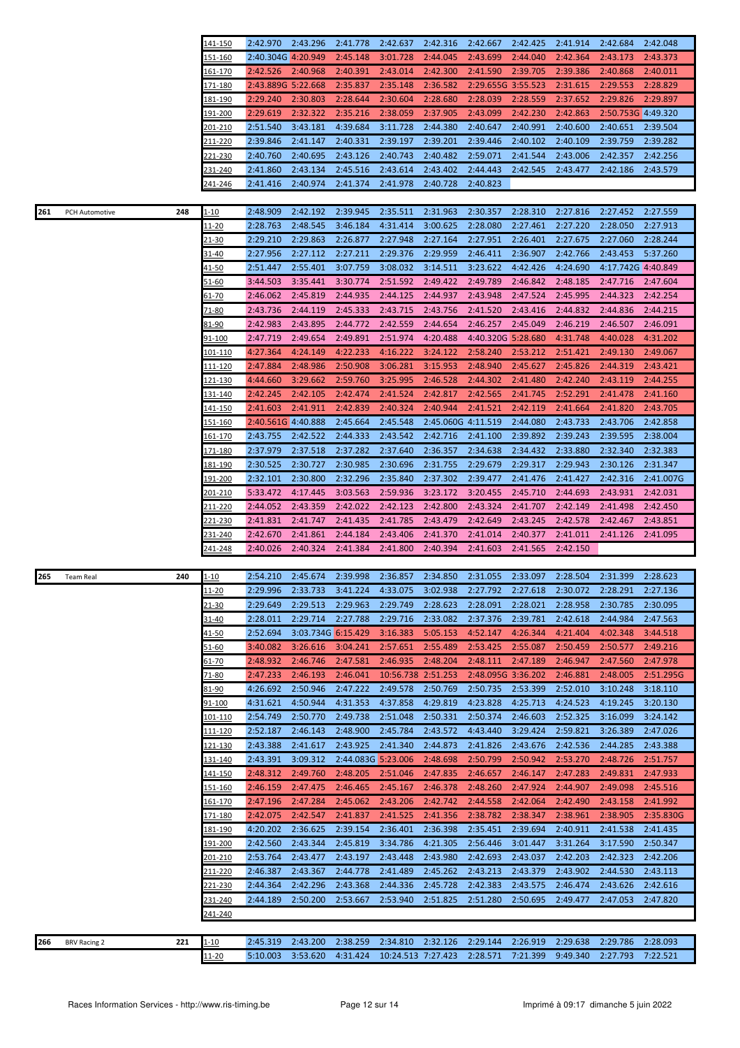| | | | Laps | 1 | 2 | 3 | 4 | 5 | 6 | 7 | 8 | 9 | 10 |
|---|---|---|---|---|---|---|---|---|---|---|---|---|---|
| | | | 141-150 | 2:42.970 | 2:43.296 | 2:41.778 | 2:42.637 | 2:42.316 | 2:42.667 | 2:42.425 | 2:41.914 | 2:42.684 | 2:42.048 |
| | | | 151-160 | 2:40.304G | 4:20.949 | 2:45.148 | 3:01.728 | 2:44.045 | 2:43.699 | 2:44.040 | 2:42.364 | 2:43.173 | 2:43.373 |
| | | | 161-170 | 2:42.526 | 2:40.968 | 2:40.391 | 2:43.014 | 2:42.300 | 2:41.590 | 2:39.705 | 2:39.386 | 2:40.868 | 2:40.011 |
| | | | 171-180 | 2:43.889G | 5:22.668 | 2:35.837 | 2:35.148 | 2:36.582 | 2:29.655G | 3:55.523 | 2:31.615 | 2:29.553 | 2:28.829 |
| | | | 181-190 | 2:29.240 | 2:30.803 | 2:28.644 | 2:30.604 | 2:28.680 | 2:28.039 | 2:28.559 | 2:37.652 | 2:29.826 | 2:29.897 |
| | | | 191-200 | 2:29.619 | 2:32.322 | 2:35.216 | 2:38.059 | 2:37.905 | 2:43.099 | 2:42.230 | 2:42.863 | 2:50.753G | 4:49.320 |
| | | | 201-210 | 2:51.540 | 3:43.181 | 4:39.684 | 3:11.728 | 2:44.380 | 2:40.647 | 2:40.991 | 2:40.600 | 2:40.651 | 2:39.504 |
| | | | 211-220 | 2:39.846 | 2:41.147 | 2:40.331 | 2:39.197 | 2:39.201 | 2:39.446 | 2:40.102 | 2:40.109 | 2:39.759 | 2:39.282 |
| | | | 221-230 | 2:40.760 | 2:40.695 | 2:43.126 | 2:40.743 | 2:40.482 | 2:59.071 | 2:41.544 | 2:43.006 | 2:42.357 | 2:42.256 |
| | | | 231-240 | 2:41.860 | 2:43.134 | 2:45.516 | 2:43.614 | 2:43.402 | 2:44.443 | 2:42.545 | 2:43.477 | 2:42.186 | 2:43.579 |
| | | | 241-246 | 2:41.416 | 2:40.974 | 2:41.374 | 2:41.978 | 2:40.728 | 2:40.823 | | | | |
| 261 | PCH Automotive | 248 | 1-10 | 2:48.909 | 2:42.192 | 2:39.945 | 2:35.511 | 2:31.963 | 2:30.357 | 2:28.310 | 2:27.816 | 2:27.452 | 2:27.559 |
| | | | 11-20 | 2:28.763 | 2:48.545 | 3:46.184 | 4:31.414 | 3:00.625 | 2:28.080 | 2:27.461 | 2:27.220 | 2:28.050 | 2:27.913 |
| | | | 21-30 | 2:29.210 | 2:29.863 | 2:26.877 | 2:27.948 | 2:27.164 | 2:27.951 | 2:26.401 | 2:27.675 | 2:27.060 | 2:28.244 |
| | | | 31-40 | 2:27.956 | 2:27.112 | 2:27.211 | 2:29.376 | 2:29.959 | 2:46.411 | 2:36.907 | 2:42.766 | 2:43.453 | 5:37.260 |
| | | | 41-50 | 2:51.447 | 2:55.401 | 3:07.759 | 3:08.032 | 3:14.511 | 3:23.622 | 4:42.426 | 4:24.690 | 4:17.742G | 4:40.849 |
| | | | 51-60 | 3:44.503 | 3:35.441 | 3:30.774 | 2:51.592 | 2:49.422 | 2:49.789 | 2:46.842 | 2:48.185 | 2:47.716 | 2:47.604 |
| | | | 61-70 | 2:46.062 | 2:45.819 | 2:44.935 | 2:44.125 | 2:44.937 | 2:43.948 | 2:47.524 | 2:45.995 | 2:44.323 | 2:42.254 |
| | | | 71-80 | 2:43.736 | 2:44.119 | 2:45.333 | 2:43.715 | 2:43.756 | 2:41.520 | 2:43.416 | 2:44.832 | 2:44.836 | 2:44.215 |
| | | | 81-90 | 2:42.983 | 2:43.895 | 2:44.772 | 2:42.559 | 2:44.654 | 2:46.257 | 2:45.049 | 2:46.219 | 2:46.507 | 2:46.091 |
| | | | 91-100 | 2:47.719 | 2:49.654 | 2:49.891 | 2:51.974 | 4:20.488 | 4:40.320G | 5:28.680 | 4:31.748 | 4:40.028 | 4:31.202 |
| | | | 101-110 | 4:27.364 | 4:24.149 | 4:22.233 | 4:16.222 | 3:24.122 | 2:58.240 | 2:53.212 | 2:51.421 | 2:49.130 | 2:49.067 |
| | | | 111-120 | 2:47.884 | 2:48.986 | 2:50.908 | 3:06.281 | 3:15.953 | 2:48.940 | 2:45.627 | 2:45.826 | 2:44.319 | 2:43.421 |
| | | | 121-130 | 4:44.660 | 3:29.662 | 2:59.760 | 3:25.995 | 2:46.528 | 2:44.302 | 2:41.480 | 2:42.240 | 2:43.119 | 2:44.255 |
| | | | 131-140 | 2:42.245 | 2:42.105 | 2:42.474 | 2:41.524 | 2:42.817 | 2:42.565 | 2:41.745 | 2:52.291 | 2:41.478 | 2:41.160 |
| | | | 141-150 | 2:41.603 | 2:41.911 | 2:42.839 | 2:40.324 | 2:40.944 | 2:41.521 | 2:42.119 | 2:41.664 | 2:41.820 | 2:43.705 |
| | | | 151-160 | 2:40.561G | 4:40.888 | 2:45.664 | 2:45.548 | 2:45.060G | 4:11.519 | 2:44.080 | 2:43.733 | 2:43.706 | 2:42.858 |
| | | | 161-170 | 2:43.755 | 2:42.522 | 2:44.333 | 2:43.542 | 2:42.716 | 2:41.100 | 2:39.892 | 2:39.243 | 2:39.595 | 2:38.004 |
| | | | 171-180 | 2:37.979 | 2:37.518 | 2:37.282 | 2:37.640 | 2:36.357 | 2:34.638 | 2:34.432 | 2:33.880 | 2:32.340 | 2:32.383 |
| | | | 181-190 | 2:30.525 | 2:30.727 | 2:30.985 | 2:30.696 | 2:31.755 | 2:29.679 | 2:29.317 | 2:29.943 | 2:30.126 | 2:31.347 |
| | | | 191-200 | 2:32.101 | 2:30.800 | 2:32.296 | 2:35.840 | 2:37.302 | 2:39.477 | 2:41.476 | 2:41.427 | 2:42.316 | 2:41.007G |
| | | | 201-210 | 5:33.472 | 4:17.445 | 3:03.563 | 2:59.936 | 3:23.172 | 3:20.455 | 2:45.710 | 2:44.693 | 2:43.931 | 2:42.031 |
| | | | 211-220 | 2:44.052 | 2:43.359 | 2:42.022 | 2:42.123 | 2:42.800 | 2:43.324 | 2:41.707 | 2:42.149 | 2:41.498 | 2:42.450 |
| | | | 221-230 | 2:41.831 | 2:41.747 | 2:41.435 | 2:41.785 | 2:43.479 | 2:42.649 | 2:43.245 | 2:42.578 | 2:42.467 | 2:43.851 |
| | | | 231-240 | 2:42.670 | 2:41.861 | 2:44.184 | 2:43.406 | 2:41.370 | 2:41.014 | 2:40.377 | 2:41.011 | 2:41.126 | 2:41.095 |
| | | | 241-248 | 2:40.026 | 2:40.324 | 2:41.384 | 2:41.800 | 2:40.394 | 2:41.603 | 2:41.565 | 2:42.150 | | |
| 265 | Team Real | 240 | 1-10 | 2:54.210 | 2:45.674 | 2:39.998 | 2:36.857 | 2:34.850 | 2:31.055 | 2:33.097 | 2:28.504 | 2:31.399 | 2:28.623 |
| | | | 11-20 | 2:29.996 | 2:33.733 | 3:41.224 | 4:33.075 | 3:02.938 | 2:27.792 | 2:27.618 | 2:30.072 | 2:28.291 | 2:27.136 |
| | | | 21-30 | 2:29.649 | 2:29.513 | 2:29.963 | 2:29.749 | 2:28.623 | 2:28.091 | 2:28.021 | 2:28.958 | 2:30.785 | 2:30.095 |
| | | | 31-40 | 2:28.011 | 2:29.714 | 2:27.788 | 2:29.716 | 2:33.082 | 2:37.376 | 2:39.781 | 2:42.618 | 2:44.984 | 2:47.563 |
| | | | 41-50 | 2:52.694 | 3:03.734G | 6:15.429 | 3:16.383 | 5:05.153 | 4:52.147 | 4:26.344 | 4:21.404 | 4:02.348 | 3:44.518 |
| | | | 51-60 | 3:40.082 | 3:26.616 | 3:04.241 | 2:57.651 | 2:55.489 | 2:53.425 | 2:55.087 | 2:50.459 | 2:50.577 | 2:49.216 |
| | | | 61-70 | 2:48.932 | 2:46.746 | 2:47.581 | 2:46.935 | 2:48.204 | 2:48.111 | 2:47.189 | 2:46.947 | 2:47.560 | 2:47.978 |
| | | | 71-80 | 2:47.233 | 2:46.193 | 2:46.041 | 10:56.738 | 2:51.253 | 2:48.095G | 3:36.202 | 2:46.881 | 2:48.005 | 2:51.295G |
| | | | 81-90 | 4:26.692 | 2:50.946 | 2:47.222 | 2:49.578 | 2:50.769 | 2:50.735 | 2:53.399 | 2:52.010 | 3:10.248 | 3:18.110 |
| | | | 91-100 | 4:31.621 | 4:50.944 | 4:31.353 | 4:37.858 | 4:29.819 | 4:23.828 | 4:25.713 | 4:24.523 | 4:19.245 | 3:20.130 |
| | | | 101-110 | 2:54.749 | 2:50.770 | 2:49.738 | 2:51.048 | 2:50.331 | 2:50.374 | 2:46.603 | 2:52.325 | 3:16.099 | 3:24.142 |
| | | | 111-120 | 2:52.187 | 2:46.143 | 2:48.900 | 2:45.784 | 2:43.572 | 4:43.440 | 3:29.424 | 2:59.821 | 3:26.389 | 2:47.026 |
| | | | 121-130 | 2:43.388 | 2:41.617 | 2:43.925 | 2:41.340 | 2:44.873 | 2:41.826 | 2:43.676 | 2:42.536 | 2:44.285 | 2:43.388 |
| | | | 131-140 | 2:43.391 | 3:09.312 | 2:44.083G | 5:23.006 | 2:48.698 | 2:50.799 | 2:50.942 | 2:53.270 | 2:48.726 | 2:51.757 |
| | | | 141-150 | 2:48.312 | 2:49.760 | 2:48.205 | 2:51.046 | 2:47.835 | 2:46.657 | 2:46.147 | 2:47.283 | 2:49.831 | 2:47.933 |
| | | | 151-160 | 2:46.159 | 2:47.475 | 2:46.465 | 2:45.167 | 2:46.378 | 2:48.260 | 2:47.924 | 2:44.907 | 2:49.098 | 2:45.516 |
| | | | 161-170 | 2:47.196 | 2:47.284 | 2:45.062 | 2:43.206 | 2:42.742 | 2:44.558 | 2:42.064 | 2:42.490 | 2:43.158 | 2:41.992 |
| | | | 171-180 | 2:42.075 | 2:42.547 | 2:41.837 | 2:41.525 | 2:41.356 | 2:38.782 | 2:38.347 | 2:38.961 | 2:38.905 | 2:35.830G |
| | | | 181-190 | 4:20.202 | 2:36.625 | 2:39.154 | 2:36.401 | 2:36.398 | 2:35.451 | 2:39.694 | 2:40.911 | 2:41.538 | 2:41.435 |
| | | | 191-200 | 2:42.560 | 2:43.344 | 2:45.819 | 3:34.786 | 4:21.305 | 2:56.446 | 3:01.447 | 3:31.264 | 3:17.590 | 2:50.347 |
| | | | 201-210 | 2:53.764 | 2:43.477 | 2:43.197 | 2:43.448 | 2:43.980 | 2:42.693 | 2:43.037 | 2:42.203 | 2:42.323 | 2:42.206 |
| | | | 211-220 | 2:46.387 | 2:43.367 | 2:44.778 | 2:41.489 | 2:45.262 | 2:43.213 | 2:43.379 | 2:43.902 | 2:44.530 | 2:43.113 |
| | | | 221-230 | 2:44.364 | 2:42.296 | 2:43.368 | 2:44.336 | 2:45.728 | 2:42.383 | 2:43.575 | 2:46.474 | 2:43.626 | 2:42.616 |
| | | | 231-240 | 2:44.189 | 2:50.200 | 2:53.667 | 2:53.940 | 2:51.825 | 2:51.280 | 2:50.695 | 2:49.477 | 2:47.053 | 2:47.820 |
| | | | 241-240 | | | | | | | | | | |
| 266 | BRV Racing 2 | 221 | 1-10 | 2:45.319 | 2:43.200 | 2:38.259 | 2:34.810 | 2:32.126 | 2:29.144 | 2:26.919 | 2:29.638 | 2:29.786 | 2:28.093 |
| | | | 11-20 | 5:10.003 | 3:53.620 | 4:31.424 | 10:24.513 | 7:27.423 | 2:28.571 | 7:21.399 | 9:49.340 | 2:27.793 | 7:22.521 |

Races Information Services - http://www.ris-timing.be

Imprimé à 09:17 dimanche 5 juin 2022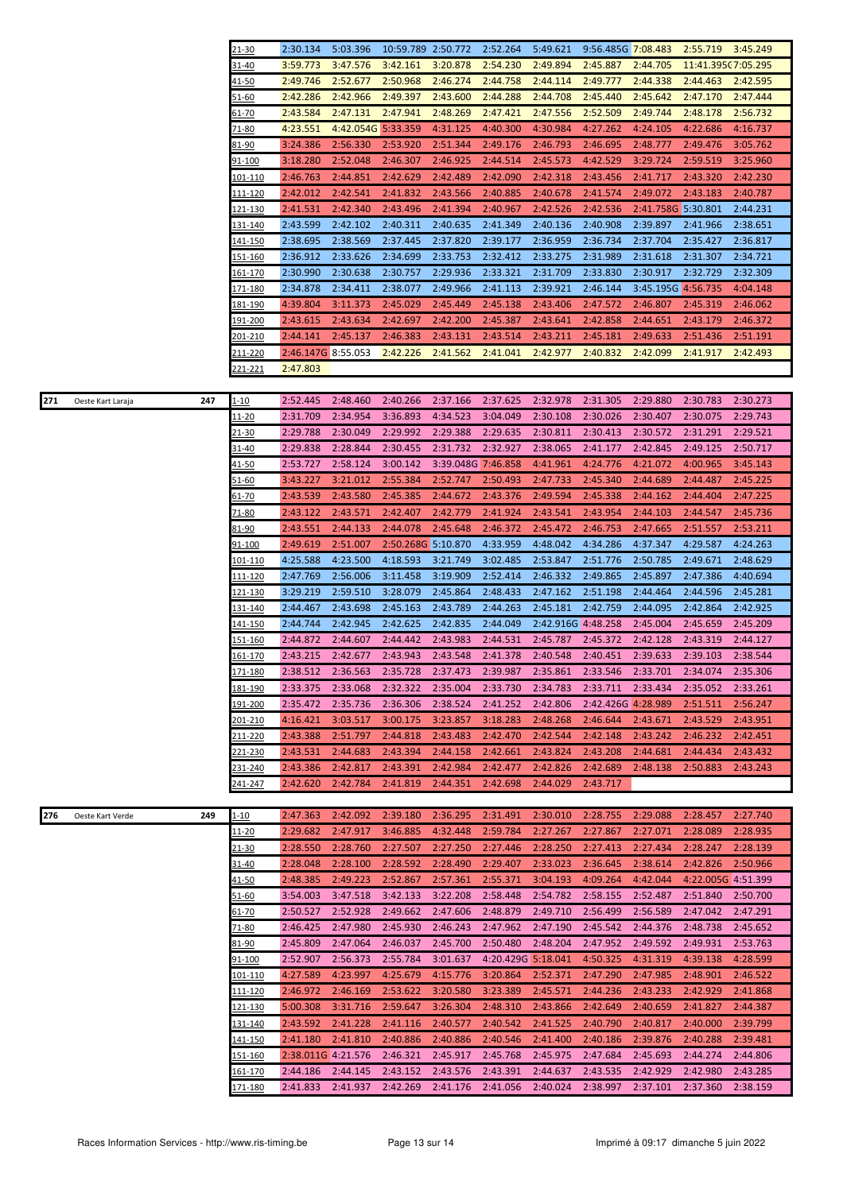| | | | | | | | | | | | | | |
|---|---|---|---|---|---|---|---|---|---|---|---|---|---|
| | | | 21-30 | 2:30.134 | 5:03.396 | 10:59.789 | 2:50.772 | 2:52.264 | 5:49.621 | 9:56.485G | 7:08.483 | 2:55.719 | 3:45.249 |
| | | | 31-40 | 3:59.773 | 3:47.576 | 3:42.161 | 3:20.878 | 2:54.230 | 2:49.894 | 2:45.887 | 2:44.705 | 11:41.395G | 7:05.295 |
| | | | 41-50 | 2:49.746 | 2:52.677 | 2:50.968 | 2:46.274 | 2:44.758 | 2:44.114 | 2:49.777 | 2:44.338 | 2:44.463 | 2:42.595 |
| | | | 51-60 | 2:42.286 | 2:42.966 | 2:49.397 | 2:43.600 | 2:44.288 | 2:44.708 | 2:45.440 | 2:45.642 | 2:47.170 | 2:47.444 |
| | | | 61-70 | 2:43.584 | 2:47.131 | 2:47.941 | 2:48.269 | 2:47.421 | 2:47.556 | 2:52.509 | 2:49.744 | 2:48.178 | 2:56.732 |
| | | | 71-80 | 4:23.551 | 4:42.054G | 5:33.359 | 4:31.125 | 4:40.300 | 4:30.984 | 4:27.262 | 4:24.105 | 4:22.686 | 4:16.737 |
| | | | 81-90 | 3:24.386 | 2:56.330 | 2:53.920 | 2:51.344 | 2:49.176 | 2:46.793 | 2:46.695 | 2:48.777 | 2:49.476 | 3:05.762 |
| | | | 91-100 | 3:18.280 | 2:52.048 | 2:46.307 | 2:46.925 | 2:44.514 | 2:45.573 | 4:42.529 | 3:29.724 | 2:59.519 | 3:25.960 |
| | | | 101-110 | 2:46.763 | 2:44.851 | 2:42.629 | 2:42.489 | 2:42.090 | 2:42.318 | 2:43.456 | 2:41.717 | 2:43.320 | 2:42.230 |
| | | | 111-120 | 2:42.012 | 2:42.541 | 2:41.832 | 2:43.566 | 2:40.885 | 2:40.678 | 2:41.574 | 2:49.072 | 2:43.183 | 2:40.787 |
| | | | 121-130 | 2:41.531 | 2:42.340 | 2:43.496 | 2:41.394 | 2:40.967 | 2:42.526 | 2:42.536 | 2:41.758G | 5:30.801 | 2:44.231 |
| | | | 131-140 | 2:43.599 | 2:42.102 | 2:40.311 | 2:40.635 | 2:41.349 | 2:40.136 | 2:40.908 | 2:39.897 | 2:41.966 | 2:38.651 |
| | | | 141-150 | 2:38.695 | 2:38.569 | 2:37.445 | 2:37.820 | 2:39.177 | 2:36.959 | 2:36.734 | 2:37.704 | 2:35.427 | 2:36.817 |
| | | | 151-160 | 2:36.912 | 2:33.626 | 2:34.699 | 2:33.753 | 2:32.412 | 2:33.275 | 2:31.989 | 2:31.618 | 2:31.307 | 2:34.721 |
| | | | 161-170 | 2:30.990 | 2:30.638 | 2:30.757 | 2:29.936 | 2:33.321 | 2:31.709 | 2:33.830 | 2:30.917 | 2:32.729 | 2:32.309 |
| | | | 171-180 | 2:34.878 | 2:34.411 | 2:38.077 | 2:49.966 | 2:41.113 | 2:39.921 | 2:46.144 | 3:45.195G | 4:56.735 | 4:04.148 |
| | | | 181-190 | 4:39.804 | 3:11.373 | 2:45.029 | 2:45.449 | 2:45.138 | 2:43.406 | 2:47.572 | 2:46.807 | 2:45.319 | 2:46.062 |
| | | | 191-200 | 2:43.615 | 2:43.634 | 2:42.697 | 2:42.200 | 2:45.387 | 2:43.641 | 2:42.858 | 2:44.651 | 2:43.179 | 2:46.372 |
| | | | 201-210 | 2:44.141 | 2:45.137 | 2:46.383 | 2:43.131 | 2:43.514 | 2:43.211 | 2:45.181 | 2:49.633 | 2:51.436 | 2:51.191 |
| | | | 211-220 | 2:46.147G | 8:55.053 | 2:42.226 | 2:41.562 | 2:41.041 | 2:42.977 | 2:40.832 | 2:42.099 | 2:41.917 | 2:42.493 |
| | | | 221-221 | 2:47.803 | | | | | | | | | |

| | | | | | | | | | | | | | |
|---|---|---|---|---|---|---|---|---|---|---|---|---|---|
| 271 | Oeste Kart Laraja | 247 | 1-10 | 2:52.445 | 2:48.460 | 2:40.266 | 2:37.166 | 2:37.625 | 2:32.978 | 2:31.305 | 2:29.880 | 2:30.783 | 2:30.273 |
| | | | 11-20 | 2:31.709 | 2:34.954 | 3:36.893 | 4:34.523 | 3:04.049 | 2:30.108 | 2:30.026 | 2:30.407 | 2:30.075 | 2:29.743 |
| | | | 21-30 | 2:29.788 | 2:30.049 | 2:29.992 | 2:29.388 | 2:29.635 | 2:30.811 | 2:30.413 | 2:30.572 | 2:31.291 | 2:29.521 |
| | | | 31-40 | 2:29.838 | 2:28.844 | 2:30.455 | 2:31.732 | 2:32.927 | 2:38.065 | 2:41.177 | 2:42.845 | 2:49.125 | 2:50.717 |
| | | | 41-50 | 2:53.727 | 2:58.124 | 3:00.142 | 3:39.048G | 7:46.858 | 4:41.961 | 4:24.776 | 4:21.072 | 4:00.965 | 3:45.143 |
| | | | 51-60 | 3:43.227 | 3:21.012 | 2:55.384 | 2:52.747 | 2:50.493 | 2:47.733 | 2:45.340 | 2:44.689 | 2:44.487 | 2:45.225 |
| | | | 61-70 | 2:43.539 | 2:43.580 | 2:45.385 | 2:44.672 | 2:43.376 | 2:49.594 | 2:45.338 | 2:44.162 | 2:44.404 | 2:47.225 |
| | | | 71-80 | 2:43.122 | 2:43.571 | 2:42.407 | 2:42.779 | 2:41.924 | 2:43.541 | 2:43.954 | 2:44.103 | 2:44.547 | 2:45.736 |
| | | | 81-90 | 2:43.551 | 2:44.133 | 2:44.078 | 2:45.648 | 2:46.372 | 2:45.472 | 2:46.753 | 2:47.665 | 2:51.557 | 2:53.211 |
| | | | 91-100 | 2:49.619 | 2:51.007 | 2:50.268G | 5:10.870 | 4:33.959 | 4:48.042 | 4:34.286 | 4:37.347 | 4:29.587 | 4:24.263 |
| | | | 101-110 | 4:25.588 | 4:23.500 | 4:18.593 | 3:21.749 | 3:02.485 | 2:53.847 | 2:51.776 | 2:50.785 | 2:49.671 | 2:48.629 |
| | | | 111-120 | 2:47.769 | 2:56.006 | 3:11.458 | 3:19.909 | 2:52.414 | 2:46.332 | 2:49.865 | 2:45.897 | 2:47.386 | 4:40.694 |
| | | | 121-130 | 3:29.219 | 2:59.510 | 3:28.079 | 2:45.864 | 2:48.433 | 2:47.162 | 2:51.198 | 2:44.464 | 2:44.596 | 2:45.281 |
| | | | 131-140 | 2:44.467 | 2:43.698 | 2:45.163 | 2:43.789 | 2:44.263 | 2:45.181 | 2:42.759 | 2:44.095 | 2:42.864 | 2:42.925 |
| | | | 141-150 | 2:44.744 | 2:42.945 | 2:42.625 | 2:42.835 | 2:44.049 | 2:42.916G | 4:48.258 | 2:45.004 | 2:45.659 | 2:45.209 |
| | | | 151-160 | 2:44.872 | 2:44.607 | 2:44.442 | 2:43.983 | 2:44.531 | 2:45.787 | 2:45.372 | 2:42.128 | 2:43.319 | 2:44.127 |
| | | | 161-170 | 2:43.215 | 2:42.677 | 2:43.943 | 2:43.548 | 2:41.378 | 2:40.548 | 2:40.451 | 2:39.633 | 2:39.103 | 2:38.544 |
| | | | 171-180 | 2:38.512 | 2:36.563 | 2:35.728 | 2:37.473 | 2:39.987 | 2:35.861 | 2:33.546 | 2:33.701 | 2:34.074 | 2:35.306 |
| | | | 181-190 | 2:33.375 | 2:33.068 | 2:32.322 | 2:35.004 | 2:33.730 | 2:34.783 | 2:33.711 | 2:33.434 | 2:35.052 | 2:33.261 |
| | | | 191-200 | 2:35.472 | 2:35.736 | 2:36.306 | 2:38.524 | 2:41.252 | 2:42.806 | 2:42.426G | 4:28.989 | 2:51.511 | 2:56.247 |
| | | | 201-210 | 4:16.421 | 3:03.517 | 3:00.175 | 3:23.857 | 3:18.283 | 2:48.268 | 2:46.644 | 2:43.671 | 2:43.529 | 2:43.951 |
| | | | 211-220 | 2:43.388 | 2:51.797 | 2:44.818 | 2:43.483 | 2:42.470 | 2:42.544 | 2:42.148 | 2:43.242 | 2:46.232 | 2:42.451 |
| | | | 221-230 | 2:43.531 | 2:44.683 | 2:43.394 | 2:44.158 | 2:42.661 | 2:43.824 | 2:43.208 | 2:44.681 | 2:44.434 | 2:43.432 |
| | | | 231-240 | 2:43.386 | 2:42.817 | 2:43.391 | 2:42.984 | 2:42.477 | 2:42.826 | 2:42.689 | 2:48.138 | 2:50.883 | 2:43.243 |
| | | | 241-247 | 2:42.620 | 2:42.784 | 2:41.819 | 2:44.351 | 2:42.698 | 2:44.029 | 2:43.717 | | | |

| | | | | | | | | | | | | | |
|---|---|---|---|---|---|---|---|---|---|---|---|---|---|
| 276 | Oeste Kart Verde | 249 | 1-10 | 2:47.363 | 2:42.092 | 2:39.180 | 2:36.295 | 2:31.491 | 2:30.010 | 2:28.755 | 2:29.088 | 2:28.457 | 2:27.740 |
| | | | 11-20 | 2:29.682 | 2:47.917 | 3:46.885 | 4:32.448 | 2:59.784 | 2:27.267 | 2:27.867 | 2:27.071 | 2:28.089 | 2:28.935 |
| | | | 21-30 | 2:28.550 | 2:28.760 | 2:27.507 | 2:27.250 | 2:27.446 | 2:28.250 | 2:27.413 | 2:27.434 | 2:28.247 | 2:28.139 |
| | | | 31-40 | 2:28.048 | 2:28.100 | 2:28.592 | 2:28.490 | 2:29.407 | 2:33.023 | 2:36.645 | 2:38.614 | 2:42.826 | 2:50.966 |
| | | | 41-50 | 2:48.385 | 2:49.223 | 2:52.867 | 2:57.361 | 2:55.371 | 3:04.193 | 4:09.264 | 4:42.044 | 4:22.005G | 4:51.399 |
| | | | 51-60 | 3:54.003 | 3:47.518 | 3:42.133 | 3:22.208 | 2:58.448 | 2:54.782 | 2:58.155 | 2:52.487 | 2:51.840 | 2:50.700 |
| | | | 61-70 | 2:50.527 | 2:52.928 | 2:49.662 | 2:47.606 | 2:48.879 | 2:49.710 | 2:56.499 | 2:56.589 | 2:47.042 | 2:47.291 |
| | | | 71-80 | 2:46.425 | 2:47.980 | 2:45.930 | 2:46.243 | 2:47.962 | 2:47.190 | 2:45.542 | 2:44.376 | 2:48.738 | 2:45.652 |
| | | | 81-90 | 2:45.809 | 2:47.064 | 2:46.037 | 2:45.700 | 2:50.480 | 2:48.204 | 2:47.952 | 2:49.592 | 2:49.931 | 2:53.763 |
| | | | 91-100 | 2:52.907 | 2:56.373 | 2:55.784 | 3:01.637 | 4:20.429G | 5:18.041 | 4:50.325 | 4:31.319 | 4:39.138 | 4:28.599 |
| | | | 101-110 | 4:27.589 | 4:23.997 | 4:25.679 | 4:15.776 | 3:20.864 | 2:52.371 | 2:47.290 | 2:47.985 | 2:48.901 | 2:46.522 |
| | | | 111-120 | 2:46.972 | 2:46.169 | 2:53.622 | 3:20.580 | 3:23.389 | 2:45.571 | 2:44.236 | 2:43.233 | 2:42.929 | 2:41.868 |
| | | | 121-130 | 5:00.308 | 3:31.716 | 2:59.647 | 3:26.304 | 2:48.310 | 2:43.866 | 2:42.649 | 2:40.659 | 2:41.827 | 2:44.387 |
| | | | 131-140 | 2:43.592 | 2:41.228 | 2:41.116 | 2:40.577 | 2:40.542 | 2:41.525 | 2:40.790 | 2:40.817 | 2:40.000 | 2:39.799 |
| | | | 141-150 | 2:41.180 | 2:41.810 | 2:40.886 | 2:40.886 | 2:40.546 | 2:41.400 | 2:40.186 | 2:39.876 | 2:40.288 | 2:39.481 |
| | | | 151-160 | 2:38.011G | 4:21.576 | 2:46.321 | 2:45.917 | 2:45.768 | 2:45.975 | 2:47.684 | 2:45.693 | 2:44.274 | 2:44.806 |
| | | | 161-170 | 2:44.186 | 2:44.145 | 2:43.152 | 2:43.576 | 2:43.391 | 2:44.637 | 2:43.535 | 2:42.929 | 2:42.980 | 2:43.285 |
| | | | 171-180 | 2:41.833 | 2:41.937 | 2:42.269 | 2:41.176 | 2:41.056 | 2:40.024 | 2:38.997 | 2:37.101 | 2:37.360 | 2:38.159 |

Races Information Services - http://www.ris-timing.be | Imprimé à 09:17 dimanche 5 juin 2022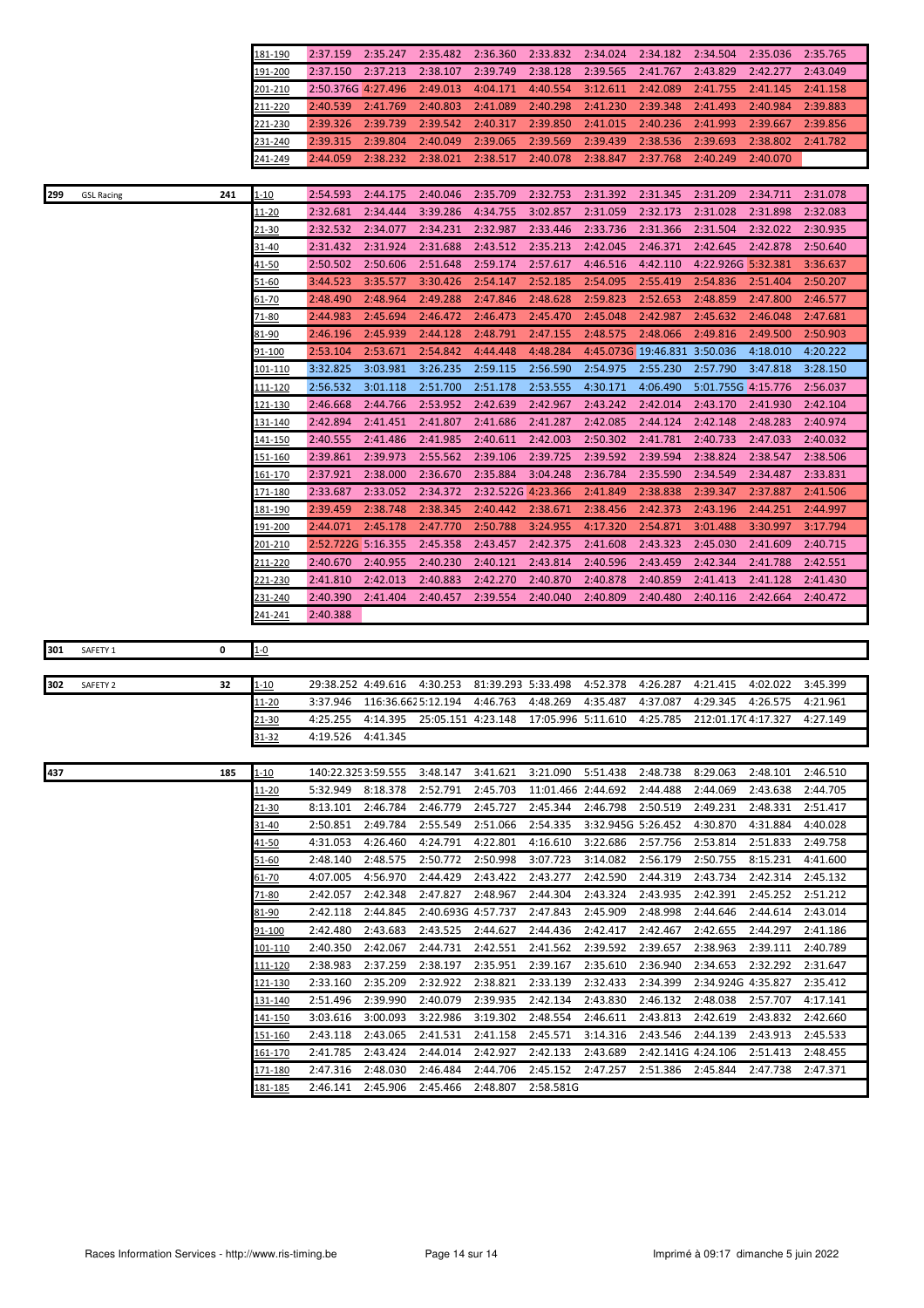| | | | | | | | | | | | | | |
|---|---|---|---|---|---|---|---|---|---|---|---|---|---|
| | | | 181-190 | 2:37.159 | 2:35.247 | 2:35.482 | 2:36.360 | 2:33.832 | 2:34.024 | 2:34.182 | 2:34.504 | 2:35.036 | 2:35.765 |
| | | | 191-200 | 2:37.150 | 2:37.213 | 2:38.107 | 2:39.749 | 2:38.128 | 2:39.565 | 2:41.767 | 2:43.829 | 2:42.277 | 2:43.049 |
| | | | 201-210 | 2:50.376G | 4:27.496 | 2:49.013 | 4:04.171 | 4:40.554 | 3:12.611 | 2:42.089 | 2:41.755 | 2:41.145 | 2:41.158 |
| | | | 211-220 | 2:40.539 | 2:41.769 | 2:40.803 | 2:41.089 | 2:40.298 | 2:41.230 | 2:39.348 | 2:41.493 | 2:40.984 | 2:39.883 |
| | | | 221-230 | 2:39.326 | 2:39.739 | 2:39.542 | 2:40.317 | 2:39.850 | 2:41.015 | 2:40.236 | 2:41.993 | 2:39.667 | 2:39.856 |
| | | | 231-240 | 2:39.315 | 2:39.804 | 2:40.049 | 2:39.065 | 2:39.569 | 2:39.439 | 2:38.536 | 2:39.693 | 2:38.802 | 2:41.782 |
| | | | 241-249 | 2:44.059 | 2:38.232 | 2:38.021 | 2:38.517 | 2:40.078 | 2:38.847 | 2:37.768 | 2:40.249 | 2:40.070 | |
| 299 | GSL Racing | 241 | 1-10 | 2:54.593 | 2:44.175 | 2:40.046 | 2:35.709 | 2:32.753 | 2:31.392 | 2:31.345 | 2:31.209 | 2:34.711 | 2:31.078 |
| | | | 11-20 | 2:32.681 | 2:34.444 | 3:39.286 | 4:34.755 | 3:02.857 | 2:31.059 | 2:32.173 | 2:31.028 | 2:31.898 | 2:32.083 |
| | | | 21-30 | 2:32.532 | 2:34.077 | 2:34.231 | 2:32.987 | 2:33.446 | 2:33.736 | 2:31.366 | 2:31.504 | 2:32.022 | 2:30.935 |
| | | | 31-40 | 2:31.432 | 2:31.924 | 2:31.688 | 2:43.512 | 2:35.213 | 2:42.045 | 2:46.371 | 2:42.645 | 2:42.878 | 2:50.640 |
| | | | 41-50 | 2:50.502 | 2:50.606 | 2:51.648 | 2:59.174 | 2:57.617 | 4:46.516 | 4:42.110 | 4:22.926G | 5:32.381 | 3:36.637 |
| | | | 51-60 | 3:44.523 | 3:35.577 | 3:30.426 | 2:54.147 | 2:52.185 | 2:54.095 | 2:55.419 | 2:54.836 | 2:51.404 | 2:50.207 |
| | | | 61-70 | 2:48.490 | 2:48.964 | 2:49.288 | 2:47.846 | 2:48.628 | 2:59.823 | 2:52.653 | 2:48.859 | 2:47.800 | 2:46.577 |
| | | | 71-80 | 2:44.983 | 2:45.694 | 2:46.472 | 2:46.473 | 2:45.470 | 2:45.048 | 2:42.987 | 2:45.632 | 2:46.048 | 2:47.681 |
| | | | 81-90 | 2:46.196 | 2:45.939 | 2:44.128 | 2:48.791 | 2:47.155 | 2:48.575 | 2:48.066 | 2:49.816 | 2:49.500 | 2:50.903 |
| | | | 91-100 | 2:53.104 | 2:53.671 | 2:54.842 | 4:44.448 | 4:48.284 | 4:45.073G | 19:46.831 | 3:50.036 | 4:18.010 | 4:20.222 |
| | | | 101-110 | 3:32.825 | 3:03.981 | 3:26.235 | 2:59.115 | 2:56.590 | 2:54.975 | 2:55.230 | 2:57.790 | 3:47.818 | 3:28.150 |
| | | | 111-120 | 2:56.532 | 3:01.118 | 2:51.700 | 2:51.178 | 2:53.555 | 4:30.171 | 4:06.490 | 5:01.755G | 4:15.776 | 2:56.037 |
| | | | 121-130 | 2:46.668 | 2:44.766 | 2:53.952 | 2:42.639 | 2:42.967 | 2:43.242 | 2:42.014 | 2:43.170 | 2:41.930 | 2:42.104 |
| | | | 131-140 | 2:42.894 | 2:41.451 | 2:41.807 | 2:41.686 | 2:41.287 | 2:42.085 | 2:44.124 | 2:42.148 | 2:48.283 | 2:40.974 |
| | | | 141-150 | 2:40.555 | 2:41.486 | 2:41.985 | 2:40.611 | 2:42.003 | 2:50.302 | 2:41.781 | 2:40.733 | 2:47.033 | 2:40.032 |
| | | | 151-160 | 2:39.861 | 2:39.973 | 2:55.562 | 2:39.106 | 2:39.725 | 2:39.592 | 2:39.594 | 2:38.824 | 2:38.547 | 2:38.506 |
| | | | 161-170 | 2:37.921 | 2:38.000 | 2:36.670 | 2:35.884 | 3:04.248 | 2:36.784 | 2:35.590 | 2:34.549 | 2:34.487 | 2:33.831 |
| | | | 171-180 | 2:33.687 | 2:33.052 | 2:34.372 | 2:32.522G | 4:23.366 | 2:41.849 | 2:38.838 | 2:39.347 | 2:37.887 | 2:41.506 |
| | | | 181-190 | 2:39.459 | 2:38.748 | 2:38.345 | 2:40.442 | 2:38.671 | 2:38.456 | 2:42.373 | 2:43.196 | 2:44.251 | 2:44.997 |
| | | | 191-200 | 2:44.071 | 2:45.178 | 2:47.770 | 2:50.788 | 3:24.955 | 4:17.320 | 2:54.871 | 3:01.488 | 3:30.997 | 3:17.794 |
| | | | 201-210 | 2:52.722G | 5:16.355 | 2:45.358 | 2:43.457 | 2:42.375 | 2:41.608 | 2:43.323 | 2:45.030 | 2:41.609 | 2:40.715 |
| | | | 211-220 | 2:40.670 | 2:40.955 | 2:40.230 | 2:40.121 | 2:43.814 | 2:40.596 | 2:43.459 | 2:42.344 | 2:41.788 | 2:42.551 |
| | | | 221-230 | 2:41.810 | 2:42.013 | 2:40.883 | 2:42.270 | 2:40.870 | 2:40.878 | 2:40.859 | 2:41.413 | 2:41.128 | 2:41.430 |
| | | | 231-240 | 2:40.390 | 2:41.404 | 2:40.457 | 2:39.554 | 2:40.040 | 2:40.809 | 2:40.480 | 2:40.116 | 2:42.664 | 2:40.472 |
| | | | 241-241 | 2:40.388 | | | | | | | | | |
| 301 | SAFETY 1 | 0 | 1-0 | | | | | | | | | | |
| 302 | SAFETY 2 | 32 | 1-10 | 29:38.252 | 4:49.616 | 4:30.253 | 81:39.293 | 5:33.498 | 4:52.378 | 4:26.287 | 4:21.415 | 4:02.022 | 3:45.399 |
| | | | 11-20 | 3:37.946 | 116:36.662 | 5:12.194 | 4:46.763 | 4:48.269 | 4:35.487 | 4:37.087 | 4:29.345 | 4:26.575 | 4:21.961 |
| | | | 21-30 | 4:25.255 | 4:14.395 | 25:05.151 | 4:23.148 | 17:05.996 | 5:11.610 | 4:25.785 | 212:01.17( | 4:17.327 | 4:27.149 |
| | | | 31-32 | 4:19.526 | 4:41.345 | | | | | | | | |
| 437 | | 185 | 1-10 | 140:22.325 | 3:59.555 | 3:48.147 | 3:41.621 | 3:21.090 | 5:51.438 | 2:48.738 | 8:29.063 | 2:48.101 | 2:46.510 |
| | | | 11-20 | 5:32.949 | 8:18.378 | 2:52.791 | 2:45.703 | 11:01.466 | 2:44.692 | 2:44.488 | 2:44.069 | 2:43.638 | 2:44.705 |
| | | | 21-30 | 8:13.101 | 2:46.784 | 2:46.779 | 2:45.727 | 2:45.344 | 2:46.798 | 2:50.519 | 2:49.231 | 2:48.331 | 2:51.417 |
| | | | 31-40 | 2:50.851 | 2:49.784 | 2:55.549 | 2:51.066 | 2:54.335 | 3:32.945G | 5:26.452 | 4:30.870 | 4:31.884 | 4:40.028 |
| | | | 41-50 | 4:31.053 | 4:26.460 | 4:24.791 | 4:22.801 | 4:16.610 | 3:22.686 | 2:57.756 | 2:53.814 | 2:51.833 | 2:49.758 |
| | | | 51-60 | 2:48.140 | 2:48.575 | 2:50.772 | 2:50.998 | 3:07.723 | 3:14.082 | 2:56.179 | 2:50.755 | 8:15.231 | 4:41.600 |
| | | | 61-70 | 4:07.005 | 4:56.970 | 2:44.429 | 2:43.422 | 2:43.277 | 2:42.590 | 2:44.319 | 2:43.734 | 2:42.314 | 2:45.132 |
| | | | 71-80 | 2:42.057 | 2:42.348 | 2:47.827 | 2:48.967 | 2:44.304 | 2:43.324 | 2:43.935 | 2:42.391 | 2:45.252 | 2:51.212 |
| | | | 81-90 | 2:42.118 | 2:44.845 | 2:40.693G | 4:57.737 | 2:47.843 | 2:45.909 | 2:48.998 | 2:44.646 | 2:44.614 | 2:43.014 |
| | | | 91-100 | 2:42.480 | 2:43.683 | 2:43.525 | 2:44.627 | 2:44.436 | 2:42.417 | 2:42.467 | 2:42.655 | 2:44.297 | 2:41.186 |
| | | | 101-110 | 2:40.350 | 2:42.067 | 2:44.731 | 2:42.551 | 2:41.562 | 2:39.592 | 2:39.657 | 2:38.963 | 2:39.111 | 2:40.789 |
| | | | 111-120 | 2:38.983 | 2:37.259 | 2:38.197 | 2:35.951 | 2:39.167 | 2:35.610 | 2:36.940 | 2:34.653 | 2:32.292 | 2:31.647 |
| | | | 121-130 | 2:33.160 | 2:35.209 | 2:32.922 | 2:38.821 | 2:33.139 | 2:32.433 | 2:34.399 | 2:34.924G | 4:35.827 | 2:35.412 |
| | | | 131-140 | 2:51.496 | 2:39.990 | 2:40.079 | 2:39.935 | 2:42.134 | 2:43.830 | 2:46.132 | 2:48.038 | 2:57.707 | 4:17.141 |
| | | | 141-150 | 3:03.616 | 3:00.093 | 3:22.986 | 3:19.302 | 2:48.554 | 2:46.611 | 2:43.813 | 2:42.619 | 2:43.832 | 2:42.660 |
| | | | 151-160 | 2:43.118 | 2:43.065 | 2:41.531 | 2:41.158 | 2:45.571 | 3:14.316 | 2:43.546 | 2:44.139 | 2:43.913 | 2:45.533 |
| | | | 161-170 | 2:41.785 | 2:43.424 | 2:44.014 | 2:42.927 | 2:42.133 | 2:43.689 | 2:42.141G | 4:24.106 | 2:51.413 | 2:48.455 |
| | | | 171-180 | 2:47.316 | 2:48.030 | 2:46.484 | 2:44.706 | 2:45.152 | 2:47.257 | 2:51.386 | 2:45.844 | 2:47.738 | 2:47.371 |
| | | | 181-185 | 2:46.141 | 2:45.906 | 2:45.466 | 2:48.807 | 2:58.581G | | | | | |

Races Information Services - http://www.ris-timing.be | Imprimé à 09:17 dimanche 5 juin 2022